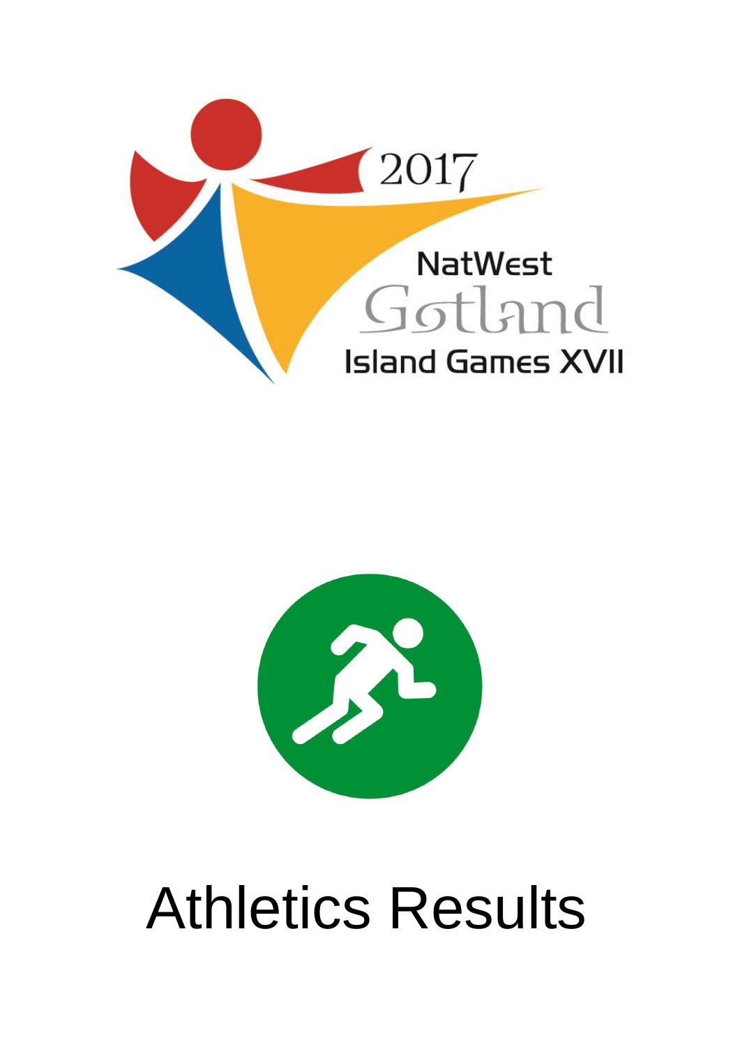2017

NatWest

Gotland

Island Games XVII

# Athletics Results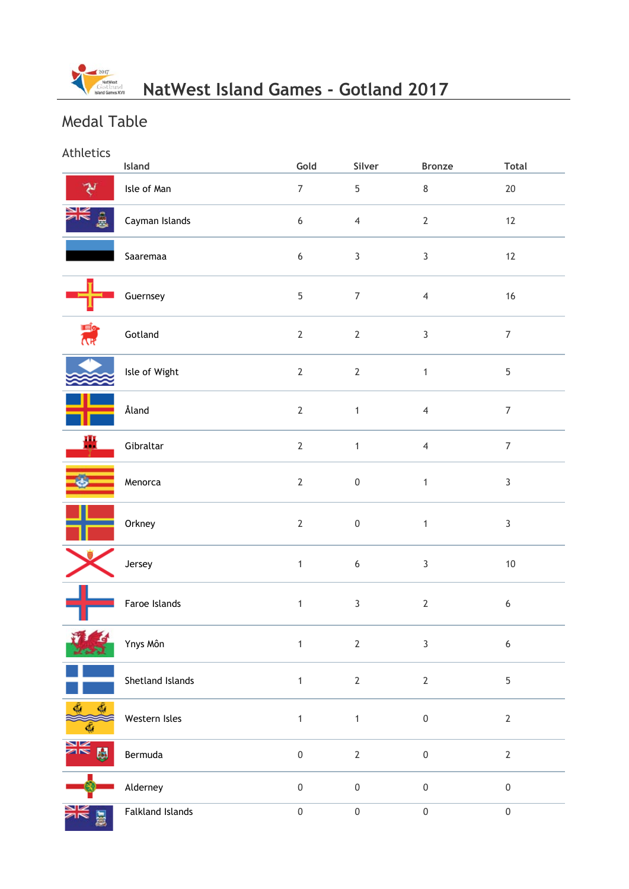# NatWest Island Games - Gotland 2017

## Medal Table

### Athletics

| Island | Gold | Silver | Bronze | Total |
|---|---|---|---|---|
| Isle of Man | 7 | 5 | 8 | 20 |
| Cayman Islands | 6 | 4 | 2 | 12 |
| Saaremaa | 6 | 3 | 3 | 12 |
| Guernsey | 5 | 7 | 4 | 16 |
| Gotland | 2 | 2 | 3 | 7 |
| Isle of Wight | 2 | 2 | 1 | 5 |
| Åland | 2 | 1 | 4 | 7 |
| Gibraltar | 2 | 1 | 4 | 7 |
| Menorca | 2 | 0 | 1 | 3 |
| Orkney | 2 | 0 | 1 | 3 |
| Jersey | 1 | 6 | 3 | 10 |
| Faroe Islands | 1 | 3 | 2 | 6 |
| Ynys Môn | 1 | 2 | 3 | 6 |
| Shetland Islands | 1 | 2 | 2 | 5 |
| Western Isles | 1 | 1 | 0 | 2 |
| Bermuda | 0 | 2 | 0 | 2 |
| Alderney | 0 | 0 | 0 | 0 |
| Falkland Islands | 0 | 0 | 0 | 0 |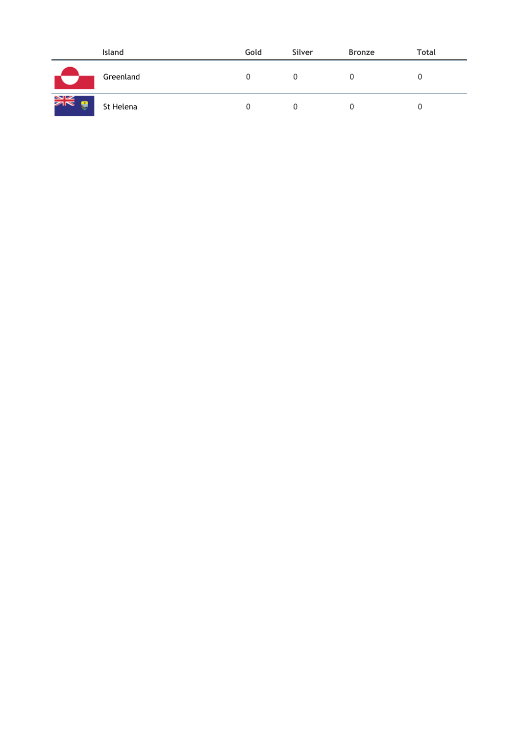| Island | Gold | Silver | Bronze | Total |
| --- | --- | --- | --- | --- |
| Greenland | 0 | 0 | 0 | 0 |
| St Helena | 0 | 0 | 0 | 0 |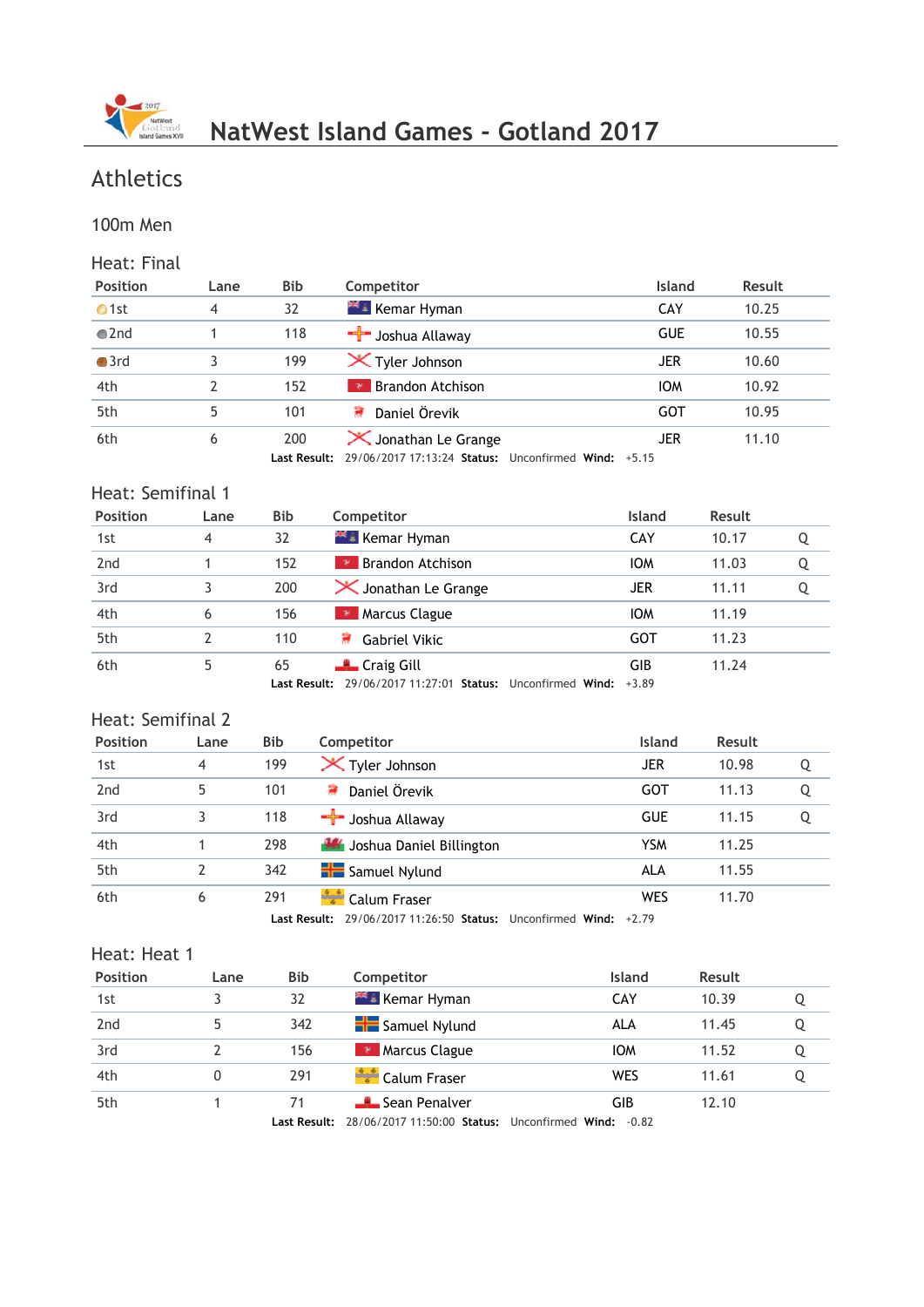# NatWest Island Games - Gotland 2017

## Athletics

### 100m Men

#### Heat: Final

| Position | Lane | Bib | Competitor | Island | Result |
|---|---|---|---|---|---|
| 1st | 4 | 32 | Kemar Hyman | CAY | 10.25 |
| 2nd | 1 | 118 | Joshua Allaway | GUE | 10.55 |
| 3rd | 3 | 199 | Tyler Johnson | JER | 10.60 |
| 4th | 2 | 152 | Brandon Atchison | IOM | 10.92 |
| 5th | 5 | 101 | Daniel Örevik | GOT | 10.95 |
| 6th | 6 | 200 | Jonathan Le Grange | JER | 11.10 |

**Last Result:** 29/06/2017 17:13:24 **Status:** Unconfirmed **Wind:** +5.15

#### Heat: Semifinal 1

| Position | Lane | Bib | Competitor | Island | Result | |
|---|---|---|---|---|---|---|
| 1st | 4 | 32 | Kemar Hyman | CAY | 10.17 | Q |
| 2nd | 1 | 152 | Brandon Atchison | IOM | 11.03 | Q |
| 3rd | 3 | 200 | Jonathan Le Grange | JER | 11.11 | Q |
| 4th | 6 | 156 | Marcus Clague | IOM | 11.19 | |
| 5th | 2 | 110 | Gabriel Vikic | GOT | 11.23 | |
| 6th | 5 | 65 | Craig Gill | GIB | 11.24 | |

**Last Result:** 29/06/2017 11:27:01 **Status:** Unconfirmed **Wind:** +3.89

#### Heat: Semifinal 2

| Position | Lane | Bib | Competitor | Island | Result | |
|---|---|---|---|---|---|---|
| 1st | 4 | 199 | Tyler Johnson | JER | 10.98 | Q |
| 2nd | 5 | 101 | Daniel Örevik | GOT | 11.13 | Q |
| 3rd | 3 | 118 | Joshua Allaway | GUE | 11.15 | Q |
| 4th | 1 | 298 | Joshua Daniel Billington | YSM | 11.25 | |
| 5th | 2 | 342 | Samuel Nylund | ALA | 11.55 | |
| 6th | 6 | 291 | Calum Fraser | WES | 11.70 | |

**Last Result:** 29/06/2017 11:26:50 **Status:** Unconfirmed **Wind:** +2.79

#### Heat: Heat 1

| Position | Lane | Bib | Competitor | Island | Result | |
|---|---|---|---|---|---|---|
| 1st | 3 | 32 | Kemar Hyman | CAY | 10.39 | Q |
| 2nd | 5 | 342 | Samuel Nylund | ALA | 11.45 | Q |
| 3rd | 2 | 156 | Marcus Clague | IOM | 11.52 | Q |
| 4th | 0 | 291 | Calum Fraser | WES | 11.61 | Q |
| 5th | 1 | 71 | Sean Penalver | GIB | 12.10 | |

**Last Result:** 28/06/2017 11:50:00 **Status:** Unconfirmed **Wind:** -0.82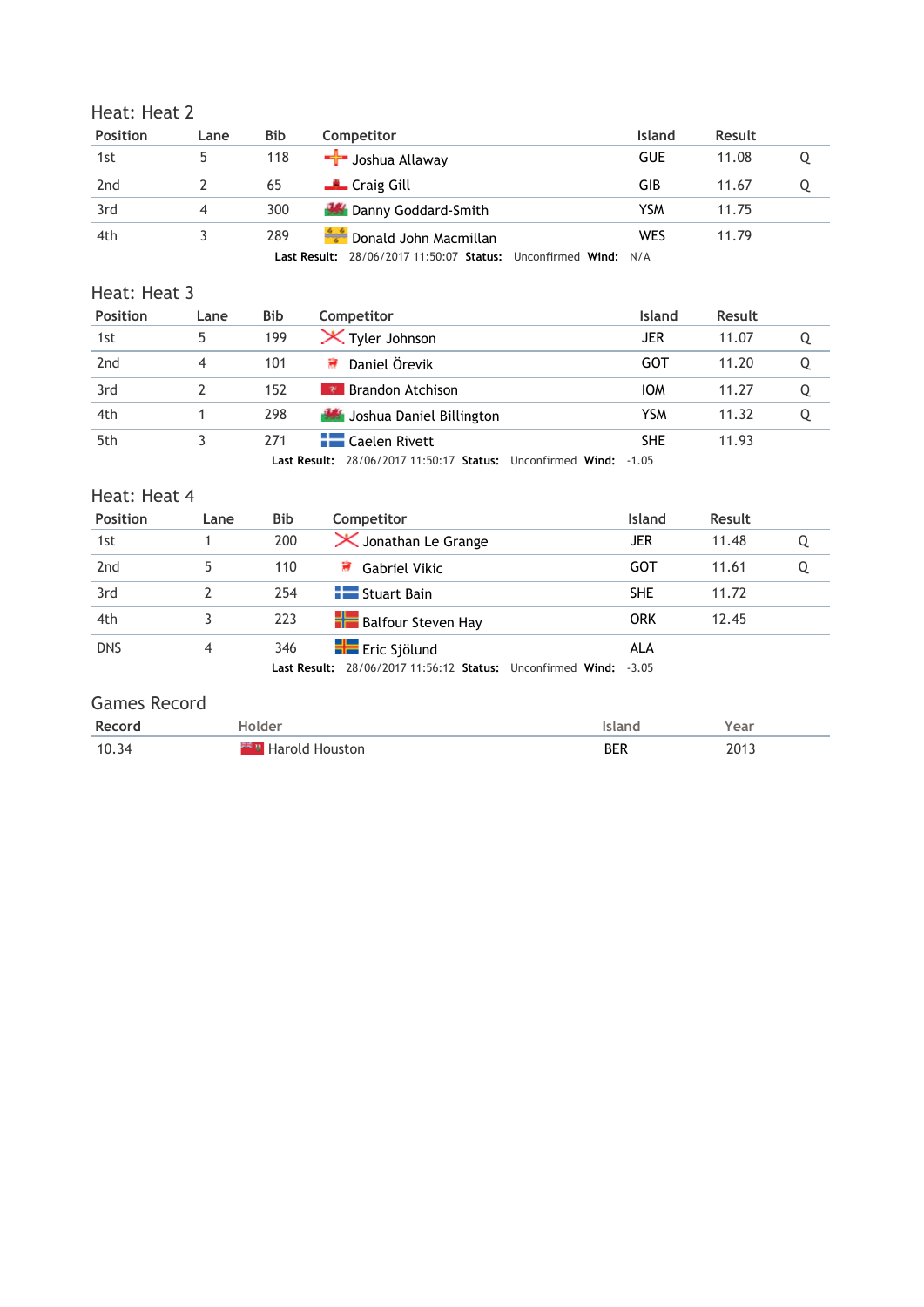## Heat: Heat 2

| Position | Lane | Bib | Competitor | Island | Result | |
|---|---|---|---|---|---|---|
| 1st | 5 | 118 | Joshua Allaway | GUE | 11.08 | Q |
| 2nd | 2 | 65 | Craig Gill | GIB | 11.67 | Q |
| 3rd | 4 | 300 | Danny Goddard-Smith | YSM | 11.75 | |
| 4th | 3 | 289 | Donald John Macmillan | WES | 11.79 | |

**Last Result:** 28/06/2017 11:50:07 **Status:** Unconfirmed **Wind:** N/A

## Heat: Heat 3

| Position | Lane | Bib | Competitor | Island | Result | |
|---|---|---|---|---|---|---|
| 1st | 5 | 199 | Tyler Johnson | JER | 11.07 | Q |
| 2nd | 4 | 101 | Daniel Örevik | GOT | 11.20 | Q |
| 3rd | 2 | 152 | Brandon Atchison | IOM | 11.27 | Q |
| 4th | 1 | 298 | Joshua Daniel Billington | YSM | 11.32 | Q |
| 5th | 3 | 271 | Caelen Rivett | SHE | 11.93 | |

**Last Result:** 28/06/2017 11:50:17 **Status:** Unconfirmed **Wind:** -1.05

## Heat: Heat 4

| Position | Lane | Bib | Competitor | Island | Result | |
|---|---|---|---|---|---|---|
| 1st | 1 | 200 | Jonathan Le Grange | JER | 11.48 | Q |
| 2nd | 5 | 110 | Gabriel Vikic | GOT | 11.61 | Q |
| 3rd | 2 | 254 | Stuart Bain | SHE | 11.72 | |
| 4th | 3 | 223 | Balfour Steven Hay | ORK | 12.45 | |
| DNS | 4 | 346 | Eric Sjölund | ALA | | |

**Last Result:** 28/06/2017 11:56:12 **Status:** Unconfirmed **Wind:** -3.05

## Games Record

| Record | Holder | Island | Year |
|---|---|---|---|
| 10.34 | Harold Houston | BER | 2013 |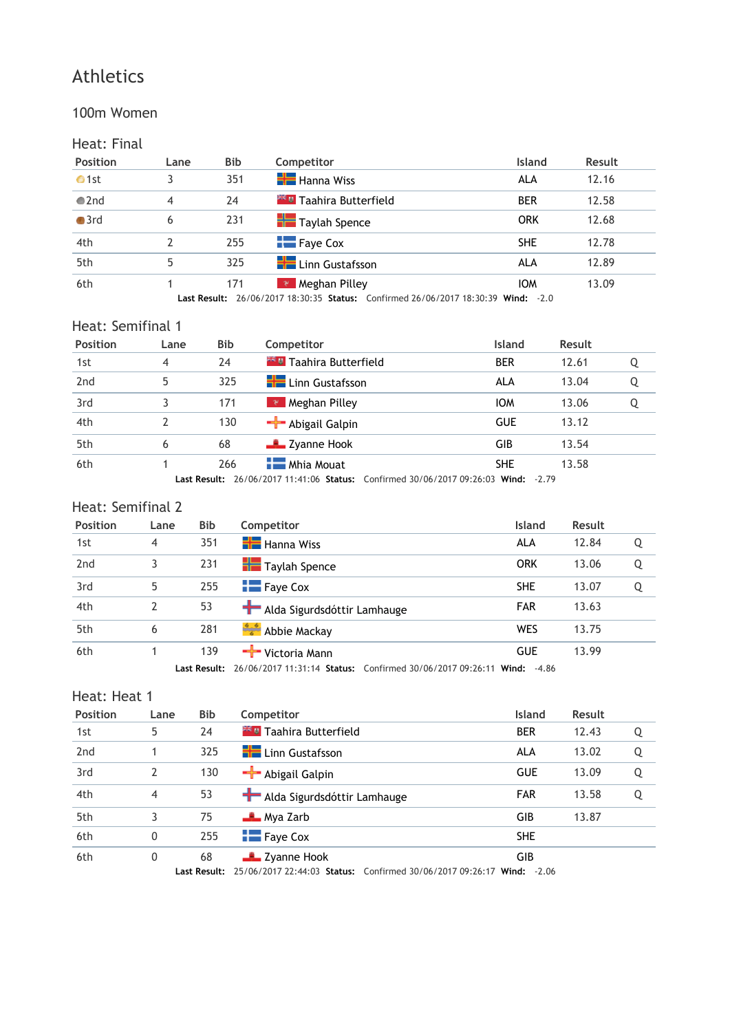# Athletics

## 100m Women

### Heat: Final

| Position | Lane | Bib | Competitor | Island | Result |
|---|---|---|---|---|---|
| 1st | 3 | 351 | Hanna Wiss | ALA | 12.16 |
| 2nd | 4 | 24 | Taahira Butterfield | BER | 12.58 |
| 3rd | 6 | 231 | Taylah Spence | ORK | 12.68 |
| 4th | 2 | 255 | Faye Cox | SHE | 12.78 |
| 5th | 5 | 325 | Linn Gustafsson | ALA | 12.89 |
| 6th | 1 | 171 | Meghan Pilley | IOM | 13.09 |

**Last Result:** 26/06/2017 18:30:35 **Status:** Confirmed 26/06/2017 18:30:39 **Wind:** -2.0

### Heat: Semifinal 1

| Position | Lane | Bib | Competitor | Island | Result | |
|---|---|---|---|---|---|---|
| 1st | 4 | 24 | Taahira Butterfield | BER | 12.61 | Q |
| 2nd | 5 | 325 | Linn Gustafsson | ALA | 13.04 | Q |
| 3rd | 3 | 171 | Meghan Pilley | IOM | 13.06 | Q |
| 4th | 2 | 130 | Abigail Galpin | GUE | 13.12 | |
| 5th | 6 | 68 | Zyanne Hook | GIB | 13.54 | |
| 6th | 1 | 266 | Mhia Mouat | SHE | 13.58 | |

**Last Result:** 26/06/2017 11:41:06 **Status:** Confirmed 30/06/2017 09:26:03 **Wind:** -2.79

### Heat: Semifinal 2

| Position | Lane | Bib | Competitor | Island | Result | |
|---|---|---|---|---|---|---|
| 1st | 4 | 351 | Hanna Wiss | ALA | 12.84 | Q |
| 2nd | 3 | 231 | Taylah Spence | ORK | 13.06 | Q |
| 3rd | 5 | 255 | Faye Cox | SHE | 13.07 | Q |
| 4th | 2 | 53 | Alda Sigurdsdóttir Lamhauge | FAR | 13.63 | |
| 5th | 6 | 281 | Abbie Mackay | WES | 13.75 | |
| 6th | 1 | 139 | Victoria Mann | GUE | 13.99 | |

**Last Result:** 26/06/2017 11:31:14 **Status:** Confirmed 30/06/2017 09:26:11 **Wind:** -4.86

### Heat: Heat 1

| Position | Lane | Bib | Competitor | Island | Result | |
|---|---|---|---|---|---|---|
| 1st | 5 | 24 | Taahira Butterfield | BER | 12.43 | Q |
| 2nd | 1 | 325 | Linn Gustafsson | ALA | 13.02 | Q |
| 3rd | 2 | 130 | Abigail Galpin | GUE | 13.09 | Q |
| 4th | 4 | 53 | Alda Sigurdsdóttir Lamhauge | FAR | 13.58 | Q |
| 5th | 3 | 75 | Mya Zarb | GIB | 13.87 | |
| 6th | 0 | 255 | Faye Cox | SHE | | |
| 6th | 0 | 68 | Zyanne Hook | GIB | | |

**Last Result:** 25/06/2017 22:44:03 **Status:** Confirmed 30/06/2017 09:26:17 **Wind:** -2.06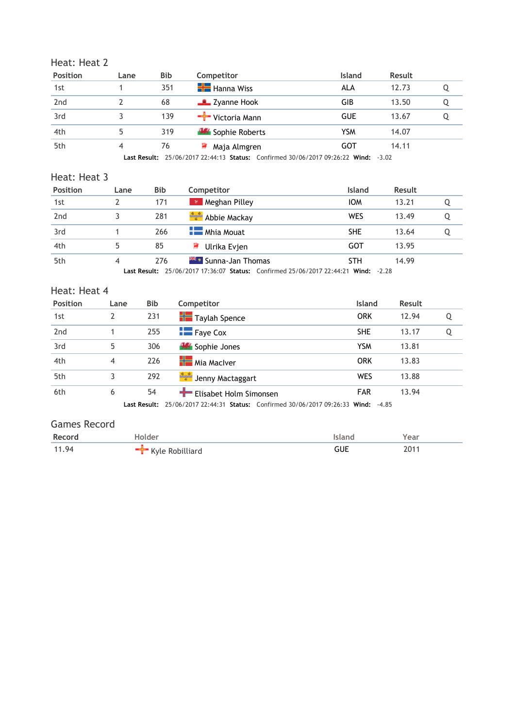## Heat: Heat 2

| Position | Lane | Bib | Competitor | Island | Result | |
|---|---|---|---|---|---|---|
| 1st | 1 | 351 | Hanna Wiss | ALA | 12.73 | Q |
| 2nd | 2 | 68 | Zyanne Hook | GIB | 13.50 | Q |
| 3rd | 3 | 139 | Victoria Mann | GUE | 13.67 | Q |
| 4th | 5 | 319 | Sophie Roberts | YSM | 14.07 | |
| 5th | 4 | 76 | Maja Almgren | GOT | 14.11 | |

**Last Result:** 25/06/2017 22:44:13 **Status:** Confirmed 30/06/2017 09:26:22 **Wind:** -3.02

## Heat: Heat 3

| Position | Lane | Bib | Competitor | Island | Result | |
|---|---|---|---|---|---|---|
| 1st | 2 | 171 | Meghan Pilley | IOM | 13.21 | Q |
| 2nd | 3 | 281 | Abbie Mackay | WES | 13.49 | Q |
| 3rd | 1 | 266 | Mhia Mouat | SHE | 13.64 | Q |
| 4th | 5 | 85 | Ulrika Evjen | GOT | 13.95 | |
| 5th | 4 | 276 | Sunna-Jan Thomas | STH | 14.99 | |

**Last Result:** 25/06/2017 17:36:07 **Status:** Confirmed 25/06/2017 22:44:21 **Wind:** -2.28

## Heat: Heat 4

| Position | Lane | Bib | Competitor | Island | Result | |
|---|---|---|---|---|---|---|
| 1st | 2 | 231 | Taylah Spence | ORK | 12.94 | Q |
| 2nd | 1 | 255 | Faye Cox | SHE | 13.17 | Q |
| 3rd | 5 | 306 | Sophie Jones | YSM | 13.81 | |
| 4th | 4 | 226 | Mia MacIver | ORK | 13.83 | |
| 5th | 3 | 292 | Jenny Mactaggart | WES | 13.88 | |
| 6th | 6 | 54 | Elisabet Holm Simonsen | FAR | 13.94 | |

**Last Result:** 25/06/2017 22:44:31 **Status:** Confirmed 30/06/2017 09:26:33 **Wind:** -4.85

## Games Record

| Record | Holder | Island | Year |
|---|---|---|---|
| 11.94 | Kyle Robilliard | GUE | 2011 |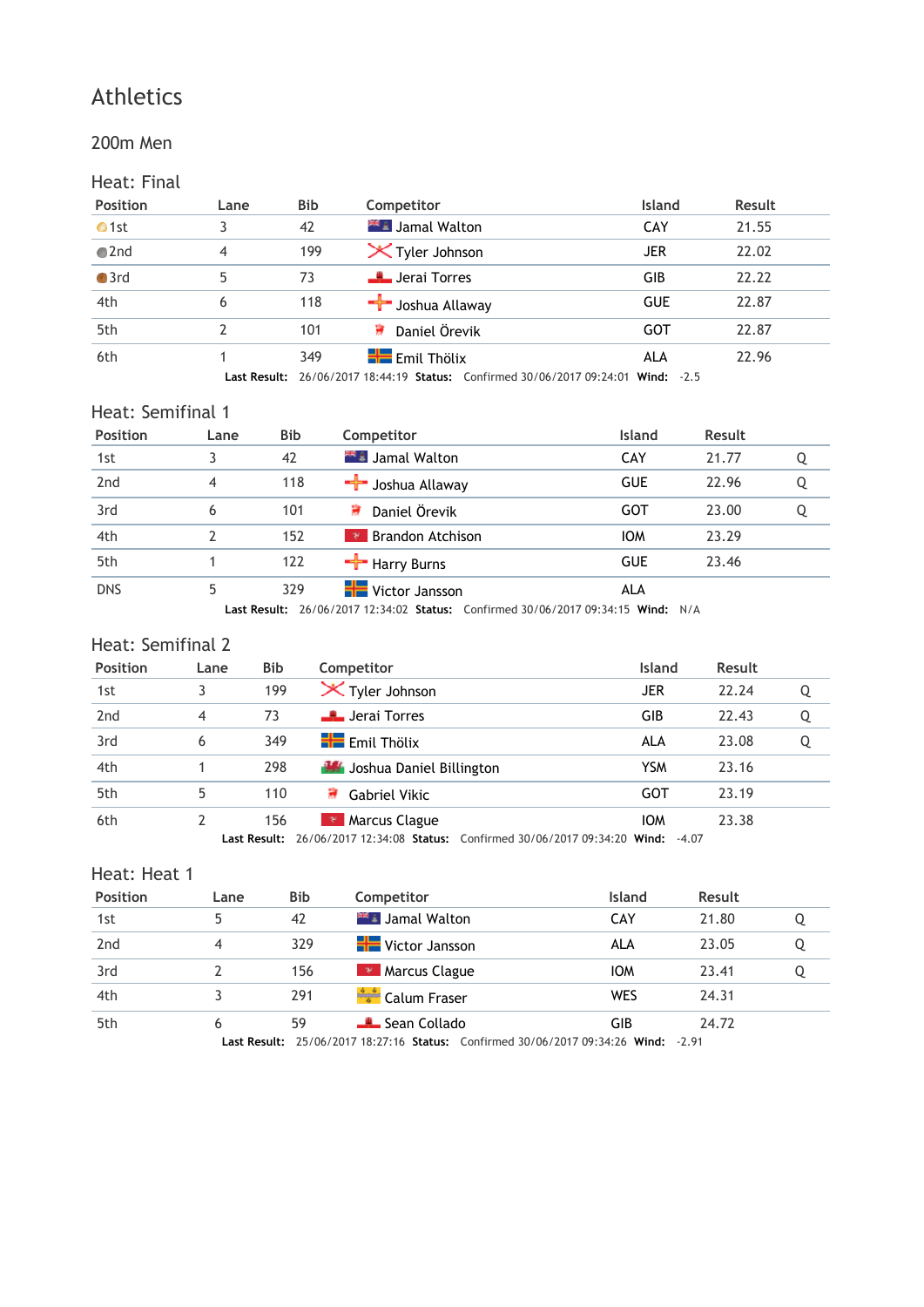# Athletics

## 200m Men

### Heat: Final

| Position | Lane | Bib | Competitor | Island | Result |
|---|---|---|---|---|---|
| 1st | 3 | 42 | Jamal Walton | CAY | 21.55 |
| 2nd | 4 | 199 | Tyler Johnson | JER | 22.02 |
| 3rd | 5 | 73 | Jerai Torres | GIB | 22.22 |
| 4th | 6 | 118 | Joshua Allaway | GUE | 22.87 |
| 5th | 2 | 101 | Daniel Örevik | GOT | 22.87 |
| 6th | 1 | 349 | Emil Thölix | ALA | 22.96 |

**Last Result:** 26/06/2017 18:44:19 **Status:** Confirmed 30/06/2017 09:24:01 **Wind:** -2.5

### Heat: Semifinal 1

| Position | Lane | Bib | Competitor | Island | Result | |
|---|---|---|---|---|---|---|
| 1st | 3 | 42 | Jamal Walton | CAY | 21.77 | Q |
| 2nd | 4 | 118 | Joshua Allaway | GUE | 22.96 | Q |
| 3rd | 6 | 101 | Daniel Örevik | GOT | 23.00 | Q |
| 4th | 2 | 152 | Brandon Atchison | IOM | 23.29 | |
| 5th | 1 | 122 | Harry Burns | GUE | 23.46 | |
| DNS | 5 | 329 | Victor Jansson | ALA | | |

**Last Result:** 26/06/2017 12:34:02 **Status:** Confirmed 30/06/2017 09:34:15 **Wind:** N/A

### Heat: Semifinal 2

| Position | Lane | Bib | Competitor | Island | Result | |
|---|---|---|---|---|---|---|
| 1st | 3 | 199 | Tyler Johnson | JER | 22.24 | Q |
| 2nd | 4 | 73 | Jerai Torres | GIB | 22.43 | Q |
| 3rd | 6 | 349 | Emil Thölix | ALA | 23.08 | Q |
| 4th | 1 | 298 | Joshua Daniel Billington | YSM | 23.16 | |
| 5th | 5 | 110 | Gabriel Vikic | GOT | 23.19 | |
| 6th | 2 | 156 | Marcus Clague | IOM | 23.38 | |

**Last Result:** 26/06/2017 12:34:08 **Status:** Confirmed 30/06/2017 09:34:20 **Wind:** -4.07

### Heat: Heat 1

| Position | Lane | Bib | Competitor | Island | Result | |
|---|---|---|---|---|---|---|
| 1st | 5 | 42 | Jamal Walton | CAY | 21.80 | Q |
| 2nd | 4 | 329 | Victor Jansson | ALA | 23.05 | Q |
| 3rd | 2 | 156 | Marcus Clague | IOM | 23.41 | Q |
| 4th | 3 | 291 | Calum Fraser | WES | 24.31 | |
| 5th | 6 | 59 | Sean Collado | GIB | 24.72 | |

**Last Result:** 25/06/2017 18:27:16 **Status:** Confirmed 30/06/2017 09:34:26 **Wind:** -2.91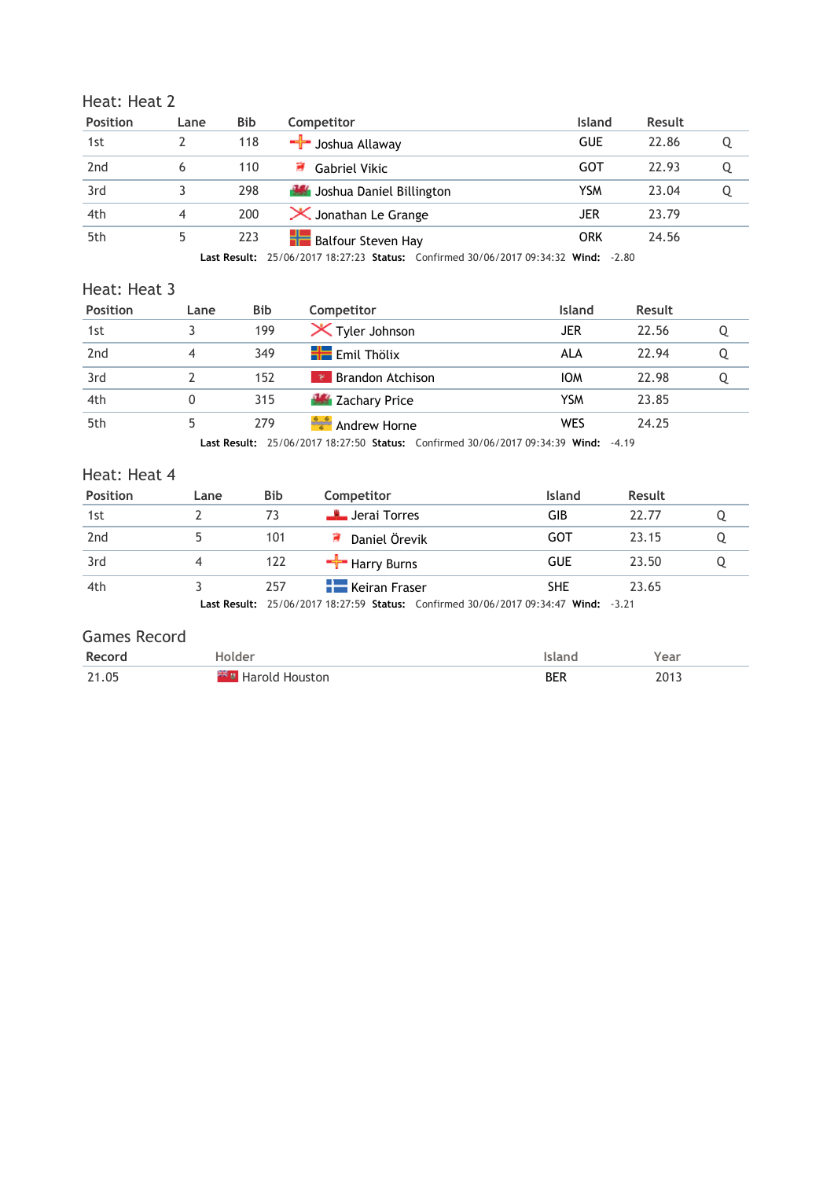## Heat: Heat 2

| Position | Lane | Bib | Competitor | Island | Result | |
|---|---|---|---|---|---|---|
| 1st | 2 | 118 | Joshua Allaway | GUE | 22.86 | Q |
| 2nd | 6 | 110 | Gabriel Vikic | GOT | 22.93 | Q |
| 3rd | 3 | 298 | Joshua Daniel Billington | YSM | 23.04 | Q |
| 4th | 4 | 200 | Jonathan Le Grange | JER | 23.79 | |
| 5th | 5 | 223 | Balfour Steven Hay | ORK | 24.56 | |

**Last Result:** 25/06/2017 18:27:23 **Status:** Confirmed 30/06/2017 09:34:32 **Wind:** -2.80

## Heat: Heat 3

| Position | Lane | Bib | Competitor | Island | Result | |
|---|---|---|---|---|---|---|
| 1st | 3 | 199 | Tyler Johnson | JER | 22.56 | Q |
| 2nd | 4 | 349 | Emil Thölix | ALA | 22.94 | Q |
| 3rd | 2 | 152 | Brandon Atchison | IOM | 22.98 | Q |
| 4th | 0 | 315 | Zachary Price | YSM | 23.85 | |
| 5th | 5 | 279 | Andrew Horne | WES | 24.25 | |

**Last Result:** 25/06/2017 18:27:50 **Status:** Confirmed 30/06/2017 09:34:39 **Wind:** -4.19

## Heat: Heat 4

| Position | Lane | Bib | Competitor | Island | Result | |
|---|---|---|---|---|---|---|
| 1st | 2 | 73 | Jerai Torres | GIB | 22.77 | Q |
| 2nd | 5 | 101 | Daniel Örevik | GOT | 23.15 | Q |
| 3rd | 4 | 122 | Harry Burns | GUE | 23.50 | Q |
| 4th | 3 | 257 | Keiran Fraser | SHE | 23.65 | |

**Last Result:** 25/06/2017 18:27:59 **Status:** Confirmed 30/06/2017 09:34:47 **Wind:** -3.21

## Games Record

| Record | Holder | Island | Year |
|---|---|---|---|
| 21.05 | Harold Houston | BER | 2013 |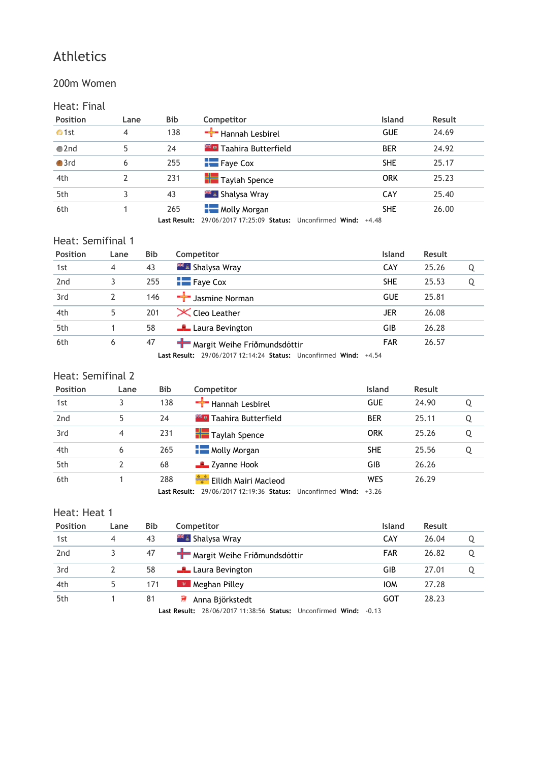# Athletics

## 200m Women

### Heat: Final

| Position | Lane | Bib | Competitor | Island | Result |
|---|---|---|---|---|---|
| 1st | 4 | 138 | Hannah Lesbirel | GUE | 24.69 |
| 2nd | 5 | 24 | Taahira Butterfield | BER | 24.92 |
| 3rd | 6 | 255 | Faye Cox | SHE | 25.17 |
| 4th | 2 | 231 | Taylah Spence | ORK | 25.23 |
| 5th | 3 | 43 | Shalysa Wray | CAY | 25.40 |
| 6th | 1 | 265 | Molly Morgan | SHE | 26.00 |

**Last Result:** 29/06/2017 17:25:09 **Status:** Unconfirmed **Wind:** +4.48

### Heat: Semifinal 1

| Position | Lane | Bib | Competitor | Island | Result | |
|---|---|---|---|---|---|---|
| 1st | 4 | 43 | Shalysa Wray | CAY | 25.26 | Q |
| 2nd | 3 | 255 | Faye Cox | SHE | 25.53 | Q |
| 3rd | 2 | 146 | Jasmine Norman | GUE | 25.81 | |
| 4th | 5 | 201 | Cleo Leather | JER | 26.08 | |
| 5th | 1 | 58 | Laura Bevington | GIB | 26.28 | |
| 6th | 6 | 47 | Margit Weihe Fríðmundsdóttir | FAR | 26.57 | |

**Last Result:** 29/06/2017 12:14:24 **Status:** Unconfirmed **Wind:** +4.54

### Heat: Semifinal 2

| Position | Lane | Bib | Competitor | Island | Result | |
|---|---|---|---|---|---|---|
| 1st | 3 | 138 | Hannah Lesbirel | GUE | 24.90 | Q |
| 2nd | 5 | 24 | Taahira Butterfield | BER | 25.11 | Q |
| 3rd | 4 | 231 | Taylah Spence | ORK | 25.26 | Q |
| 4th | 6 | 265 | Molly Morgan | SHE | 25.56 | Q |
| 5th | 2 | 68 | Zyanne Hook | GIB | 26.26 | |
| 6th | 1 | 288 | Eilidh Mairi Macleod | WES | 26.29 | |

**Last Result:** 29/06/2017 12:19:36 **Status:** Unconfirmed **Wind:** +3.26

### Heat: Heat 1

| Position | Lane | Bib | Competitor | Island | Result | |
|---|---|---|---|---|---|---|
| 1st | 4 | 43 | Shalysa Wray | CAY | 26.04 | Q |
| 2nd | 3 | 47 | Margit Weihe Fríðmundsdóttir | FAR | 26.82 | Q |
| 3rd | 2 | 58 | Laura Bevington | GIB | 27.01 | Q |
| 4th | 5 | 171 | Meghan Pilley | IOM | 27.28 | |
| 5th | 1 | 81 | Anna Björkstedt | GOT | 28.23 | |

**Last Result:** 28/06/2017 11:38:56 **Status:** Unconfirmed **Wind:** -0.13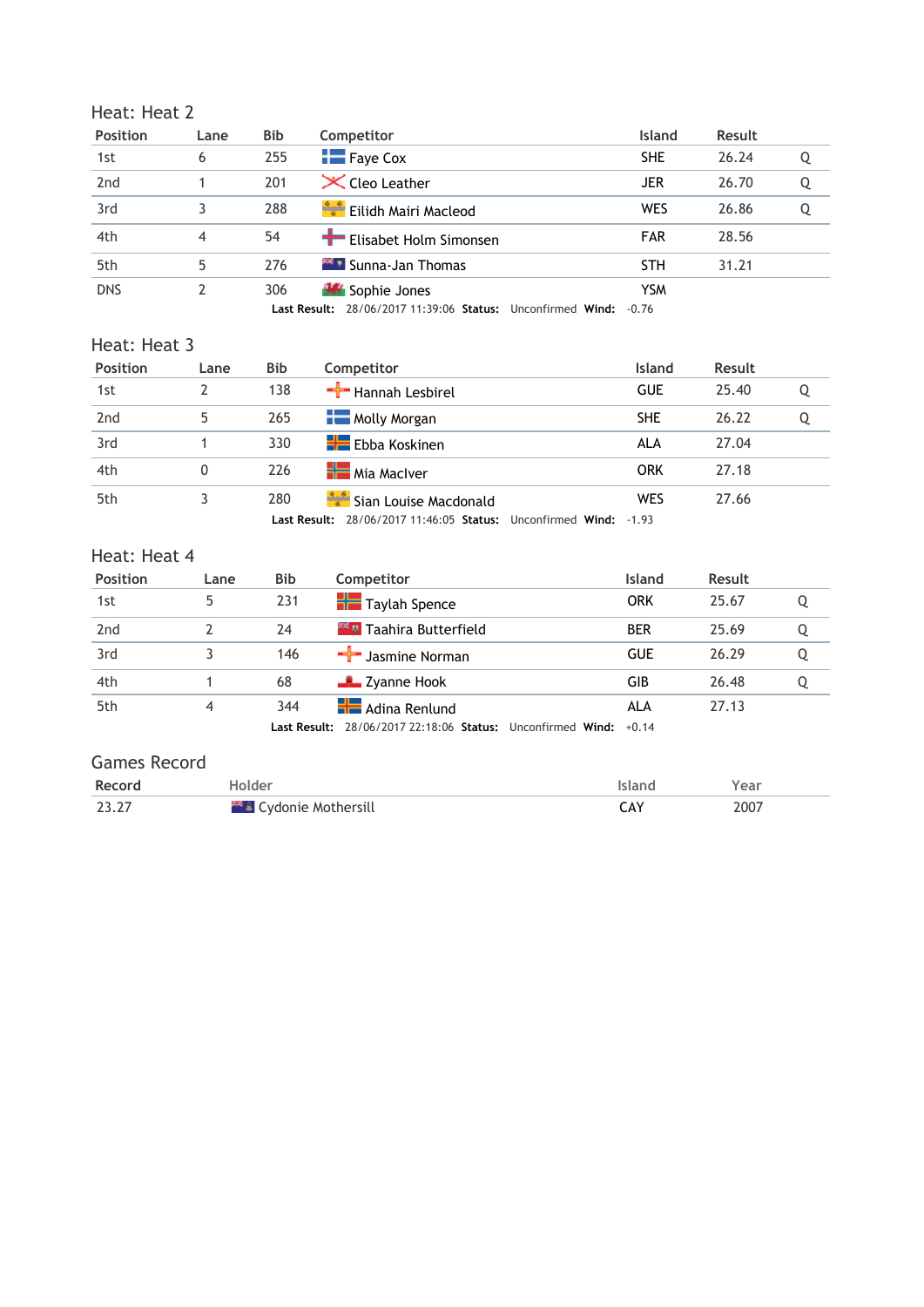## Heat: Heat 2

| Position | Lane | Bib | Competitor | Island | Result | |
|---|---|---|---|---|---|---|
| 1st | 6 | 255 | Faye Cox | SHE | 26.24 | Q |
| 2nd | 1 | 201 | Cleo Leather | JER | 26.70 | Q |
| 3rd | 3 | 288 | Eilidh Mairi Macleod | WES | 26.86 | Q |
| 4th | 4 | 54 | Elisabet Holm Simonsen | FAR | 28.56 | |
| 5th | 5 | 276 | Sunna-Jan Thomas | STH | 31.21 | |
| DNS | 2 | 306 | Sophie Jones | YSM | | |

**Last Result:** 28/06/2017 11:39:06 **Status:** Unconfirmed **Wind:** -0.76

## Heat: Heat 3

| Position | Lane | Bib | Competitor | Island | Result | |
|---|---|---|---|---|---|---|
| 1st | 2 | 138 | Hannah Lesbirel | GUE | 25.40 | Q |
| 2nd | 5 | 265 | Molly Morgan | SHE | 26.22 | Q |
| 3rd | 1 | 330 | Ebba Koskinen | ALA | 27.04 | |
| 4th | 0 | 226 | Mia MacIver | ORK | 27.18 | |
| 5th | 3 | 280 | Sian Louise Macdonald | WES | 27.66 | |

**Last Result:** 28/06/2017 11:46:05 **Status:** Unconfirmed **Wind:** -1.93

## Heat: Heat 4

| Position | Lane | Bib | Competitor | Island | Result | |
|---|---|---|---|---|---|---|
| 1st | 5 | 231 | Taylah Spence | ORK | 25.67 | Q |
| 2nd | 2 | 24 | Taahira Butterfield | BER | 25.69 | Q |
| 3rd | 3 | 146 | Jasmine Norman | GUE | 26.29 | Q |
| 4th | 1 | 68 | Zyanne Hook | GIB | 26.48 | Q |
| 5th | 4 | 344 | Adina Renlund | ALA | 27.13 | |

**Last Result:** 28/06/2017 22:18:06 **Status:** Unconfirmed **Wind:** +0.14

## Games Record

| Record | Holder | Island | Year |
|---|---|---|---|
| 23.27 | Cydonie Mothersill | CAY | 2007 |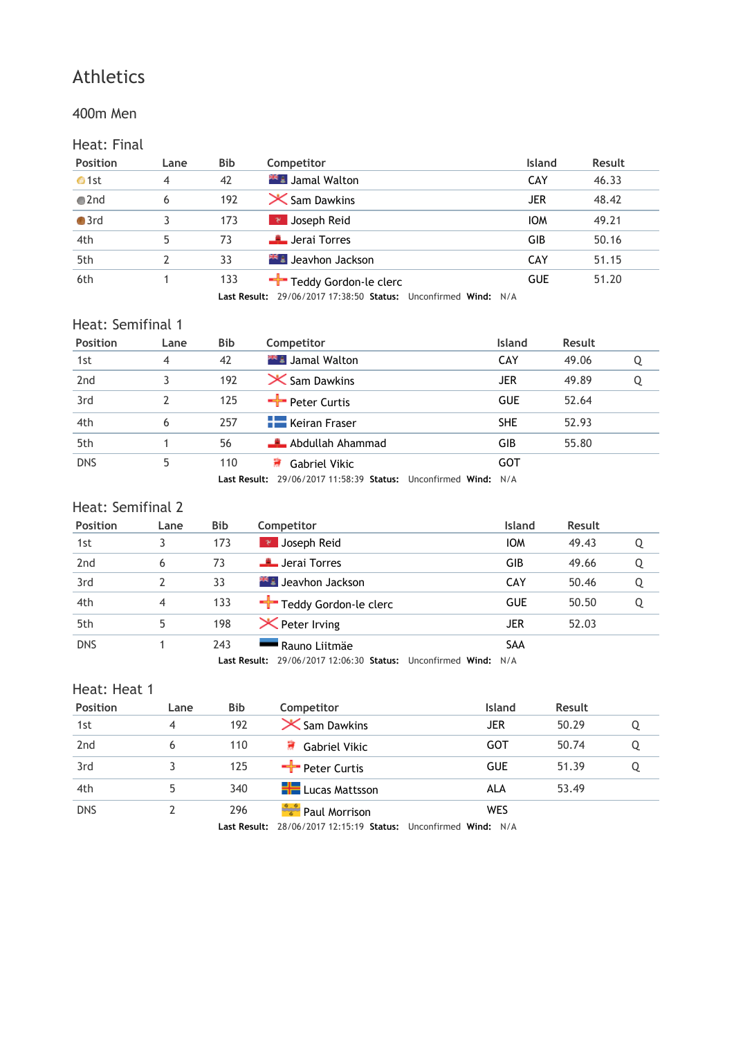# Athletics

## 400m Men

### Heat: Final

| Position | Lane | Bib | Competitor | Island | Result |
|---|---|---|---|---|---|
| 1st | 4 | 42 | Jamal Walton | CAY | 46.33 |
| 2nd | 6 | 192 | Sam Dawkins | JER | 48.42 |
| 3rd | 3 | 173 | Joseph Reid | IOM | 49.21 |
| 4th | 5 | 73 | Jerai Torres | GIB | 50.16 |
| 5th | 2 | 33 | Jeavhon Jackson | CAY | 51.15 |
| 6th | 1 | 133 | Teddy Gordon-le clerc | GUE | 51.20 |

**Last Result:** 29/06/2017 17:38:50 **Status:** Unconfirmed **Wind:** N/A

### Heat: Semifinal 1

| Position | Lane | Bib | Competitor | Island | Result | |
|---|---|---|---|---|---|---|
| 1st | 4 | 42 | Jamal Walton | CAY | 49.06 | Q |
| 2nd | 3 | 192 | Sam Dawkins | JER | 49.89 | Q |
| 3rd | 2 | 125 | Peter Curtis | GUE | 52.64 | |
| 4th | 6 | 257 | Keiran Fraser | SHE | 52.93 | |
| 5th | 1 | 56 | Abdullah Ahammad | GIB | 55.80 | |
| DNS | 5 | 110 | Gabriel Vikic | GOT | | |

**Last Result:** 29/06/2017 11:58:39 **Status:** Unconfirmed **Wind:** N/A

### Heat: Semifinal 2

| Position | Lane | Bib | Competitor | Island | Result | |
|---|---|---|---|---|---|---|
| 1st | 3 | 173 | Joseph Reid | IOM | 49.43 | Q |
| 2nd | 6 | 73 | Jerai Torres | GIB | 49.66 | Q |
| 3rd | 2 | 33 | Jeavhon Jackson | CAY | 50.46 | Q |
| 4th | 4 | 133 | Teddy Gordon-le clerc | GUE | 50.50 | Q |
| 5th | 5 | 198 | Peter Irving | JER | 52.03 | |
| DNS | 1 | 243 | Rauno Liitmäe | SAA | | |

**Last Result:** 29/06/2017 12:06:30 **Status:** Unconfirmed **Wind:** N/A

### Heat: Heat 1

| Position | Lane | Bib | Competitor | Island | Result | |
|---|---|---|---|---|---|---|
| 1st | 4 | 192 | Sam Dawkins | JER | 50.29 | Q |
| 2nd | 6 | 110 | Gabriel Vikic | GOT | 50.74 | Q |
| 3rd | 3 | 125 | Peter Curtis | GUE | 51.39 | Q |
| 4th | 5 | 340 | Lucas Mattsson | ALA | 53.49 | |
| DNS | 2 | 296 | Paul Morrison | WES | | |

**Last Result:** 28/06/2017 12:15:19 **Status:** Unconfirmed **Wind:** N/A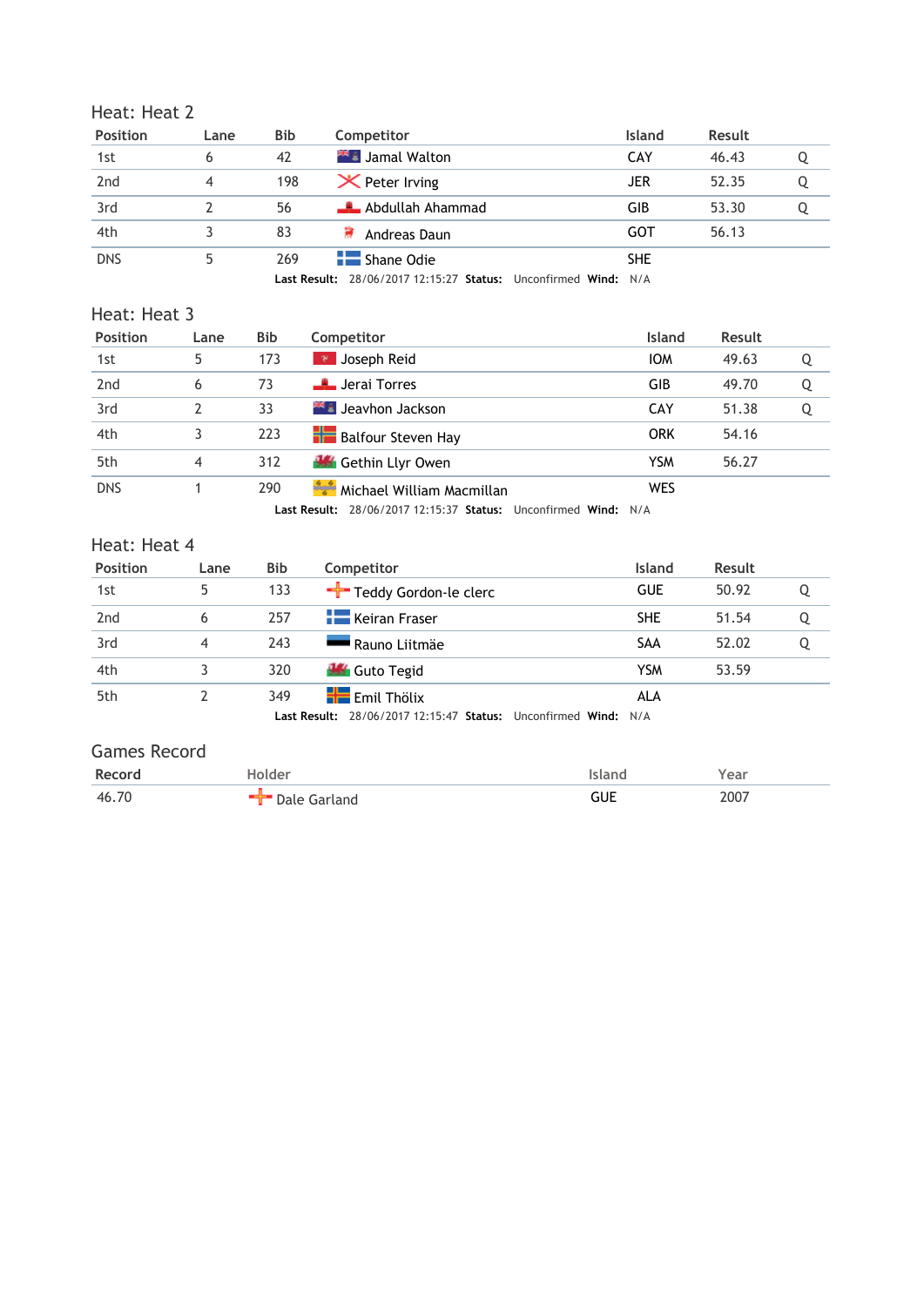## Heat: Heat 2

| Position | Lane | Bib | Competitor | Island | Result | |
|---|---|---|---|---|---|---|
| 1st | 6 | 42 | Jamal Walton | CAY | 46.43 | Q |
| 2nd | 4 | 198 | Peter Irving | JER | 52.35 | Q |
| 3rd | 2 | 56 | Abdullah Ahammad | GIB | 53.30 | Q |
| 4th | 3 | 83 | Andreas Daun | GOT | 56.13 | |
| DNS | 5 | 269 | Shane Odie | SHE | | |

**Last Result:** 28/06/2017 12:15:27 **Status:** Unconfirmed **Wind:** N/A

## Heat: Heat 3

| Position | Lane | Bib | Competitor | Island | Result | |
|---|---|---|---|---|---|---|
| 1st | 5 | 173 | Joseph Reid | IOM | 49.63 | Q |
| 2nd | 6 | 73 | Jerai Torres | GIB | 49.70 | Q |
| 3rd | 2 | 33 | Jeavhon Jackson | CAY | 51.38 | Q |
| 4th | 3 | 223 | Balfour Steven Hay | ORK | 54.16 | |
| 5th | 4 | 312 | Gethin Llyr Owen | YSM | 56.27 | |
| DNS | 1 | 290 | Michael William Macmillan | WES | | |

**Last Result:** 28/06/2017 12:15:37 **Status:** Unconfirmed **Wind:** N/A

## Heat: Heat 4

| Position | Lane | Bib | Competitor | Island | Result | |
|---|---|---|---|---|---|---|
| 1st | 5 | 133 | Teddy Gordon-le clerc | GUE | 50.92 | Q |
| 2nd | 6 | 257 | Keiran Fraser | SHE | 51.54 | Q |
| 3rd | 4 | 243 | Rauno Liitmäe | SAA | 52.02 | Q |
| 4th | 3 | 320 | Guto Tegid | YSM | 53.59 | |
| 5th | 2 | 349 | Emil Thölix | ALA | | |

**Last Result:** 28/06/2017 12:15:47 **Status:** Unconfirmed **Wind:** N/A

## Games Record

| Record | Holder | Island | Year |
|---|---|---|---|
| 46.70 | Dale Garland | GUE | 2007 |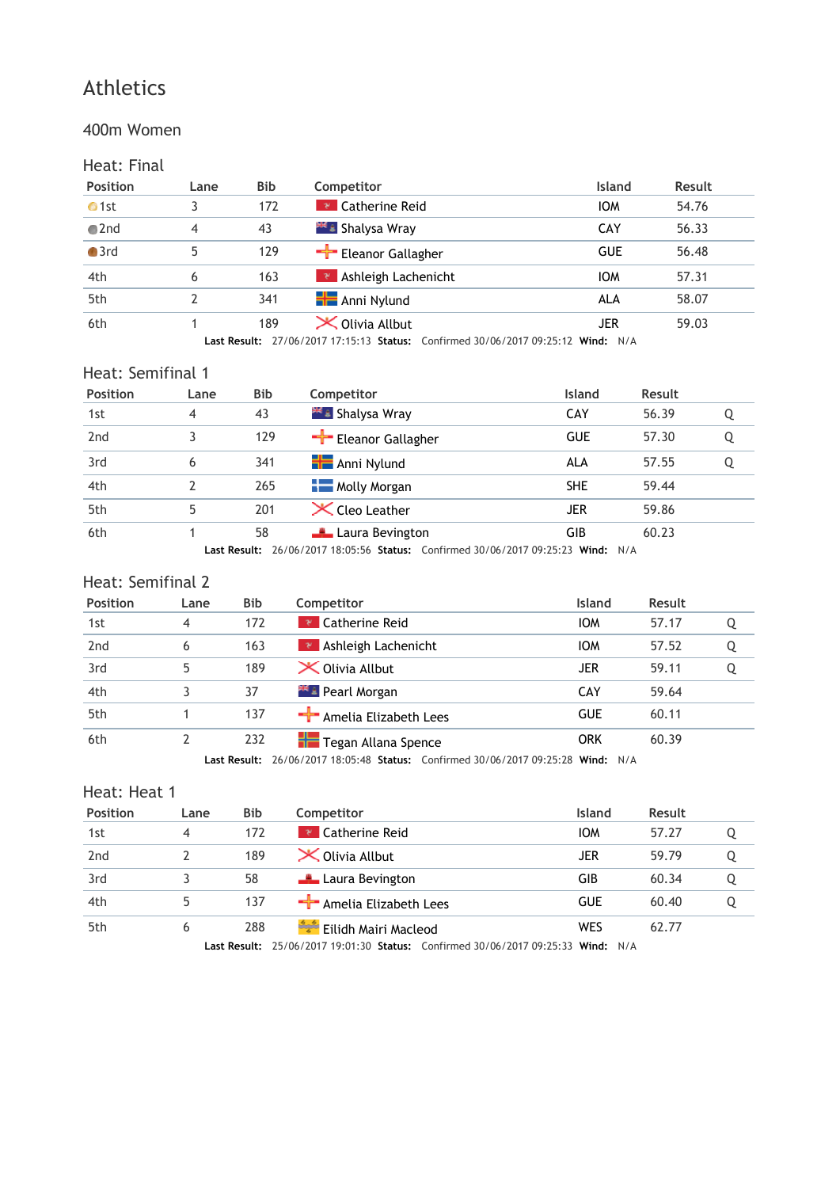# Athletics

## 400m Women

### Heat: Final

| Position | Lane | Bib | Competitor | Island | Result |
|---|---|---|---|---|---|
| 1st | 3 | 172 | Catherine Reid | IOM | 54.76 |
| 2nd | 4 | 43 | Shalysa Wray | CAY | 56.33 |
| 3rd | 5 | 129 | Eleanor Gallagher | GUE | 56.48 |
| 4th | 6 | 163 | Ashleigh Lachenicht | IOM | 57.31 |
| 5th | 2 | 341 | Anni Nylund | ALA | 58.07 |
| 6th | 1 | 189 | Olivia Allbut | JER | 59.03 |

**Last Result:** 27/06/2017 17:15:13 **Status:** Confirmed 30/06/2017 09:25:12 **Wind:** N/A

### Heat: Semifinal 1

| Position | Lane | Bib | Competitor | Island | Result | |
|---|---|---|---|---|---|---|
| 1st | 4 | 43 | Shalysa Wray | CAY | 56.39 | Q |
| 2nd | 3 | 129 | Eleanor Gallagher | GUE | 57.30 | Q |
| 3rd | 6 | 341 | Anni Nylund | ALA | 57.55 | Q |
| 4th | 2 | 265 | Molly Morgan | SHE | 59.44 | |
| 5th | 5 | 201 | Cleo Leather | JER | 59.86 | |
| 6th | 1 | 58 | Laura Bevington | GIB | 60.23 | |

**Last Result:** 26/06/2017 18:05:56 **Status:** Confirmed 30/06/2017 09:25:23 **Wind:** N/A

### Heat: Semifinal 2

| Position | Lane | Bib | Competitor | Island | Result | |
|---|---|---|---|---|---|---|
| 1st | 4 | 172 | Catherine Reid | IOM | 57.17 | Q |
| 2nd | 6 | 163 | Ashleigh Lachenicht | IOM | 57.52 | Q |
| 3rd | 5 | 189 | Olivia Allbut | JER | 59.11 | Q |
| 4th | 3 | 37 | Pearl Morgan | CAY | 59.64 | |
| 5th | 1 | 137 | Amelia Elizabeth Lees | GUE | 60.11 | |
| 6th | 2 | 232 | Tegan Allana Spence | ORK | 60.39 | |

**Last Result:** 26/06/2017 18:05:48 **Status:** Confirmed 30/06/2017 09:25:28 **Wind:** N/A

### Heat: Heat 1

| Position | Lane | Bib | Competitor | Island | Result | |
|---|---|---|---|---|---|---|
| 1st | 4 | 172 | Catherine Reid | IOM | 57.27 | Q |
| 2nd | 2 | 189 | Olivia Allbut | JER | 59.79 | Q |
| 3rd | 3 | 58 | Laura Bevington | GIB | 60.34 | Q |
| 4th | 5 | 137 | Amelia Elizabeth Lees | GUE | 60.40 | Q |
| 5th | 6 | 288 | Eilidh Mairi Macleod | WES | 62.77 | |

**Last Result:** 25/06/2017 19:01:30 **Status:** Confirmed 30/06/2017 09:25:33 **Wind:** N/A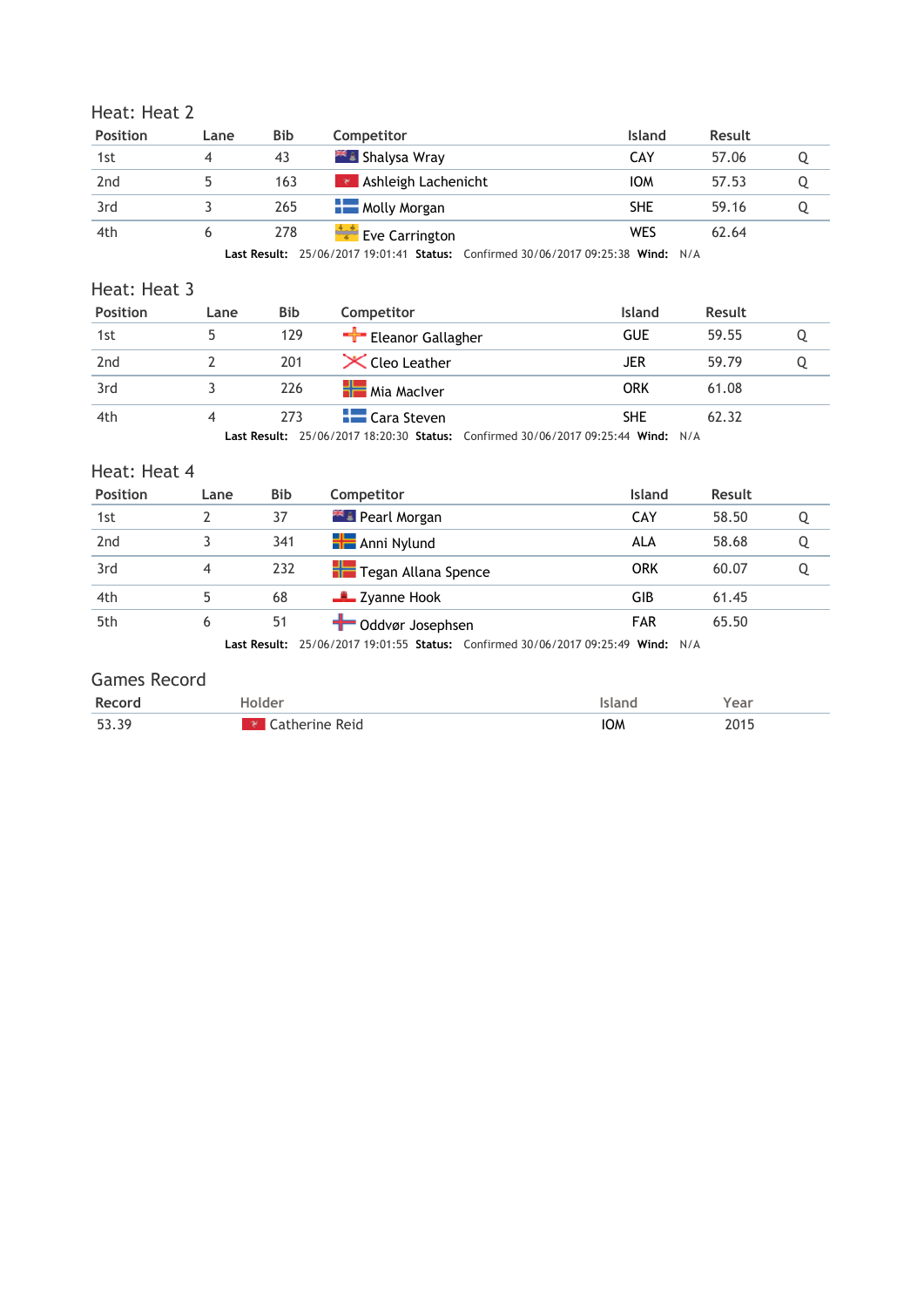## Heat: Heat 2

| Position | Lane | Bib | Competitor | Island | Result | |
|---|---|---|---|---|---|---|
| 1st | 4 | 43 | Shalysa Wray | CAY | 57.06 | Q |
| 2nd | 5 | 163 | Ashleigh Lachenicht | IOM | 57.53 | Q |
| 3rd | 3 | 265 | Molly Morgan | SHE | 59.16 | Q |
| 4th | 6 | 278 | Eve Carrington | WES | 62.64 | |

**Last Result:** 25/06/2017 19:01:41 **Status:** Confirmed 30/06/2017 09:25:38 **Wind:** N/A

## Heat: Heat 3

| Position | Lane | Bib | Competitor | Island | Result | |
|---|---|---|---|---|---|---|
| 1st | 5 | 129 | Eleanor Gallagher | GUE | 59.55 | Q |
| 2nd | 2 | 201 | Cleo Leather | JER | 59.79 | Q |
| 3rd | 3 | 226 | Mia MacIver | ORK | 61.08 | |
| 4th | 4 | 273 | Cara Steven | SHE | 62.32 | |

**Last Result:** 25/06/2017 18:20:30 **Status:** Confirmed 30/06/2017 09:25:44 **Wind:** N/A

## Heat: Heat 4

| Position | Lane | Bib | Competitor | Island | Result | |
|---|---|---|---|---|---|---|
| 1st | 2 | 37 | Pearl Morgan | CAY | 58.50 | Q |
| 2nd | 3 | 341 | Anni Nylund | ALA | 58.68 | Q |
| 3rd | 4 | 232 | Tegan Allana Spence | ORK | 60.07 | Q |
| 4th | 5 | 68 | Zyanne Hook | GIB | 61.45 | |
| 5th | 6 | 51 | Oddvør Josephsen | FAR | 65.50 | |

**Last Result:** 25/06/2017 19:01:55 **Status:** Confirmed 30/06/2017 09:25:49 **Wind:** N/A

## Games Record

| Record | Holder | Island | Year |
|---|---|---|---|
| 53.39 | Catherine Reid | IOM | 2015 |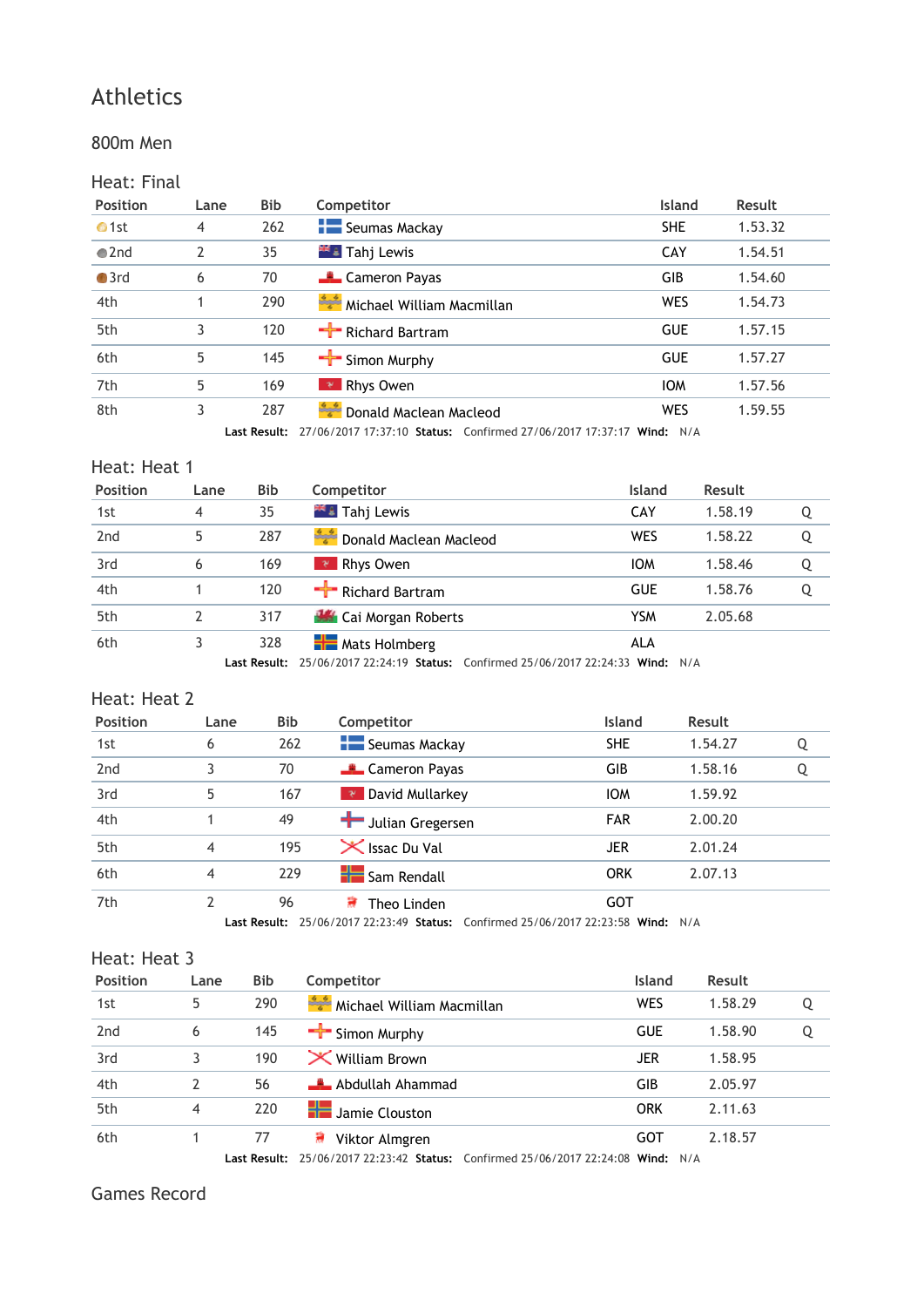# Athletics

## 800m Men

### Heat: Final

| Position | Lane | Bib | Competitor | Island | Result |
|---|---|---|---|---|---|
| 1st | 4 | 262 | Seumas Mackay | SHE | 1.53.32 |
| 2nd | 2 | 35 | Tahj Lewis | CAY | 1.54.51 |
| 3rd | 6 | 70 | Cameron Payas | GIB | 1.54.60 |
| 4th | 1 | 290 | Michael William Macmillan | WES | 1.54.73 |
| 5th | 3 | 120 | Richard Bartram | GUE | 1.57.15 |
| 6th | 5 | 145 | Simon Murphy | GUE | 1.57.27 |
| 7th | 5 | 169 | Rhys Owen | IOM | 1.57.56 |
| 8th | 3 | 287 | Donald Maclean Macleod | WES | 1.59.55 |

**Last Result:** 27/06/2017 17:37:10 **Status:** Confirmed 27/06/2017 17:37:17 **Wind:** N/A

### Heat: Heat 1

| Position | Lane | Bib | Competitor | Island | Result | |
|---|---|---|---|---|---|---|
| 1st | 4 | 35 | Tahj Lewis | CAY | 1.58.19 | Q |
| 2nd | 5 | 287 | Donald Maclean Macleod | WES | 1.58.22 | Q |
| 3rd | 6 | 169 | Rhys Owen | IOM | 1.58.46 | Q |
| 4th | 1 | 120 | Richard Bartram | GUE | 1.58.76 | Q |
| 5th | 2 | 317 | Cai Morgan Roberts | YSM | 2.05.68 | |
| 6th | 3 | 328 | Mats Holmberg | ALA | | |

**Last Result:** 25/06/2017 22:24:19 **Status:** Confirmed 25/06/2017 22:24:33 **Wind:** N/A

### Heat: Heat 2

| Position | Lane | Bib | Competitor | Island | Result | |
|---|---|---|---|---|---|---|
| 1st | 6 | 262 | Seumas Mackay | SHE | 1.54.27 | Q |
| 2nd | 3 | 70 | Cameron Payas | GIB | 1.58.16 | Q |
| 3rd | 5 | 167 | David Mullarkey | IOM | 1.59.92 | |
| 4th | 1 | 49 | Julian Gregersen | FAR | 2.00.20 | |
| 5th | 4 | 195 | Issac Du Val | JER | 2.01.24 | |
| 6th | 4 | 229 | Sam Rendall | ORK | 2.07.13 | |
| 7th | 2 | 96 | Theo Linden | GOT | | |

**Last Result:** 25/06/2017 22:23:49 **Status:** Confirmed 25/06/2017 22:23:58 **Wind:** N/A

### Heat: Heat 3

| Position | Lane | Bib | Competitor | Island | Result | |
|---|---|---|---|---|---|---|
| 1st | 5 | 290 | Michael William Macmillan | WES | 1.58.29 | Q |
| 2nd | 6 | 145 | Simon Murphy | GUE | 1.58.90 | Q |
| 3rd | 3 | 190 | William Brown | JER | 1.58.95 | |
| 4th | 2 | 56 | Abdullah Ahammad | GIB | 2.05.97 | |
| 5th | 4 | 220 | Jamie Clouston | ORK | 2.11.63 | |
| 6th | 1 | 77 | Viktor Almgren | GOT | 2.18.57 | |

**Last Result:** 25/06/2017 22:23:42 **Status:** Confirmed 25/06/2017 22:24:08 **Wind:** N/A

### Games Record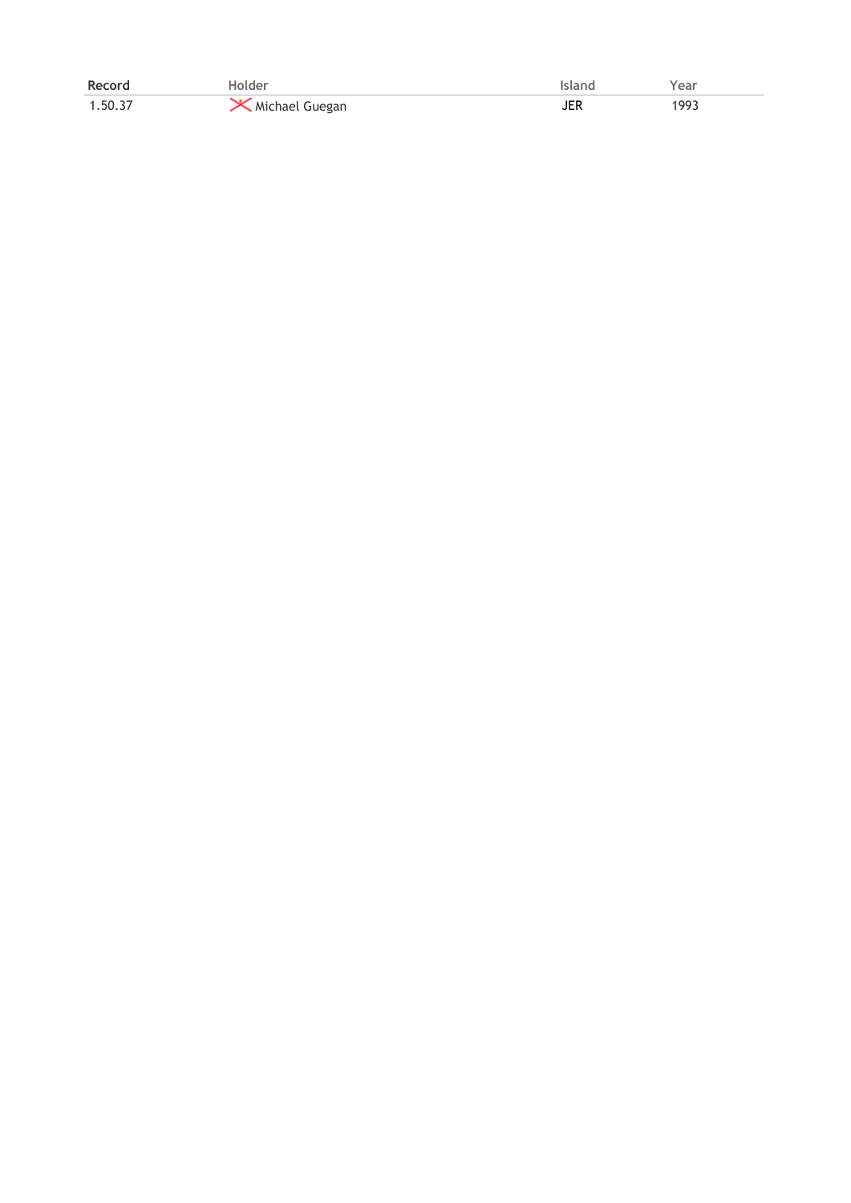| Record | Holder | Island | Year |
| --- | --- | --- | --- |
| 1.50.37 | Michael Guegan | JER | 1993 |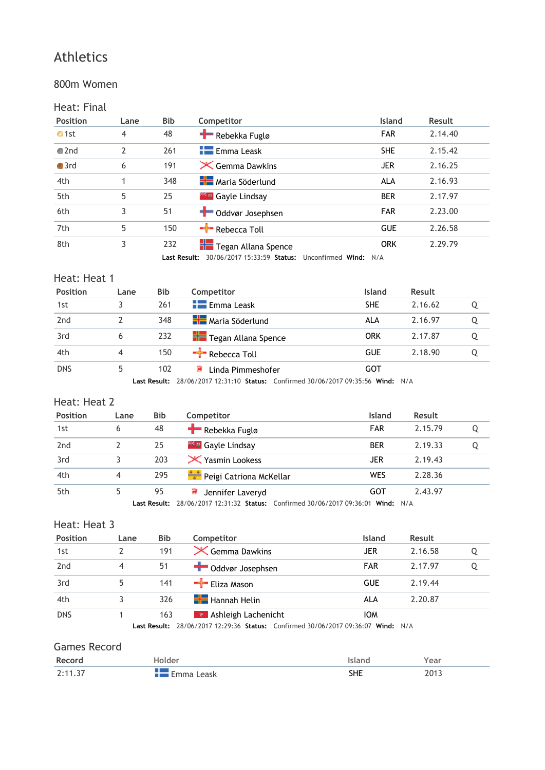# Athletics

## 800m Women

### Heat: Final

| Position | Lane | Bib | Competitor | Island | Result |
|---|---|---|---|---|---|
| 1st | 4 | 48 | Rebekka Fuglø | FAR | 2.14.40 |
| 2nd | 2 | 261 | Emma Leask | SHE | 2.15.42 |
| 3rd | 6 | 191 | Gemma Dawkins | JER | 2.16.25 |
| 4th | 1 | 348 | Maria Söderlund | ALA | 2.16.93 |
| 5th | 5 | 25 | Gayle Lindsay | BER | 2.17.97 |
| 6th | 3 | 51 | Oddvør Josephsen | FAR | 2.23.00 |
| 7th | 5 | 150 | Rebecca Toll | GUE | 2.26.58 |
| 8th | 3 | 232 | Tegan Allana Spence | ORK | 2.29.79 |

**Last Result:** 30/06/2017 15:33:59 **Status:** Unconfirmed **Wind:** N/A

### Heat: Heat 1

| Position | Lane | Bib | Competitor | Island | Result | |
|---|---|---|---|---|---|---|
| 1st | 3 | 261 | Emma Leask | SHE | 2.16.62 | Q |
| 2nd | 2 | 348 | Maria Söderlund | ALA | 2.16.97 | Q |
| 3rd | 6 | 232 | Tegan Allana Spence | ORK | 2.17.87 | Q |
| 4th | 4 | 150 | Rebecca Toll | GUE | 2.18.90 | Q |
| DNS | 5 | 102 | Linda Pimmeshofer | GOT | | |

**Last Result:** 28/06/2017 12:31:10 **Status:** Confirmed 30/06/2017 09:35:56 **Wind:** N/A

### Heat: Heat 2

| Position | Lane | Bib | Competitor | Island | Result | |
|---|---|---|---|---|---|---|
| 1st | 6 | 48 | Rebekka Fuglø | FAR | 2.15.79 | Q |
| 2nd | 2 | 25 | Gayle Lindsay | BER | 2.19.33 | Q |
| 3rd | 3 | 203 | Yasmin Lookess | JER | 2.19.43 | |
| 4th | 4 | 295 | Peigi Catriona McKellar | WES | 2.28.36 | |
| 5th | 5 | 95 | Jennifer Laveryd | GOT | 2.43.97 | |

**Last Result:** 28/06/2017 12:31:32 **Status:** Confirmed 30/06/2017 09:36:01 **Wind:** N/A

### Heat: Heat 3

| Position | Lane | Bib | Competitor | Island | Result | |
|---|---|---|---|---|---|---|
| 1st | 2 | 191 | Gemma Dawkins | JER | 2.16.58 | Q |
| 2nd | 4 | 51 | Oddvør Josephsen | FAR | 2.17.97 | Q |
| 3rd | 5 | 141 | Eliza Mason | GUE | 2.19.44 | |
| 4th | 3 | 326 | Hannah Helin | ALA | 2.20.87 | |
| DNS | 1 | 163 | Ashleigh Lachenicht | IOM | | |

**Last Result:** 28/06/2017 12:29:36 **Status:** Confirmed 30/06/2017 09:36:07 **Wind:** N/A

### Games Record

| Record | Holder | Island | Year |
|---|---|---|---|
| 2:11.37 | Emma Leask | SHE | 2013 |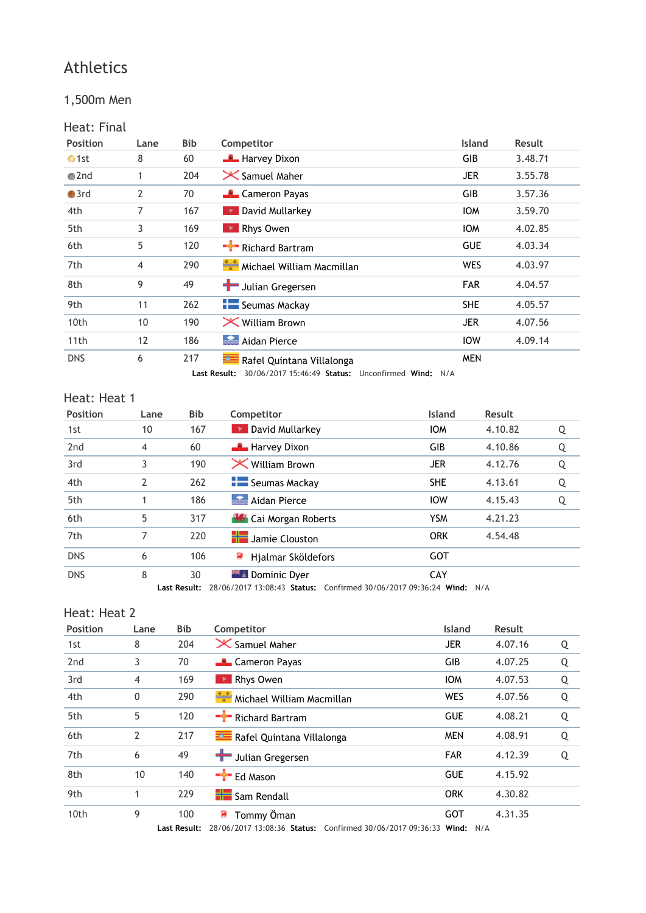# Athletics

## 1,500m Men

### Heat: Final

| Position | Lane | Bib | Competitor | Island | Result |
|---|---|---|---|---|---|
| 1st | 8 | 60 | Harvey Dixon | GIB | 3.48.71 |
| 2nd | 1 | 204 | Samuel Maher | JER | 3.55.78 |
| 3rd | 2 | 70 | Cameron Payas | GIB | 3.57.36 |
| 4th | 7 | 167 | David Mullarkey | IOM | 3.59.70 |
| 5th | 3 | 169 | Rhys Owen | IOM | 4.02.85 |
| 6th | 5 | 120 | Richard Bartram | GUE | 4.03.34 |
| 7th | 4 | 290 | Michael William Macmillan | WES | 4.03.97 |
| 8th | 9 | 49 | Julian Gregersen | FAR | 4.04.57 |
| 9th | 11 | 262 | Seumas Mackay | SHE | 4.05.57 |
| 10th | 10 | 190 | William Brown | JER | 4.07.56 |
| 11th | 12 | 186 | Aidan Pierce | IOW | 4.09.14 |
| DNS | 6 | 217 | Rafel Quintana Villalonga | MEN | |

**Last Result:** 30/06/2017 15:46:49 **Status:** Unconfirmed **Wind:** N/A

### Heat: Heat 1

| Position | Lane | Bib | Competitor | Island | Result | |
|---|---|---|---|---|---|---|
| 1st | 10 | 167 | David Mullarkey | IOM | 4.10.82 | Q |
| 2nd | 4 | 60 | Harvey Dixon | GIB | 4.10.86 | Q |
| 3rd | 3 | 190 | William Brown | JER | 4.12.76 | Q |
| 4th | 2 | 262 | Seumas Mackay | SHE | 4.13.61 | Q |
| 5th | 1 | 186 | Aidan Pierce | IOW | 4.15.43 | Q |
| 6th | 5 | 317 | Cai Morgan Roberts | YSM | 4.21.23 | |
| 7th | 7 | 220 | Jamie Clouston | ORK | 4.54.48 | |
| DNS | 6 | 106 | Hjalmar Sköldefors | GOT | | |
| DNS | 8 | 30 | Dominic Dyer | CAY | | |

**Last Result:** 28/06/2017 13:08:43 **Status:** Confirmed 30/06/2017 09:36:24 **Wind:** N/A

### Heat: Heat 2

| Position | Lane | Bib | Competitor | Island | Result | |
|---|---|---|---|---|---|---|
| 1st | 8 | 204 | Samuel Maher | JER | 4.07.16 | Q |
| 2nd | 3 | 70 | Cameron Payas | GIB | 4.07.25 | Q |
| 3rd | 4 | 169 | Rhys Owen | IOM | 4.07.53 | Q |
| 4th | 0 | 290 | Michael William Macmillan | WES | 4.07.56 | Q |
| 5th | 5 | 120 | Richard Bartram | GUE | 4.08.21 | Q |
| 6th | 2 | 217 | Rafel Quintana Villalonga | MEN | 4.08.91 | Q |
| 7th | 6 | 49 | Julian Gregersen | FAR | 4.12.39 | Q |
| 8th | 10 | 140 | Ed Mason | GUE | 4.15.92 | |
| 9th | 1 | 229 | Sam Rendall | ORK | 4.30.82 | |
| 10th | 9 | 100 | Tommy Öman | GOT | 4.31.35 | |

**Last Result:** 28/06/2017 13:08:36 **Status:** Confirmed 30/06/2017 09:36:33 **Wind:** N/A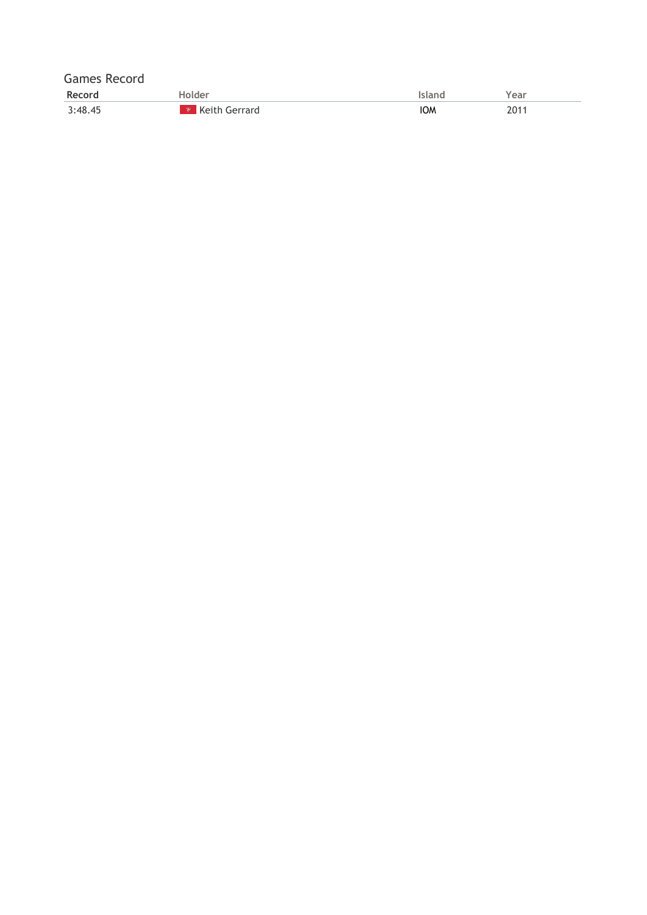Games Record

| Record | Holder | Island | Year |
|---|---|---|---|
| 3:48.45 | Keith Gerrard | IOM | 2011 |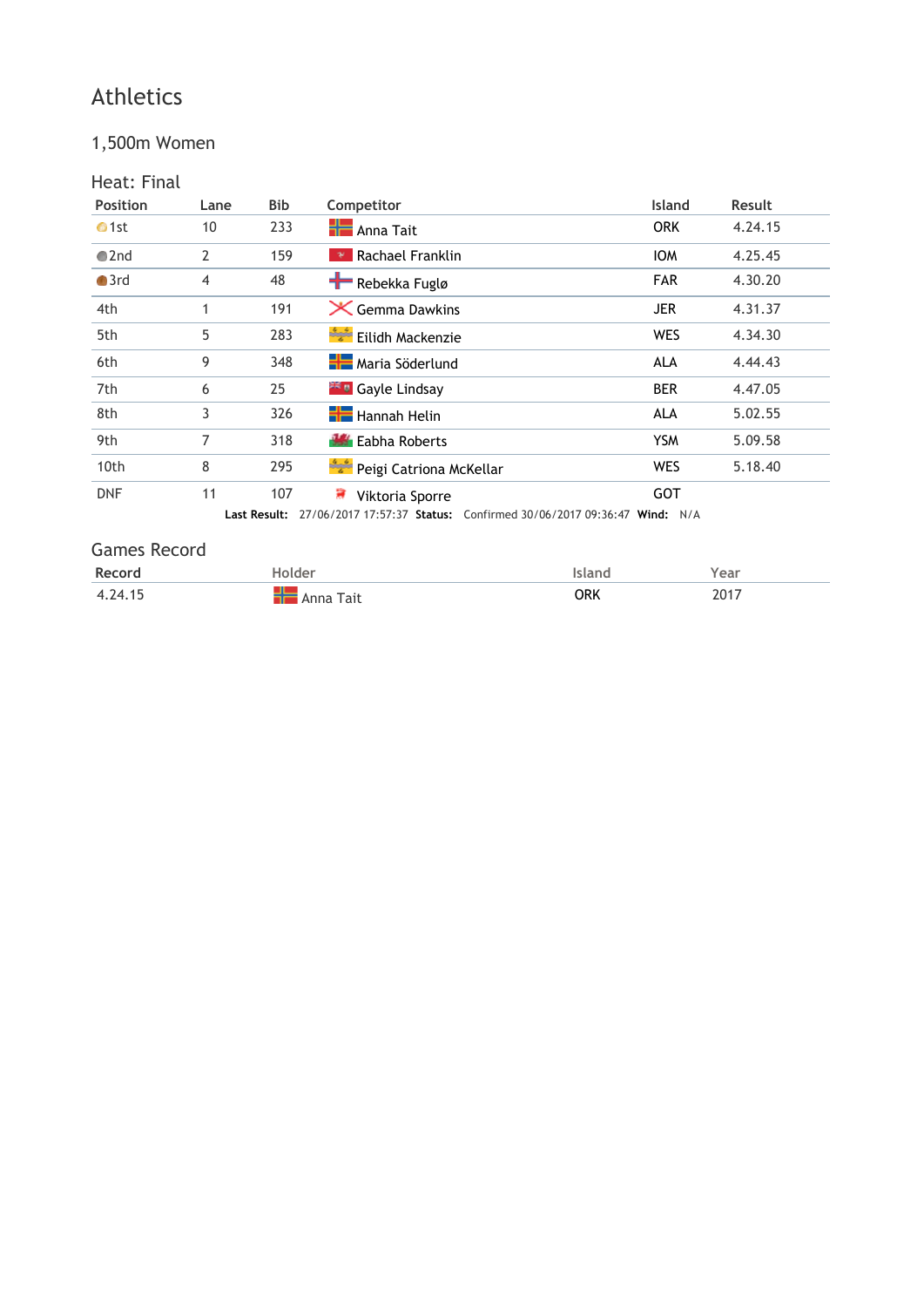# Athletics

## 1,500m Women

### Heat: Final

| Position | Lane | Bib | Competitor | Island | Result |
|---|---|---|---|---|---|
| 1st | 10 | 233 | Anna Tait | ORK | 4.24.15 |
| 2nd | 2 | 159 | Rachael Franklin | IOM | 4.25.45 |
| 3rd | 4 | 48 | Rebekka Fuglø | FAR | 4.30.20 |
| 4th | 1 | 191 | Gemma Dawkins | JER | 4.31.37 |
| 5th | 5 | 283 | Eilidh Mackenzie | WES | 4.34.30 |
| 6th | 9 | 348 | Maria Söderlund | ALA | 4.44.43 |
| 7th | 6 | 25 | Gayle Lindsay | BER | 4.47.05 |
| 8th | 3 | 326 | Hannah Helin | ALA | 5.02.55 |
| 9th | 7 | 318 | Eabha Roberts | YSM | 5.09.58 |
| 10th | 8 | 295 | Peigi Catriona McKellar | WES | 5.18.40 |
| DNF | 11 | 107 | Viktoria Sporre | GOT | |

**Last Result:** 27/06/2017 17:57:37 **Status:** Confirmed 30/06/2017 09:36:47 **Wind:** N/A

### Games Record

| Record | Holder | Island | Year |
|---|---|---|---|
| 4.24.15 | Anna Tait | ORK | 2017 |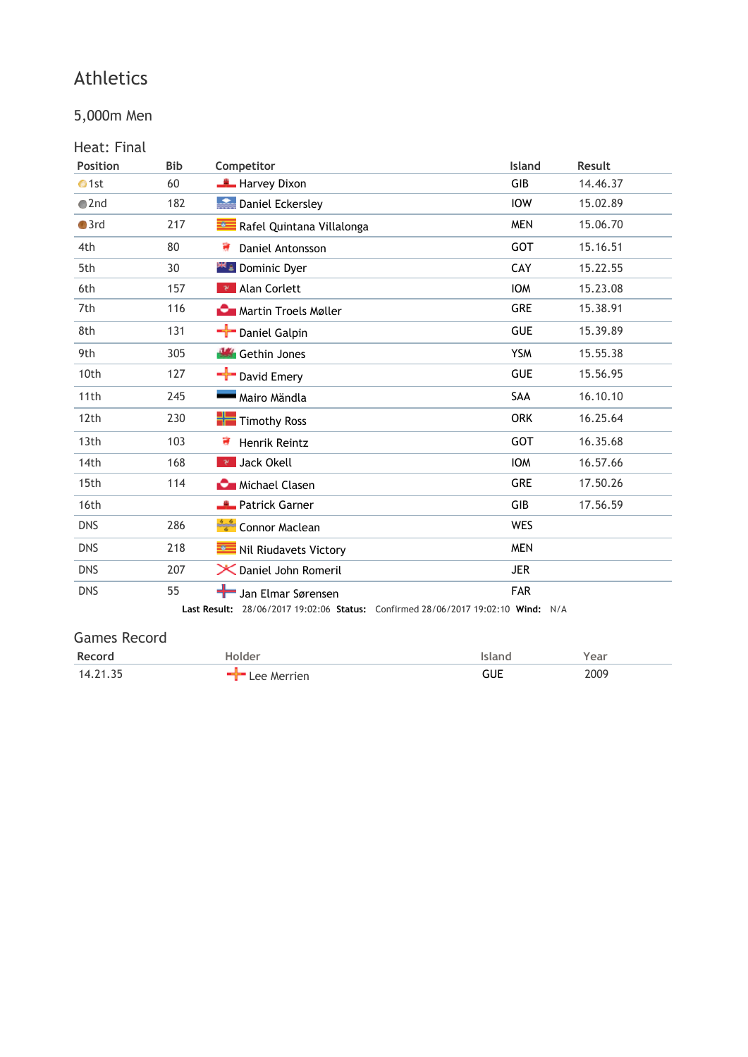# Athletics

## 5,000m Men

### Heat: Final

| Position | Bib | Competitor | Island | Result |
|---|---|---|---|---|
| 1st | 60 | Harvey Dixon | GIB | 14.46.37 |
| 2nd | 182 | Daniel Eckersley | IOW | 15.02.89 |
| 3rd | 217 | Rafel Quintana Villalonga | MEN | 15.06.70 |
| 4th | 80 | Daniel Antonsson | GOT | 15.16.51 |
| 5th | 30 | Dominic Dyer | CAY | 15.22.55 |
| 6th | 157 | Alan Corlett | IOM | 15.23.08 |
| 7th | 116 | Martin Troels Møller | GRE | 15.38.91 |
| 8th | 131 | Daniel Galpin | GUE | 15.39.89 |
| 9th | 305 | Gethin Jones | YSM | 15.55.38 |
| 10th | 127 | David Emery | GUE | 15.56.95 |
| 11th | 245 | Mairo Mändla | SAA | 16.10.10 |
| 12th | 230 | Timothy Ross | ORK | 16.25.64 |
| 13th | 103 | Henrik Reintz | GOT | 16.35.68 |
| 14th | 168 | Jack Okell | IOM | 16.57.66 |
| 15th | 114 | Michael Clasen | GRE | 17.50.26 |
| 16th | | Patrick Garner | GIB | 17.56.59 |
| DNS | 286 | Connor Maclean | WES | |
| DNS | 218 | Nil Riudavets Victory | MEN | |
| DNS | 207 | Daniel John Romeril | JER | |
| DNS | 55 | Jan Elmar Sørensen | FAR | |

**Last Result:** 28/06/2017 19:02:06 **Status:** Confirmed 28/06/2017 19:02:10 **Wind:** N/A

### Games Record

| Record | Holder | Island | Year |
|---|---|---|---|
| 14.21.35 | Lee Merrien | GUE | 2009 |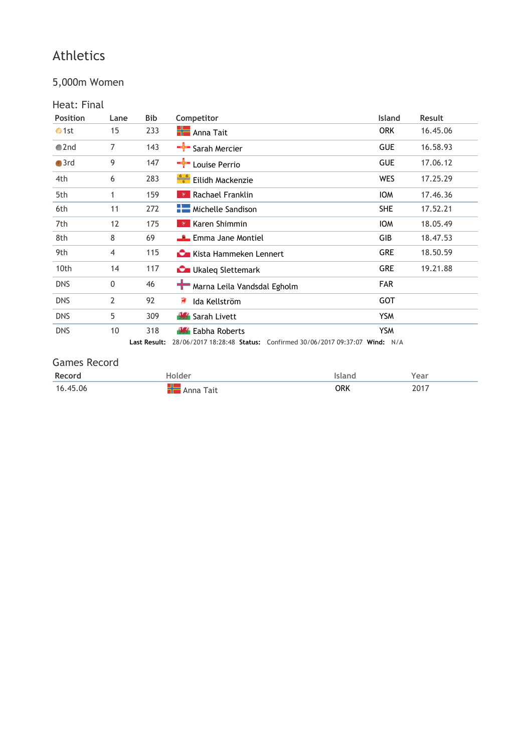# Athletics

## 5,000m Women

### Heat: Final

| Position | Lane | Bib | Competitor | Island | Result |
|---|---|---|---|---|---|
| 1st | 15 | 233 | Anna Tait | ORK | 16.45.06 |
| 2nd | 7 | 143 | Sarah Mercier | GUE | 16.58.93 |
| 3rd | 9 | 147 | Louise Perrio | GUE | 17.06.12 |
| 4th | 6 | 283 | Eilidh Mackenzie | WES | 17.25.29 |
| 5th | 1 | 159 | Rachael Franklin | IOM | 17.46.36 |
| 6th | 11 | 272 | Michelle Sandison | SHE | 17.52.21 |
| 7th | 12 | 175 | Karen Shimmin | IOM | 18.05.49 |
| 8th | 8 | 69 | Emma Jane Montiel | GIB | 18.47.53 |
| 9th | 4 | 115 | Kista Hammeken Lennert | GRE | 18.50.59 |
| 10th | 14 | 117 | Ukaleq Slettemark | GRE | 19.21.88 |
| DNS | 0 | 46 | Marna Leila Vandsdal Egholm | FAR | |
| DNS | 2 | 92 | Ida Kellström | GOT | |
| DNS | 5 | 309 | Sarah Livett | YSM | |
| DNS | 10 | 318 | Eabha Roberts | YSM | |

**Last Result:** 28/06/2017 18:28:48 **Status:** Confirmed 30/06/2017 09:37:07 **Wind:** N/A

### Games Record

| Record | Holder | Island | Year |
|---|---|---|---|
| 16.45.06 | Anna Tait | ORK | 2017 |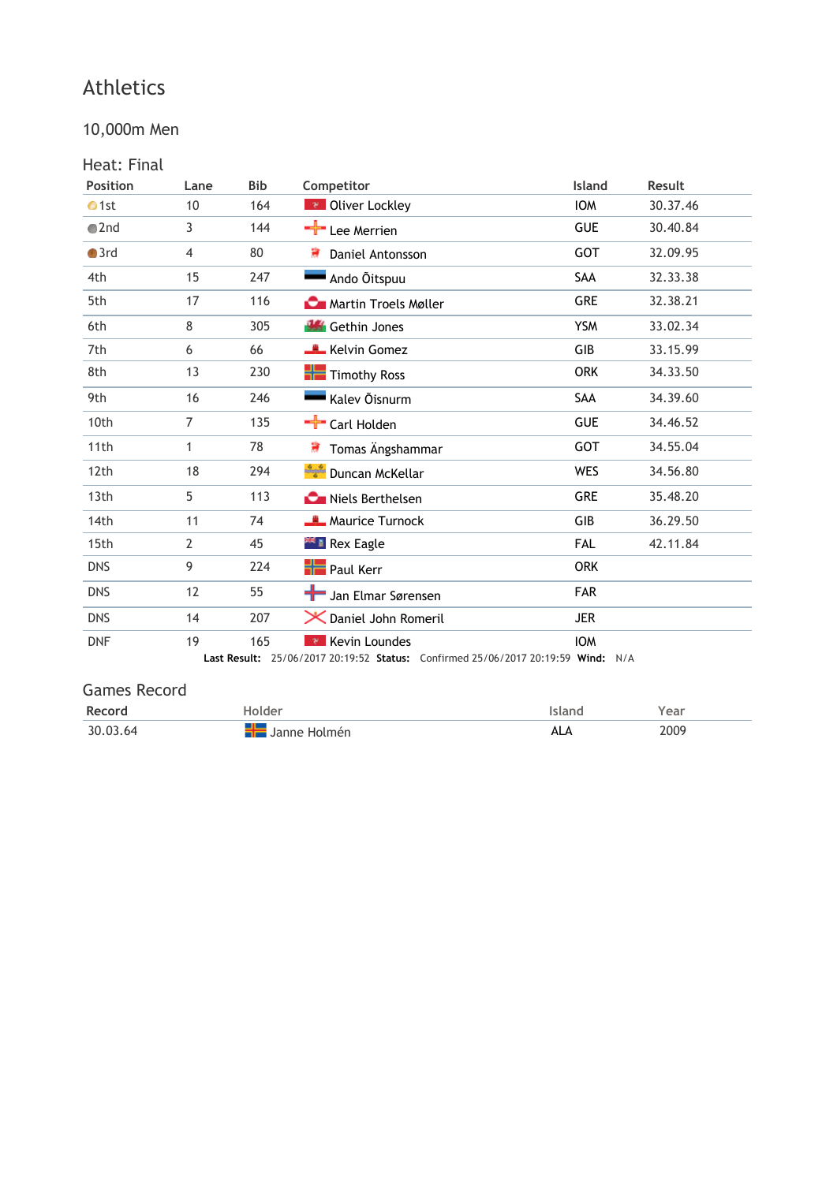# Athletics

## 10,000m Men

### Heat: Final

| Position | Lane | Bib | Competitor | Island | Result |
|---|---|---|---|---|---|
| 1st | 10 | 164 | Oliver Lockley | IOM | 30.37.46 |
| 2nd | 3 | 144 | Lee Merrien | GUE | 30.40.84 |
| 3rd | 4 | 80 | Daniel Antonsson | GOT | 32.09.95 |
| 4th | 15 | 247 | Ando Õitspuu | SAA | 32.33.38 |
| 5th | 17 | 116 | Martin Troels Møller | GRE | 32.38.21 |
| 6th | 8 | 305 | Gethin Jones | YSM | 33.02.34 |
| 7th | 6 | 66 | Kelvin Gomez | GIB | 33.15.99 |
| 8th | 13 | 230 | Timothy Ross | ORK | 34.33.50 |
| 9th | 16 | 246 | Kalev Õisnurm | SAA | 34.39.60 |
| 10th | 7 | 135 | Carl Holden | GUE | 34.46.52 |
| 11th | 1 | 78 | Tomas Ängshammar | GOT | 34.55.04 |
| 12th | 18 | 294 | Duncan McKellar | WES | 34.56.80 |
| 13th | 5 | 113 | Niels Berthelsen | GRE | 35.48.20 |
| 14th | 11 | 74 | Maurice Turnock | GIB | 36.29.50 |
| 15th | 2 | 45 | Rex Eagle | FAL | 42.11.84 |
| DNS | 9 | 224 | Paul Kerr | ORK | |
| DNS | 12 | 55 | Jan Elmar Sørensen | FAR | |
| DNS | 14 | 207 | Daniel John Romeril | JER | |
| DNF | 19 | 165 | Kevin Loundes | IOM | |

**Last Result:** 25/06/2017 20:19:52 **Status:** Confirmed 25/06/2017 20:19:59 **Wind:** N/A

## Games Record

| Record | Holder | Island | Year |
|---|---|---|---|
| 30.03.64 | Janne Holmén | ALA | 2009 |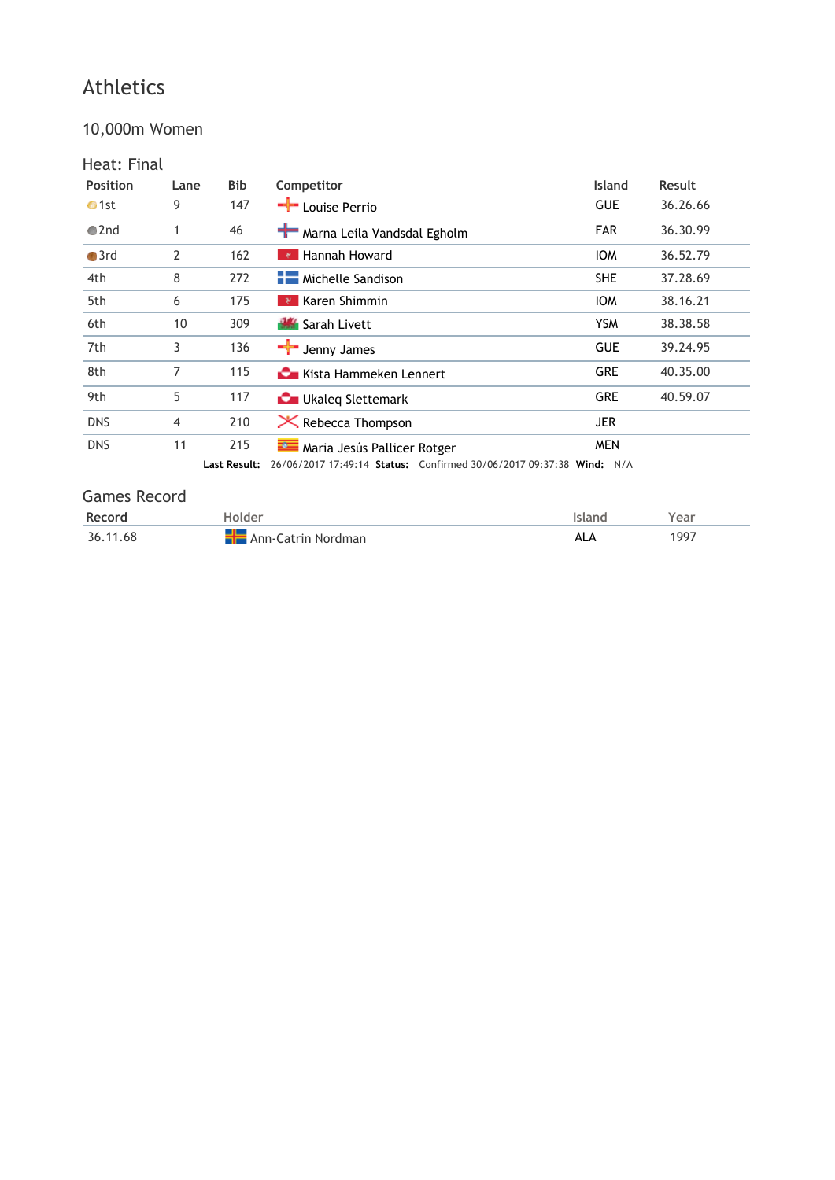# Athletics

## 10,000m Women

### Heat: Final

| Position | Lane | Bib | Competitor | Island | Result |
|---|---|---|---|---|---|
| 1st | 9 | 147 | Louise Perrio | GUE | 36.26.66 |
| 2nd | 1 | 46 | Marna Leila Vandsdal Egholm | FAR | 36.30.99 |
| 3rd | 2 | 162 | Hannah Howard | IOM | 36.52.79 |
| 4th | 8 | 272 | Michelle Sandison | SHE | 37.28.69 |
| 5th | 6 | 175 | Karen Shimmin | IOM | 38.16.21 |
| 6th | 10 | 309 | Sarah Livett | YSM | 38.38.58 |
| 7th | 3 | 136 | Jenny James | GUE | 39.24.95 |
| 8th | 7 | 115 | Kista Hammeken Lennert | GRE | 40.35.00 |
| 9th | 5 | 117 | Ukaleq Slettemark | GRE | 40.59.07 |
| DNS | 4 | 210 | Rebecca Thompson | JER | |
| DNS | 11 | 215 | Maria Jesús Pallicer Rotger | MEN | |

**Last Result:** 26/06/2017 17:49:14 **Status:** Confirmed 30/06/2017 09:37:38 **Wind:** N/A

## Games Record

| Record | Holder | Island | Year |
|---|---|---|---|
| 36.11.68 | Ann-Catrin Nordman | ALA | 1997 |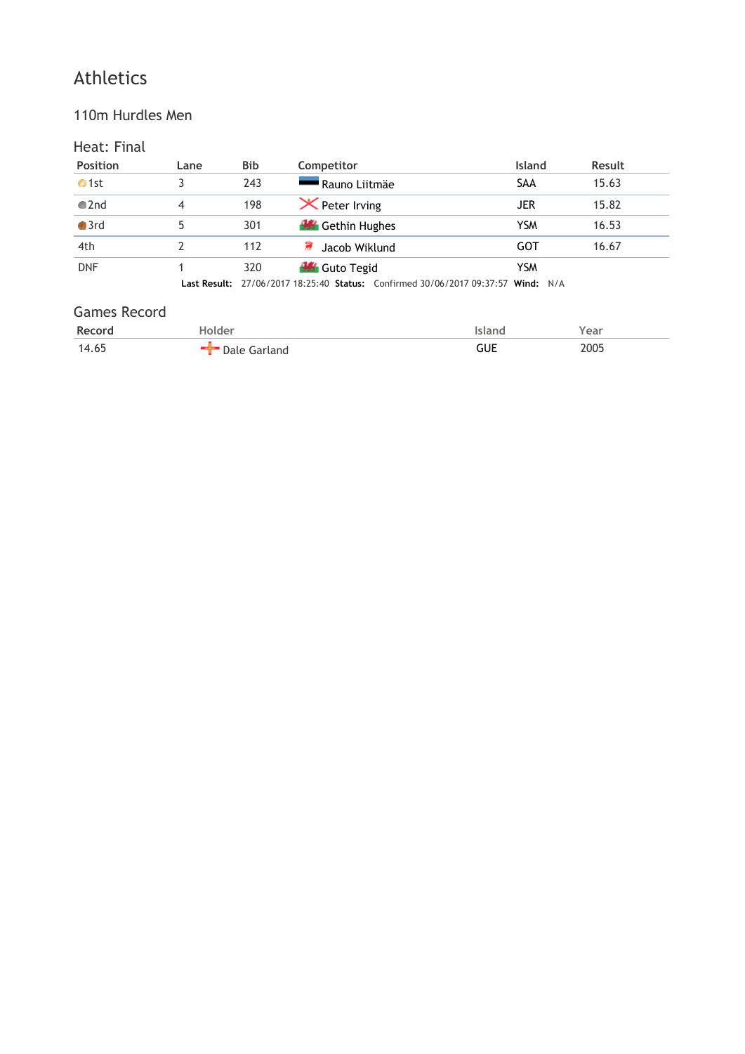# Athletics

## 110m Hurdles Men

### Heat: Final

| Position | Lane | Bib | Competitor | Island | Result |
|---|---|---|---|---|---|
| 1st | 3 | 243 | Rauno Liitmäe | SAA | 15.63 |
| 2nd | 4 | 198 | Peter Irving | JER | 15.82 |
| 3rd | 5 | 301 | Gethin Hughes | YSM | 16.53 |
| 4th | 2 | 112 | Jacob Wiklund | GOT | 16.67 |
| DNF | 1 | 320 | Guto Tegid | YSM | |

**Last Result:** 27/06/2017 18:25:40 **Status:** Confirmed 30/06/2017 09:37:57 **Wind:** N/A

### Games Record

| Record | Holder | Island | Year |
|---|---|---|---|
| 14.65 | Dale Garland | GUE | 2005 |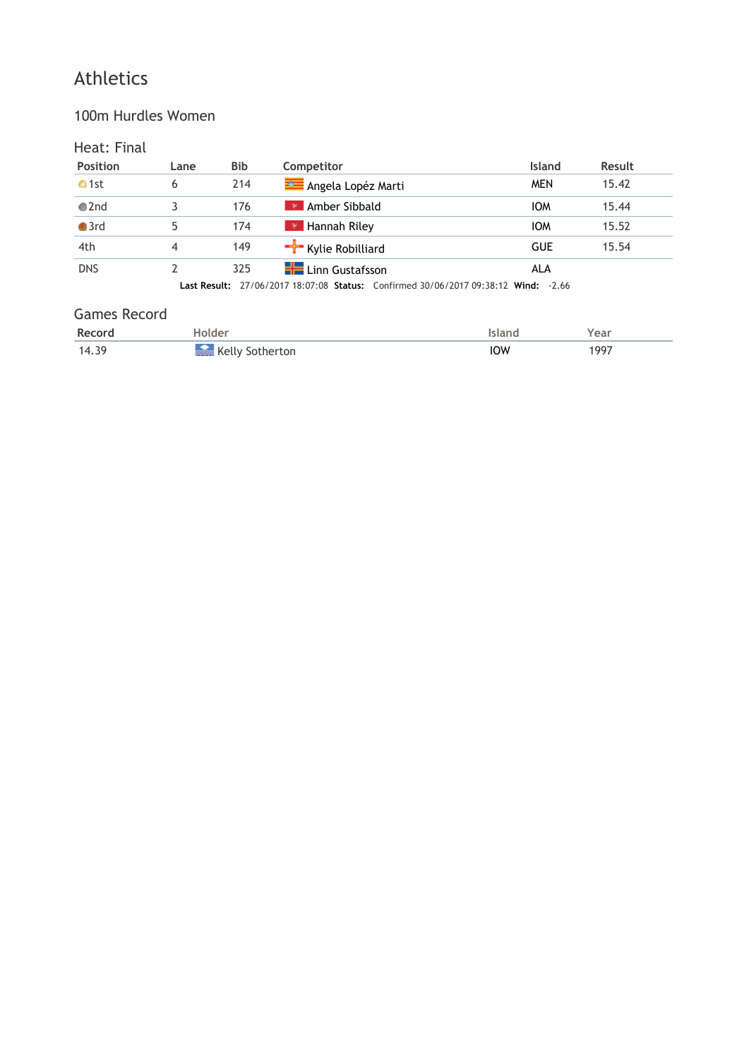# Athletics

## 100m Hurdles Women

### Heat: Final

| Position | Lane | Bib | Competitor | Island | Result |
|---|---|---|---|---|---|
| 1st | 6 | 214 | Angela Lopéz Marti | MEN | 15.42 |
| 2nd | 3 | 176 | Amber Sibbald | IOM | 15.44 |
| 3rd | 5 | 174 | Hannah Riley | IOM | 15.52 |
| 4th | 4 | 149 | Kylie Robilliard | GUE | 15.54 |
| DNS | 2 | 325 | Linn Gustafsson | ALA | |

**Last Result:** 27/06/2017 18:07:08 **Status:** Confirmed 30/06/2017 09:38:12 **Wind:** -2.66

### Games Record

| Record | Holder | Island | Year |
|---|---|---|---|
| 14.39 | Kelly Sotherton | IOW | 1997 |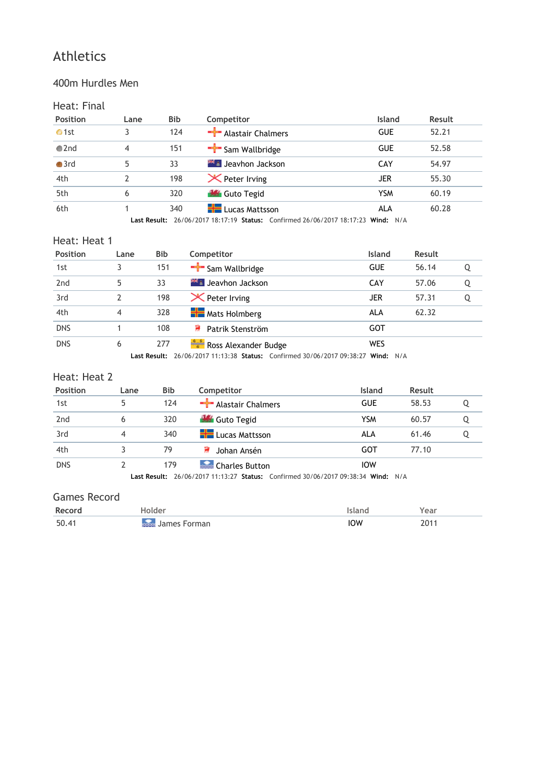# Athletics

## 400m Hurdles Men

### Heat: Final

| Position | Lane | Bib | Competitor | Island | Result |
|---|---|---|---|---|---|
| 1st | 3 | 124 | Alastair Chalmers | GUE | 52.21 |
| 2nd | 4 | 151 | Sam Wallbridge | GUE | 52.58 |
| 3rd | 5 | 33 | Jeavhon Jackson | CAY | 54.97 |
| 4th | 2 | 198 | Peter Irving | JER | 55.30 |
| 5th | 6 | 320 | Guto Tegid | YSM | 60.19 |
| 6th | 1 | 340 | Lucas Mattsson | ALA | 60.28 |

**Last Result:** 26/06/2017 18:17:19 **Status:** Confirmed 26/06/2017 18:17:23 **Wind:** N/A

### Heat: Heat 1

| Position | Lane | Bib | Competitor | Island | Result | |
|---|---|---|---|---|---|---|
| 1st | 3 | 151 | Sam Wallbridge | GUE | 56.14 | Q |
| 2nd | 5 | 33 | Jeavhon Jackson | CAY | 57.06 | Q |
| 3rd | 2 | 198 | Peter Irving | JER | 57.31 | Q |
| 4th | 4 | 328 | Mats Holmberg | ALA | 62.32 | |
| DNS | 1 | 108 | Patrik Stenström | GOT | | |
| DNS | 6 | 277 | Ross Alexander Budge | WES | | |

**Last Result:** 26/06/2017 11:13:38 **Status:** Confirmed 30/06/2017 09:38:27 **Wind:** N/A

### Heat: Heat 2

| Position | Lane | Bib | Competitor | Island | Result | |
|---|---|---|---|---|---|---|
| 1st | 5 | 124 | Alastair Chalmers | GUE | 58.53 | Q |
| 2nd | 6 | 320 | Guto Tegid | YSM | 60.57 | Q |
| 3rd | 4 | 340 | Lucas Mattsson | ALA | 61.46 | Q |
| 4th | 3 | 79 | Johan Ansén | GOT | 77.10 | |
| DNS | 2 | 179 | Charles Button | IOW | | |

**Last Result:** 26/06/2017 11:13:27 **Status:** Confirmed 30/06/2017 09:38:34 **Wind:** N/A

### Games Record

| Record | Holder | Island | Year |
|---|---|---|---|
| 50.41 | James Forman | IOW | 2011 |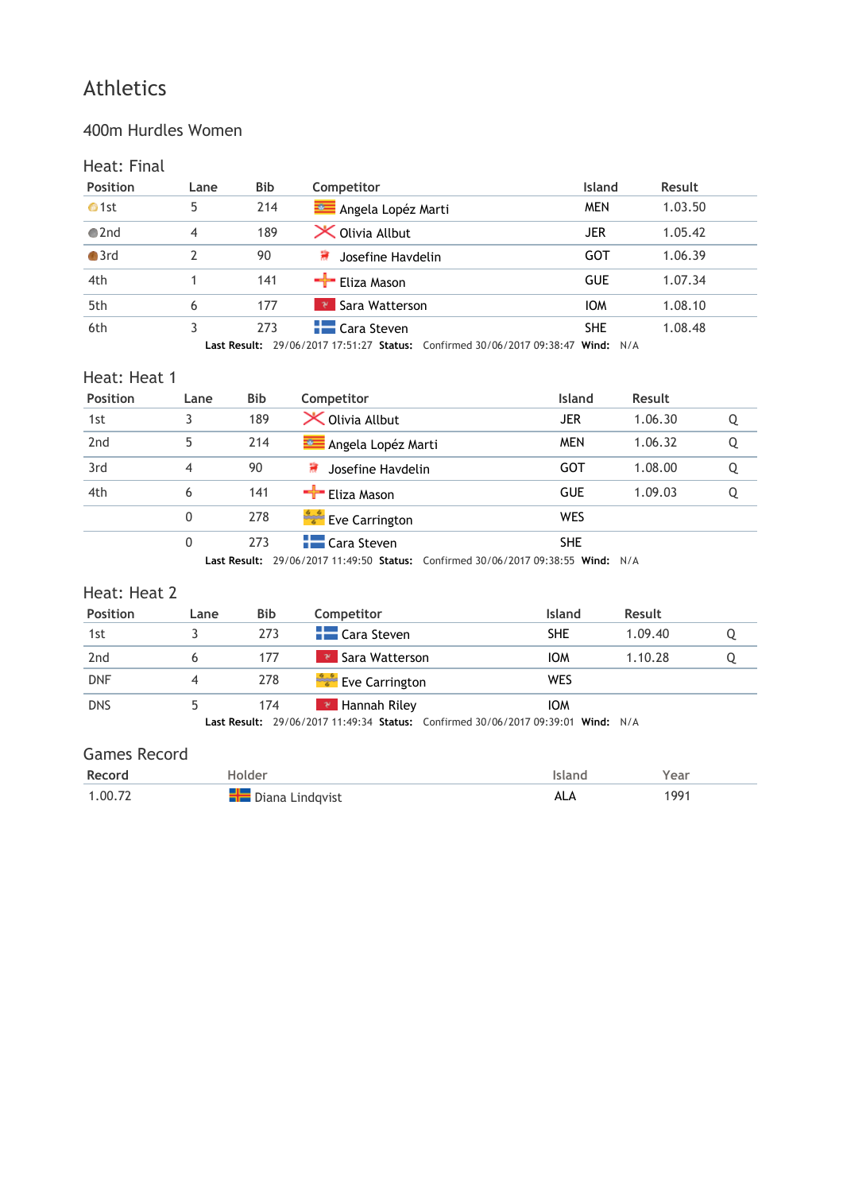# Athletics

## 400m Hurdles Women

### Heat: Final

| Position | Lane | Bib | Competitor | Island | Result |
|---|---|---|---|---|---|
| 1st | 5 | 214 | Angela Lopéz Marti | MEN | 1.03.50 |
| 2nd | 4 | 189 | Olivia Allbut | JER | 1.05.42 |
| 3rd | 2 | 90 | Josefine Havdelin | GOT | 1.06.39 |
| 4th | 1 | 141 | Eliza Mason | GUE | 1.07.34 |
| 5th | 6 | 177 | Sara Watterson | IOM | 1.08.10 |
| 6th | 3 | 273 | Cara Steven | SHE | 1.08.48 |

**Last Result:** 29/06/2017 17:51:27 **Status:** Confirmed 30/06/2017 09:38:47 **Wind:** N/A

### Heat: Heat 1

| Position | Lane | Bib | Competitor | Island | Result | |
|---|---|---|---|---|---|---|
| 1st | 3 | 189 | Olivia Allbut | JER | 1.06.30 | Q |
| 2nd | 5 | 214 | Angela Lopéz Marti | MEN | 1.06.32 | Q |
| 3rd | 4 | 90 | Josefine Havdelin | GOT | 1.08.00 | Q |
| 4th | 6 | 141 | Eliza Mason | GUE | 1.09.03 | Q |
| | 0 | 278 | Eve Carrington | WES | | |
| | 0 | 273 | Cara Steven | SHE | | |

**Last Result:** 29/06/2017 11:49:50 **Status:** Confirmed 30/06/2017 09:38:55 **Wind:** N/A

### Heat: Heat 2

| Position | Lane | Bib | Competitor | Island | Result | |
|---|---|---|---|---|---|---|
| 1st | 3 | 273 | Cara Steven | SHE | 1.09.40 | Q |
| 2nd | 6 | 177 | Sara Watterson | IOM | 1.10.28 | Q |
| DNF | 4 | 278 | Eve Carrington | WES | | |
| DNS | 5 | 174 | Hannah Riley | IOM | | |

**Last Result:** 29/06/2017 11:49:34 **Status:** Confirmed 30/06/2017 09:39:01 **Wind:** N/A

### Games Record

| Record | Holder | Island | Year |
|---|---|---|---|
| 1.00.72 | Diana Lindqvist | ALA | 1991 |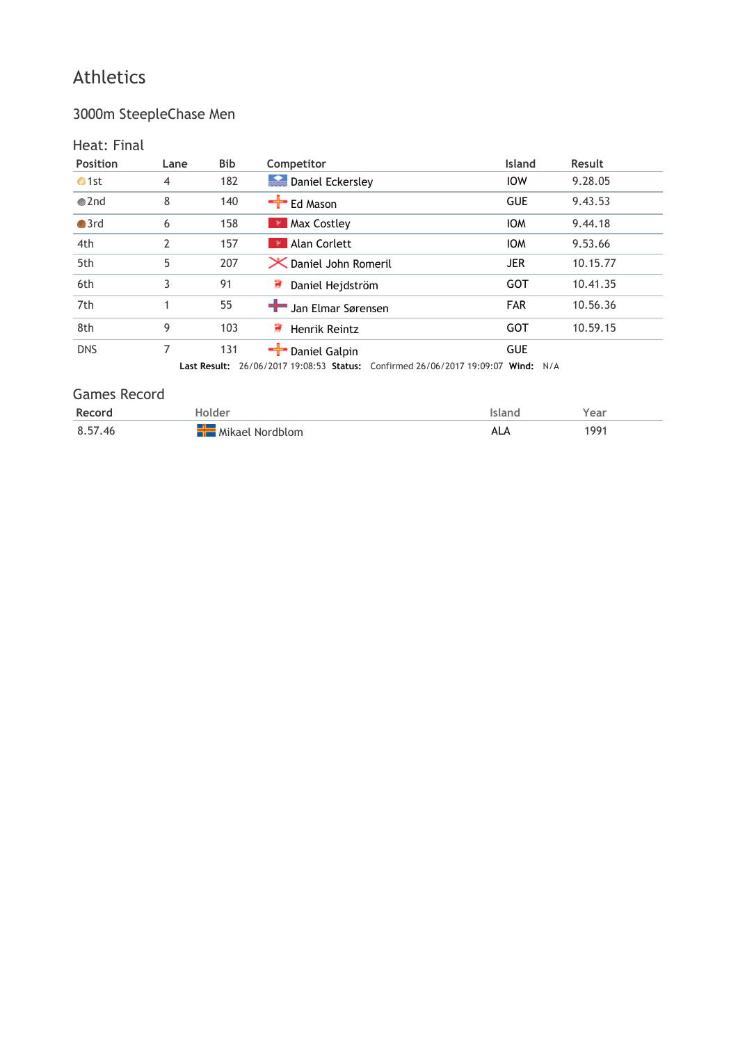# Athletics

## 3000m SteepleChase Men

### Heat: Final

| Position | Lane | Bib | Competitor | Island | Result |
|---|---|---|---|---|---|
| 1st | 4 | 182 | Daniel Eckersley | IOW | 9.28.05 |
| 2nd | 8 | 140 | Ed Mason | GUE | 9.43.53 |
| 3rd | 6 | 158 | Max Costley | IOM | 9.44.18 |
| 4th | 2 | 157 | Alan Corlett | IOM | 9.53.66 |
| 5th | 5 | 207 | Daniel John Romeril | JER | 10.15.77 |
| 6th | 3 | 91 | Daniel Hejdström | GOT | 10.41.35 |
| 7th | 1 | 55 | Jan Elmar Sørensen | FAR | 10.56.36 |
| 8th | 9 | 103 | Henrik Reintz | GOT | 10.59.15 |
| DNS | 7 | 131 | Daniel Galpin | GUE | |

**Last Result:** 26/06/2017 19:08:53 **Status:** Confirmed 26/06/2017 19:09:07 **Wind:** N/A

### Games Record

| Record | Holder | Island | Year |
|---|---|---|---|
| 8.57.46 | Mikael Nordblom | ALA | 1991 |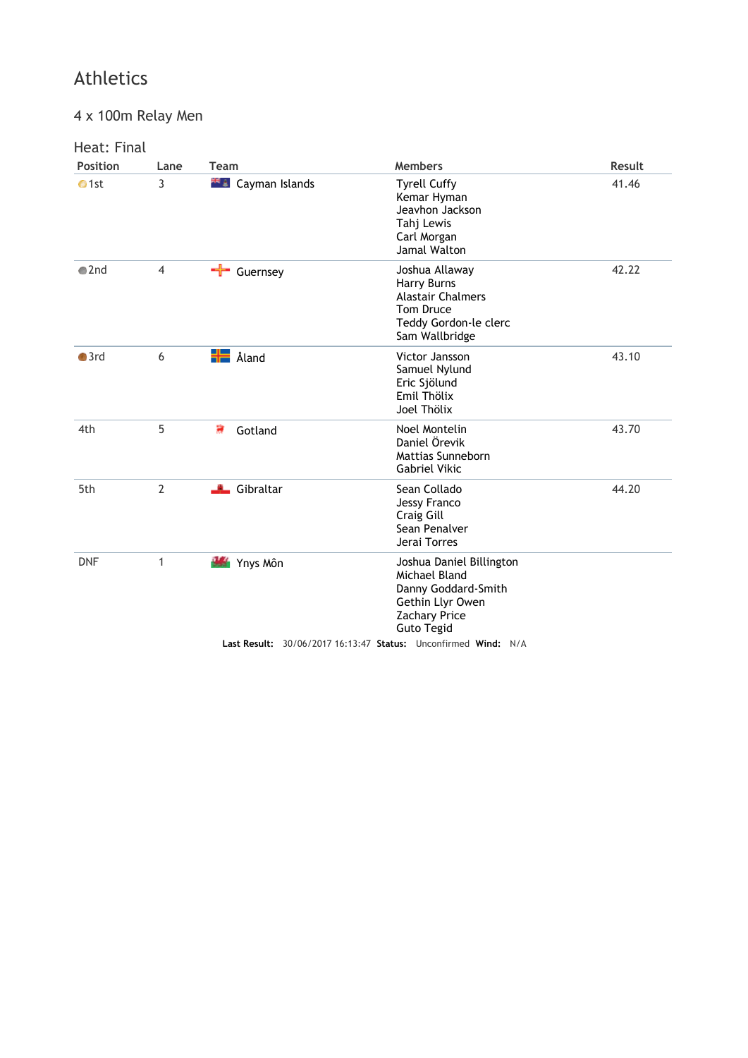# Athletics

## 4 x 100m Relay Men

### Heat: Final

| Position | Lane | Team | Members | Result |
|---|---|---|---|---|
| 1st | 3 | Cayman Islands | Tyrell Cuffy<br>Kemar Hyman<br>Jeavhon Jackson<br>Tahj Lewis<br>Carl Morgan<br>Jamal Walton | 41.46 |
| 2nd | 4 | Guernsey | Joshua Allaway<br>Harry Burns<br>Alastair Chalmers<br>Tom Druce<br>Teddy Gordon-le clerc<br>Sam Wallbridge | 42.22 |
| 3rd | 6 | Åland | Victor Jansson<br>Samuel Nylund<br>Eric Sjölund<br>Emil Thölix<br>Joel Thölix | 43.10 |
| 4th | 5 | Gotland | Noel Montelin<br>Daniel Örevik<br>Mattias Sunneborn<br>Gabriel Vikic | 43.70 |
| 5th | 2 | Gibraltar | Sean Collado<br>Jessy Franco<br>Craig Gill<br>Sean Penalver<br>Jerai Torres | 44.20 |
| DNF | 1 | Ynys Môn | Joshua Daniel Billington<br>Michael Bland<br>Danny Goddard-Smith<br>Gethin Llyr Owen<br>Zachary Price<br>Guto Tegid | |

**Last Result:** 30/06/2017 16:13:47 **Status:** Unconfirmed **Wind:** N/A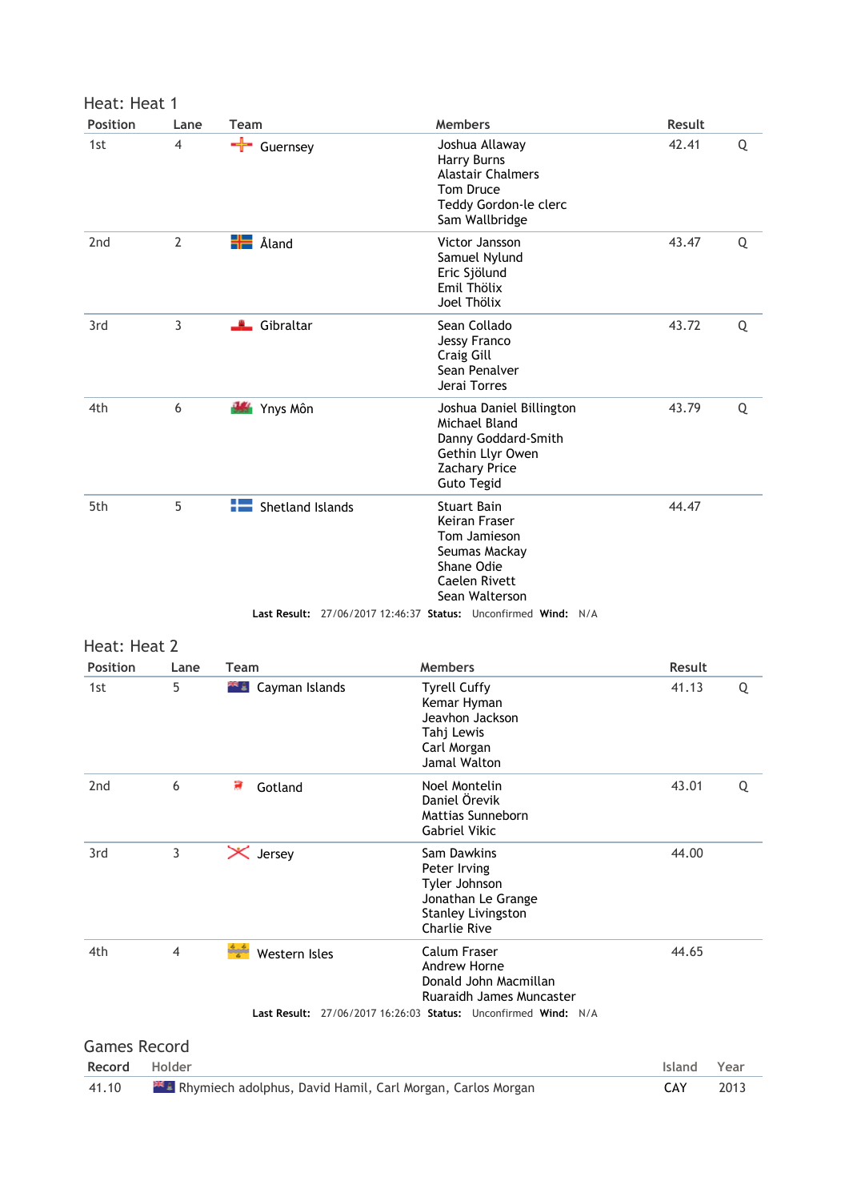## Heat: Heat 1

| Position | Lane | Team | Members | Result | |
|---|---|---|---|---|---|
| 1st | 4 | Guernsey | Joshua Allaway<br>Harry Burns<br>Alastair Chalmers<br>Tom Druce<br>Teddy Gordon-le clerc<br>Sam Wallbridge | 42.41 | Q |
| 2nd | 2 | Åland | Victor Jansson<br>Samuel Nylund<br>Eric Sjölund<br>Emil Thölix<br>Joel Thölix | 43.47 | Q |
| 3rd | 3 | Gibraltar | Sean Collado<br>Jessy Franco<br>Craig Gill<br>Sean Penalver<br>Jerai Torres | 43.72 | Q |
| 4th | 6 | Ynys Môn | Joshua Daniel Billington<br>Michael Bland<br>Danny Goddard-Smith<br>Gethin Llyr Owen<br>Zachary Price<br>Guto Tegid | 43.79 | Q |
| 5th | 5 | Shetland Islands | Stuart Bain<br>Keiran Fraser<br>Tom Jamieson<br>Seumas Mackay<br>Shane Odie<br>Caelen Rivett<br>Sean Walterson | 44.47 | |

**Last Result:** 27/06/2017 12:46:37 **Status:** Unconfirmed **Wind:** N/A

## Heat: Heat 2

| Position | Lane | Team | Members | Result | |
|---|---|---|---|---|---|
| 1st | 5 | Cayman Islands | Tyrell Cuffy<br>Kemar Hyman<br>Jeavhon Jackson<br>Tahj Lewis<br>Carl Morgan<br>Jamal Walton | 41.13 | Q |
| 2nd | 6 | Gotland | Noel Montelin<br>Daniel Örevik<br>Mattias Sunneborn<br>Gabriel Vikic | 43.01 | Q |
| 3rd | 3 | Jersey | Sam Dawkins<br>Peter Irving<br>Tyler Johnson<br>Jonathan Le Grange<br>Stanley Livingston<br>Charlie Rive | 44.00 | |
| 4th | 4 | Western Isles | Calum Fraser<br>Andrew Horne<br>Donald John Macmillan<br>Ruaraidh James Muncaster | 44.65 | |

**Last Result:** 27/06/2017 16:26:03 **Status:** Unconfirmed **Wind:** N/A

## Games Record

| Record | Holder | Island | Year |
|---|---|---|---|
| 41.10 | Rhymiech adolphus, David Hamil, Carl Morgan, Carlos Morgan | CAY | 2013 |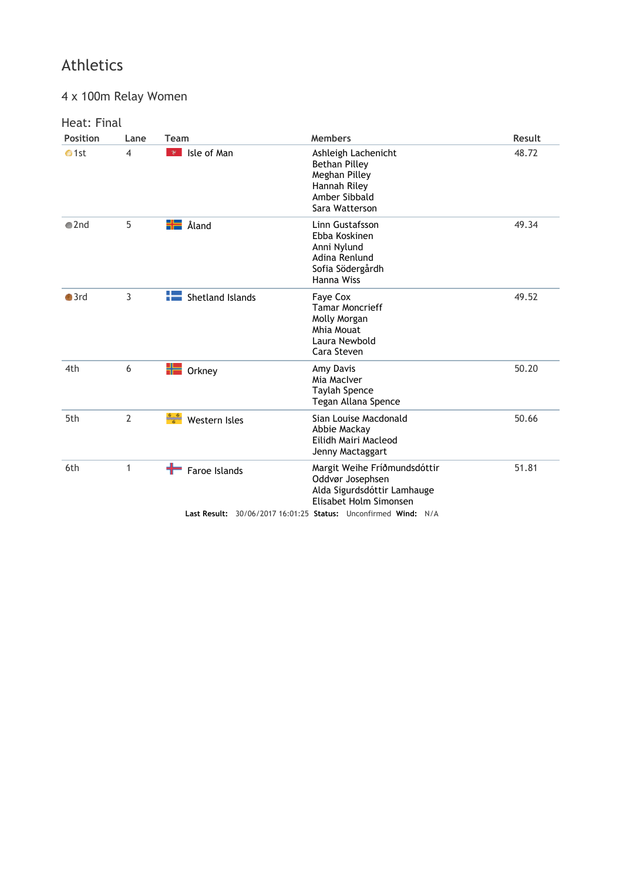# Athletics

## 4 x 100m Relay Women

### Heat: Final

| Position | Lane | Team | Members | Result |
|---|---|---|---|---|
| 1st | 4 | Isle of Man | Ashleigh Lachenicht<br>Bethan Pilley<br>Meghan Pilley<br>Hannah Riley<br>Amber Sibbald<br>Sara Watterson | 48.72 |
| 2nd | 5 | Åland | Linn Gustafsson<br>Ebba Koskinen<br>Anni Nylund<br>Adina Renlund<br>Sofia Södergårdh<br>Hanna Wiss | 49.34 |
| 3rd | 3 | Shetland Islands | Faye Cox<br>Tamar Moncrieff<br>Molly Morgan<br>Mhia Mouat<br>Laura Newbold<br>Cara Steven | 49.52 |
| 4th | 6 | Orkney | Amy Davis<br>Mia MacIver<br>Taylah Spence<br>Tegan Allana Spence | 50.20 |
| 5th | 2 | Western Isles | Sian Louise Macdonald<br>Abbie Mackay<br>Eilidh Mairi Macleod<br>Jenny Mactaggart | 50.66 |
| 6th | 1 | Faroe Islands | Margit Weihe Fríðmundsdóttir<br>Oddvør Josephsen<br>Alda Sigurdsdóttir Lamhauge<br>Elisabet Holm Simonsen | 51.81 |

**Last Result:** 30/06/2017 16:01:25 **Status:** Unconfirmed **Wind:** N/A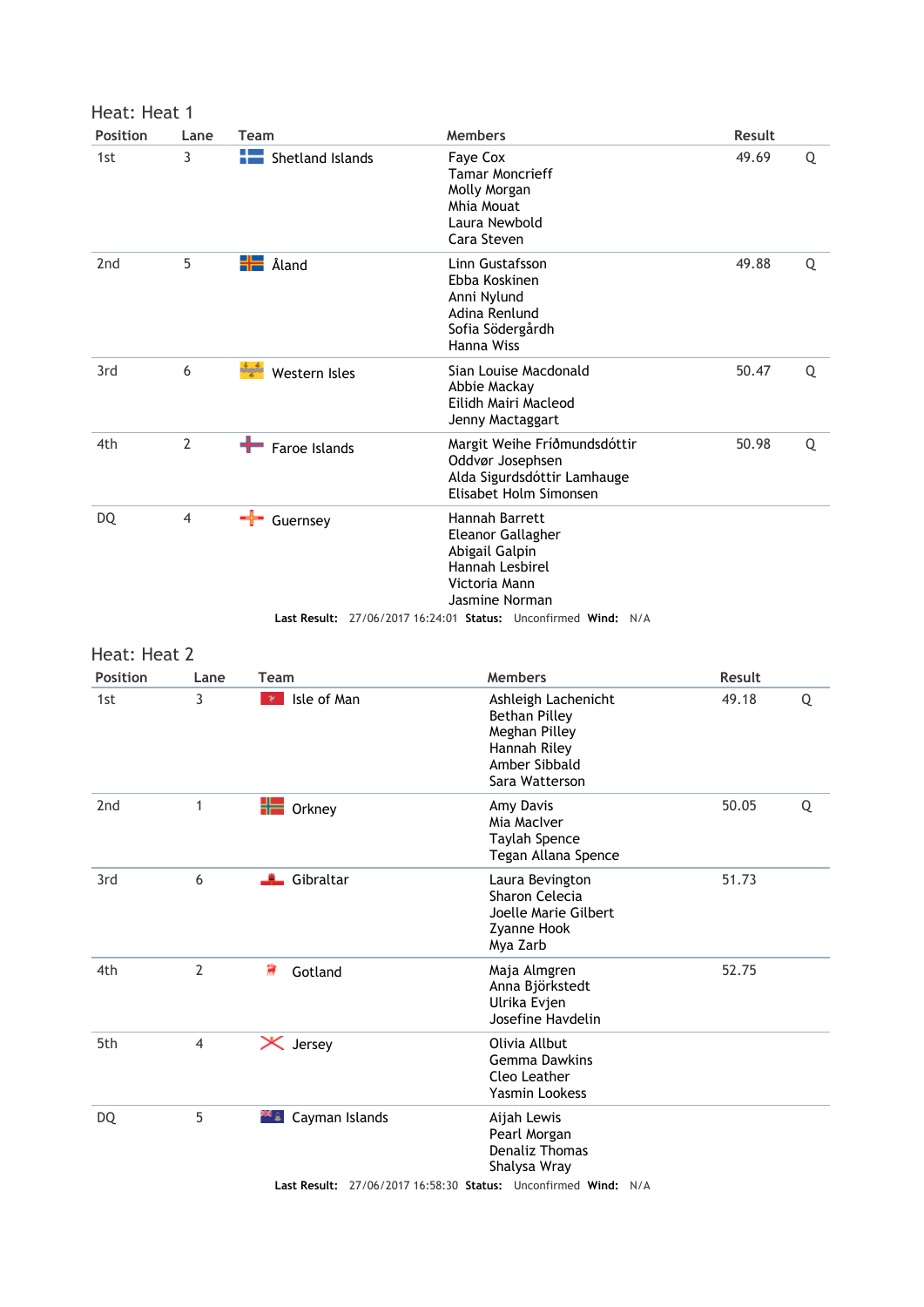## Heat: Heat 1

| Position | Lane | Team | Members | Result | |
|---|---|---|---|---|---|
| 1st | 3 | Shetland Islands | Faye Cox<br>Tamar Moncrieff<br>Molly Morgan<br>Mhia Mouat<br>Laura Newbold<br>Cara Steven | 49.69 | Q |
| 2nd | 5 | Åland | Linn Gustafsson<br>Ebba Koskinen<br>Anni Nylund<br>Adina Renlund<br>Sofia Södergårdh<br>Hanna Wiss | 49.88 | Q |
| 3rd | 6 | Western Isles | Sian Louise Macdonald<br>Abbie Mackay<br>Eilidh Mairi Macleod<br>Jenny Mactaggart | 50.47 | Q |
| 4th | 2 | Faroe Islands | Margit Weihe Fríðmundsdóttir<br>Oddvør Josephsen<br>Alda Sigurdsdóttir Lamhauge<br>Elisabet Holm Simonsen | 50.98 | Q |
| DQ | 4 | Guernsey | Hannah Barrett<br>Eleanor Gallagher<br>Abigail Galpin<br>Hannah Lesbirel<br>Victoria Mann<br>Jasmine Norman | | |

**Last Result:** 27/06/2017 16:24:01 **Status:** Unconfirmed **Wind:** N/A

## Heat: Heat 2

| Position | Lane | Team | Members | Result | |
|---|---|---|---|---|---|
| 1st | 3 | Isle of Man | Ashleigh Lachenicht<br>Bethan Pilley<br>Meghan Pilley<br>Hannah Riley<br>Amber Sibbald<br>Sara Watterson | 49.18 | Q |
| 2nd | 1 | Orkney | Amy Davis<br>Mia MacIver<br>Taylah Spence<br>Tegan Allana Spence | 50.05 | Q |
| 3rd | 6 | Gibraltar | Laura Bevington<br>Sharon Celecia<br>Joelle Marie Gilbert<br>Zyanne Hook<br>Mya Zarb | 51.73 | |
| 4th | 2 | Gotland | Maja Almgren<br>Anna Björkstedt<br>Ulrika Evjen<br>Josefine Havdelin | 52.75 | |
| 5th | 4 | Jersey | Olivia Allbut<br>Gemma Dawkins<br>Cleo Leather<br>Yasmin Lookess | | |
| DQ | 5 | Cayman Islands | Aijah Lewis<br>Pearl Morgan<br>Denaliz Thomas<br>Shalysa Wray | | |

**Last Result:** 27/06/2017 16:58:30 **Status:** Unconfirmed **Wind:** N/A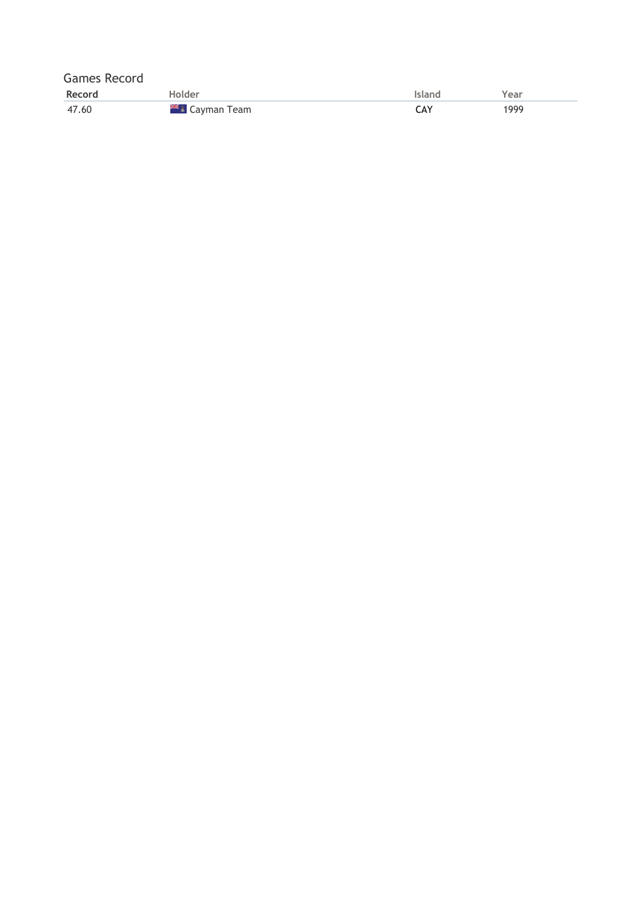Games Record

| Record | Holder | Island | Year |
|---|---|---|---|
| 47.60 | Cayman Team | CAY | 1999 |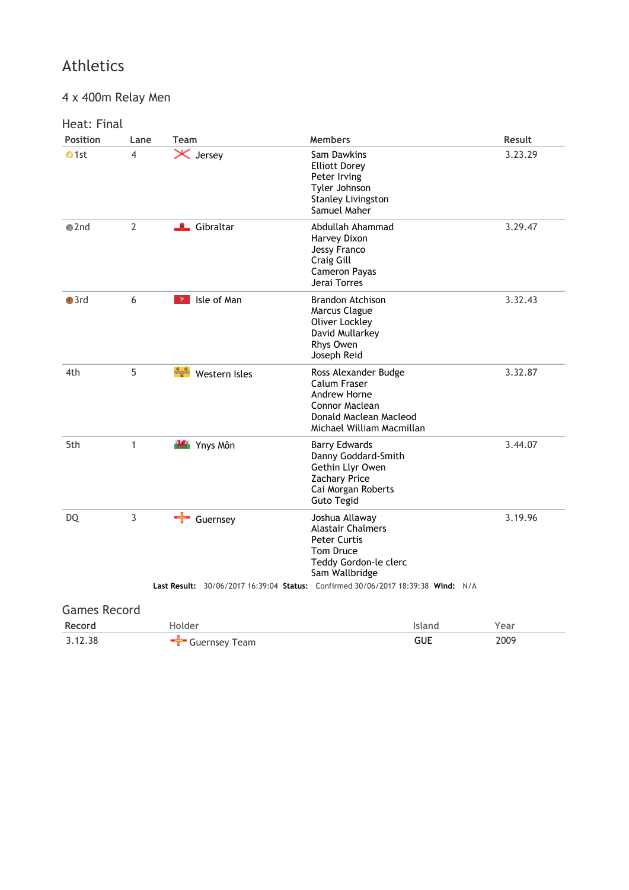# Athletics

## 4 x 400m Relay Men

### Heat: Final

| Position | Lane | Team | Members | Result |
|---|---|---|---|---|
| 1st | 4 | Jersey | Sam Dawkins<br>Elliott Dorey<br>Peter Irving<br>Tyler Johnson<br>Stanley Livingston<br>Samuel Maher | 3.23.29 |
| 2nd | 2 | Gibraltar | Abdullah Ahammad<br>Harvey Dixon<br>Jessy Franco<br>Craig Gill<br>Cameron Payas<br>Jerai Torres | 3.29.47 |
| 3rd | 6 | Isle of Man | Brandon Atchison<br>Marcus Clague<br>Oliver Lockley<br>David Mullarkey<br>Rhys Owen<br>Joseph Reid | 3.32.43 |
| 4th | 5 | Western Isles | Ross Alexander Budge<br>Calum Fraser<br>Andrew Horne<br>Connor Maclean<br>Donald Maclean Macleod<br>Michael William Macmillan | 3.32.87 |
| 5th | 1 | Ynys Môn | Barry Edwards<br>Danny Goddard-Smith<br>Gethin Llyr Owen<br>Zachary Price<br>Cai Morgan Roberts<br>Guto Tegid | 3.44.07 |
| DQ | 3 | Guernsey | Joshua Allaway<br>Alastair Chalmers<br>Peter Curtis<br>Tom Druce<br>Teddy Gordon-le clerc<br>Sam Wallbridge | 3.19.96 |

**Last Result:** 30/06/2017 16:39:04 **Status:** Confirmed 30/06/2017 18:39:38 **Wind:** N/A

### Games Record

| Record | Holder | Island | Year |
|---|---|---|---|
| 3.12.38 | Guernsey Team | GUE | 2009 |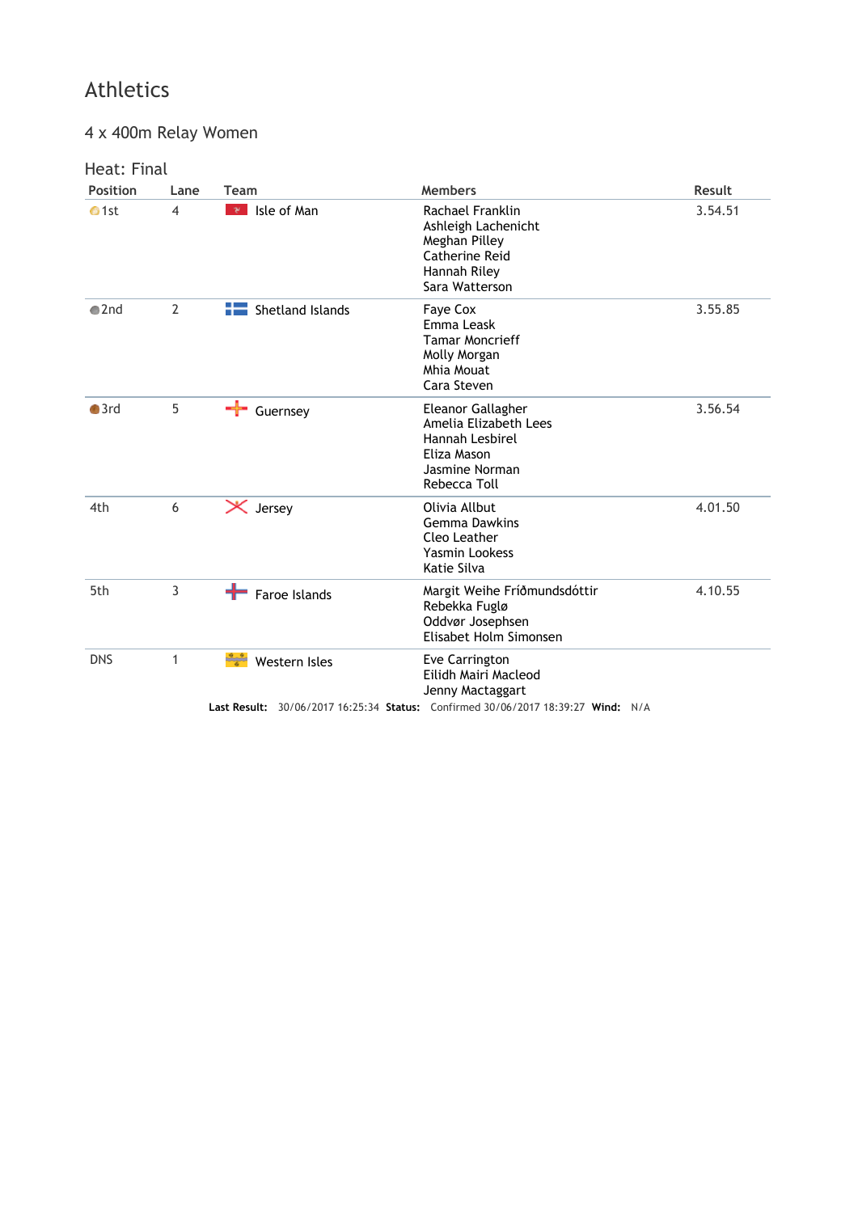# Athletics

## 4 x 400m Relay Women

### Heat: Final

| Position | Lane | Team | Members | Result |
|---|---|---|---|---|
| 1st | 4 | Isle of Man | Rachael Franklin<br>Ashleigh Lachenicht<br>Meghan Pilley<br>Catherine Reid<br>Hannah Riley<br>Sara Watterson | 3.54.51 |
| 2nd | 2 | Shetland Islands | Faye Cox<br>Emma Leask<br>Tamar Moncrieff<br>Molly Morgan<br>Mhia Mouat<br>Cara Steven | 3.55.85 |
| 3rd | 5 | Guernsey | Eleanor Gallagher<br>Amelia Elizabeth Lees<br>Hannah Lesbirel<br>Eliza Mason<br>Jasmine Norman<br>Rebecca Toll | 3.56.54 |
| 4th | 6 | Jersey | Olivia Allbut<br>Gemma Dawkins<br>Cleo Leather<br>Yasmin Lookess<br>Katie Silva | 4.01.50 |
| 5th | 3 | Faroe Islands | Margit Weihe Fríðmundsdóttir<br>Rebekka Fuglø<br>Oddvør Josephsen<br>Elisabet Holm Simonsen | 4.10.55 |
| DNS | 1 | Western Isles | Eve Carrington<br>Eilidh Mairi Macleod<br>Jenny Mactaggart | |

**Last Result:** 30/06/2017 16:25:34 **Status:** Confirmed 30/06/2017 18:39:27 **Wind:** N/A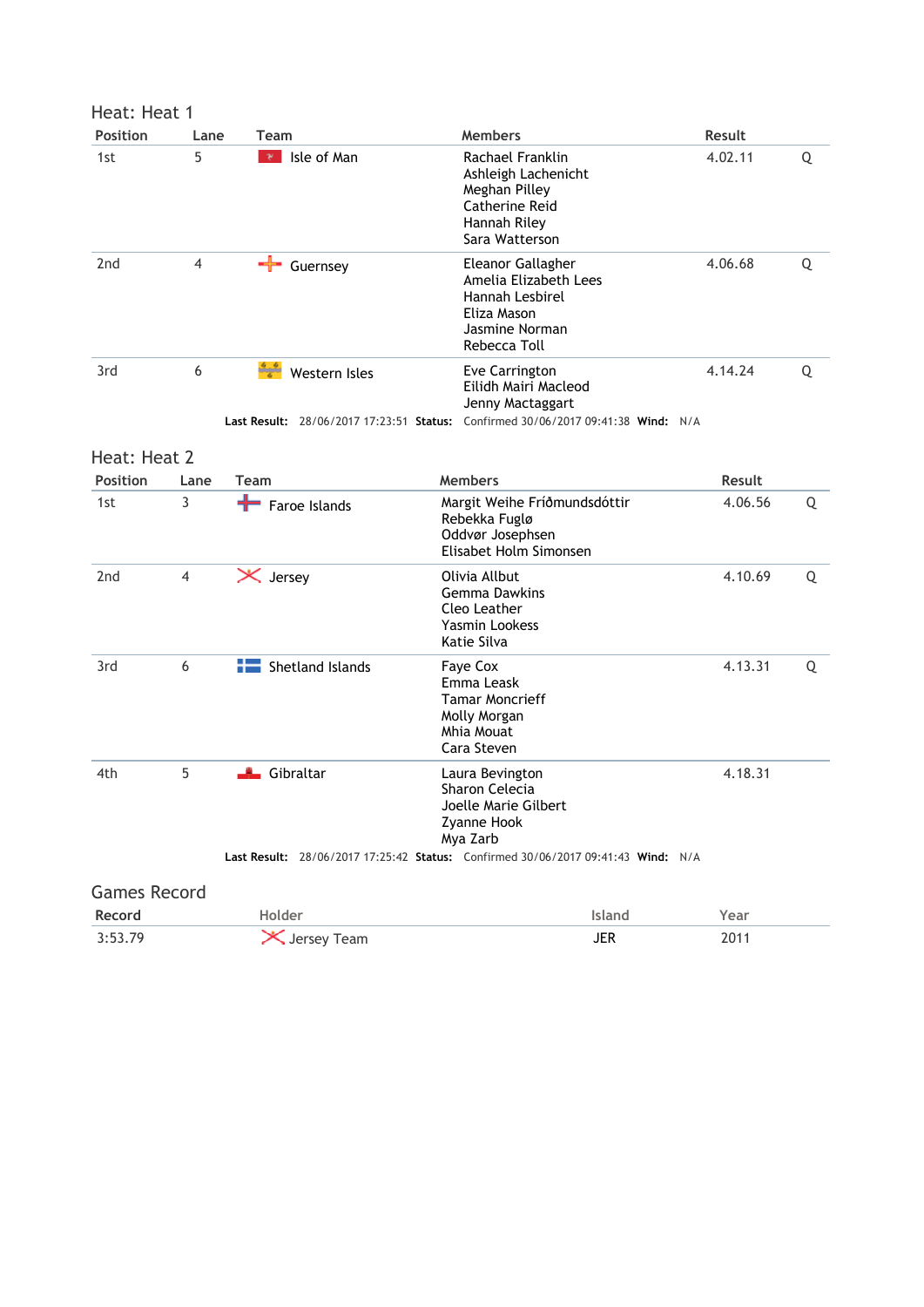## Heat: Heat 1

| Position | Lane | Team | Members | Result | |
|---|---|---|---|---|---|
| 1st | 5 | Isle of Man | Rachael Franklin<br>Ashleigh Lachenicht<br>Meghan Pilley<br>Catherine Reid<br>Hannah Riley<br>Sara Watterson | 4.02.11 | Q |
| 2nd | 4 | Guernsey | Eleanor Gallagher<br>Amelia Elizabeth Lees<br>Hannah Lesbirel<br>Eliza Mason<br>Jasmine Norman<br>Rebecca Toll | 4.06.68 | Q |
| 3rd | 6 | Western Isles | Eve Carrington<br>Eilidh Mairi Macleod<br>Jenny Mactaggart | 4.14.24 | Q |

**Last Result:** 28/06/2017 17:23:51 **Status:** Confirmed 30/06/2017 09:41:38 **Wind:** N/A

## Heat: Heat 2

| Position | Lane | Team | Members | Result | |
|---|---|---|---|---|---|
| 1st | 3 | Faroe Islands | Margit Weihe Fríðmundsdóttir<br>Rebekka Fuglø<br>Oddvør Josephsen<br>Elisabet Holm Simonsen | 4.06.56 | Q |
| 2nd | 4 | Jersey | Olivia Allbut<br>Gemma Dawkins<br>Cleo Leather<br>Yasmin Lookess<br>Katie Silva | 4.10.69 | Q |
| 3rd | 6 | Shetland Islands | Faye Cox<br>Emma Leask<br>Tamar Moncrieff<br>Molly Morgan<br>Mhia Mouat<br>Cara Steven | 4.13.31 | Q |
| 4th | 5 | Gibraltar | Laura Bevington<br>Sharon Celecia<br>Joelle Marie Gilbert<br>Zyanne Hook<br>Mya Zarb | 4.18.31 | |

**Last Result:** 28/06/2017 17:25:42 **Status:** Confirmed 30/06/2017 09:41:43 **Wind:** N/A

## Games Record

| Record | Holder | Island | Year |
|---|---|---|---|
| 3:53.79 | Jersey Team | JER | 2011 |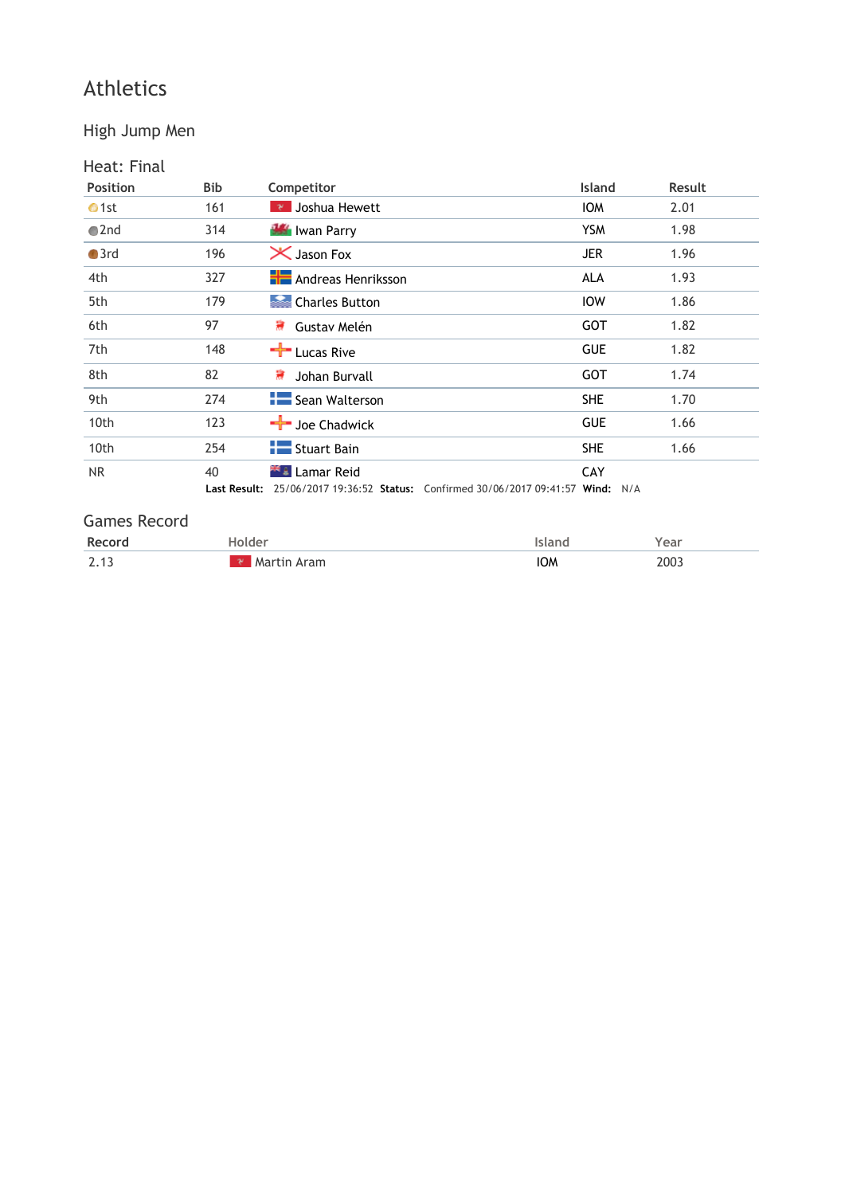# Athletics

## High Jump Men

### Heat: Final

| Position | Bib | Competitor | Island | Result |
|---|---|---|---|---|
| 1st | 161 | Joshua Hewett | IOM | 2.01 |
| 2nd | 314 | Iwan Parry | YSM | 1.98 |
| 3rd | 196 | Jason Fox | JER | 1.96 |
| 4th | 327 | Andreas Henriksson | ALA | 1.93 |
| 5th | 179 | Charles Button | IOW | 1.86 |
| 6th | 97 | Gustav Melén | GOT | 1.82 |
| 7th | 148 | Lucas Rive | GUE | 1.82 |
| 8th | 82 | Johan Burvall | GOT | 1.74 |
| 9th | 274 | Sean Walterson | SHE | 1.70 |
| 10th | 123 | Joe Chadwick | GUE | 1.66 |
| 10th | 254 | Stuart Bain | SHE | 1.66 |
| NR | 40 | Lamar Reid | CAY | |

**Last Result:** 25/06/2017 19:36:52 **Status:** Confirmed 30/06/2017 09:41:57 **Wind:** N/A

### Games Record

| Record | Holder | Island | Year |
|---|---|---|---|
| 2.13 | Martin Aram | IOM | 2003 |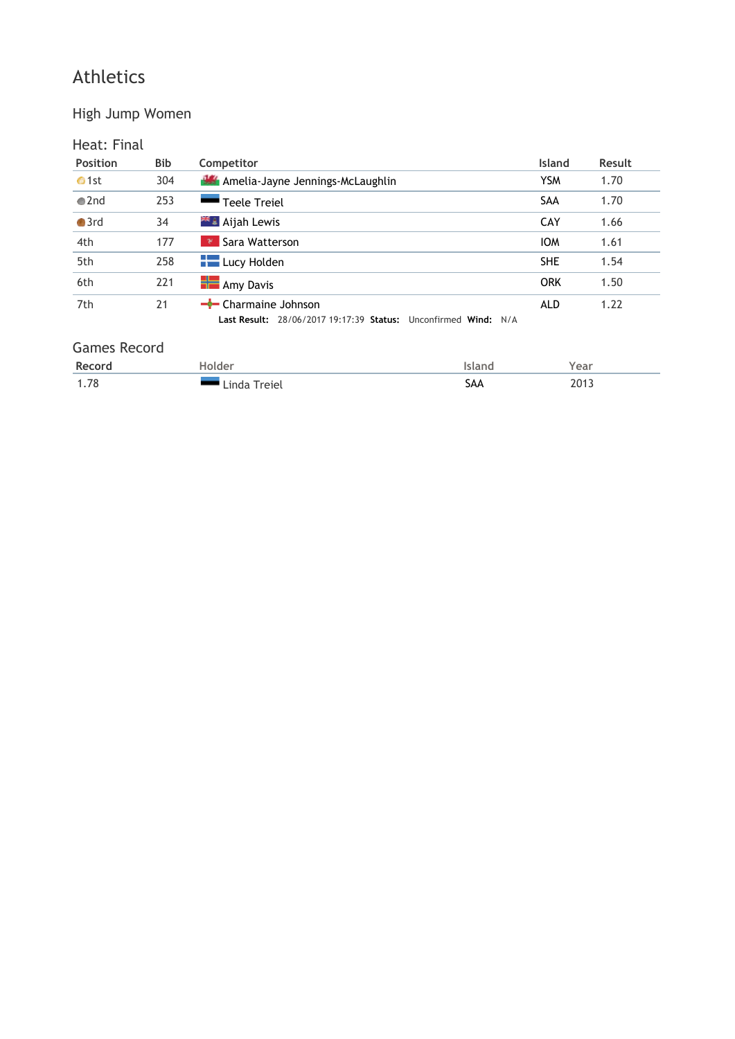# Athletics

## High Jump Women

### Heat: Final

| Position | Bib | Competitor | Island | Result |
|---|---|---|---|---|
| 1st | 304 | Amelia-Jayne Jennings-McLaughlin | YSM | 1.70 |
| 2nd | 253 | Teele Treiel | SAA | 1.70 |
| 3rd | 34 | Aijah Lewis | CAY | 1.66 |
| 4th | 177 | Sara Watterson | IOM | 1.61 |
| 5th | 258 | Lucy Holden | SHE | 1.54 |
| 6th | 221 | Amy Davis | ORK | 1.50 |
| 7th | 21 | Charmaine Johnson | ALD | 1.22 |

**Last Result:** 28/06/2017 19:17:39 **Status:** Unconfirmed **Wind:** N/A

### Games Record

| Record | Holder | Island | Year |
|---|---|---|---|
| 1.78 | Linda Treiel | SAA | 2013 |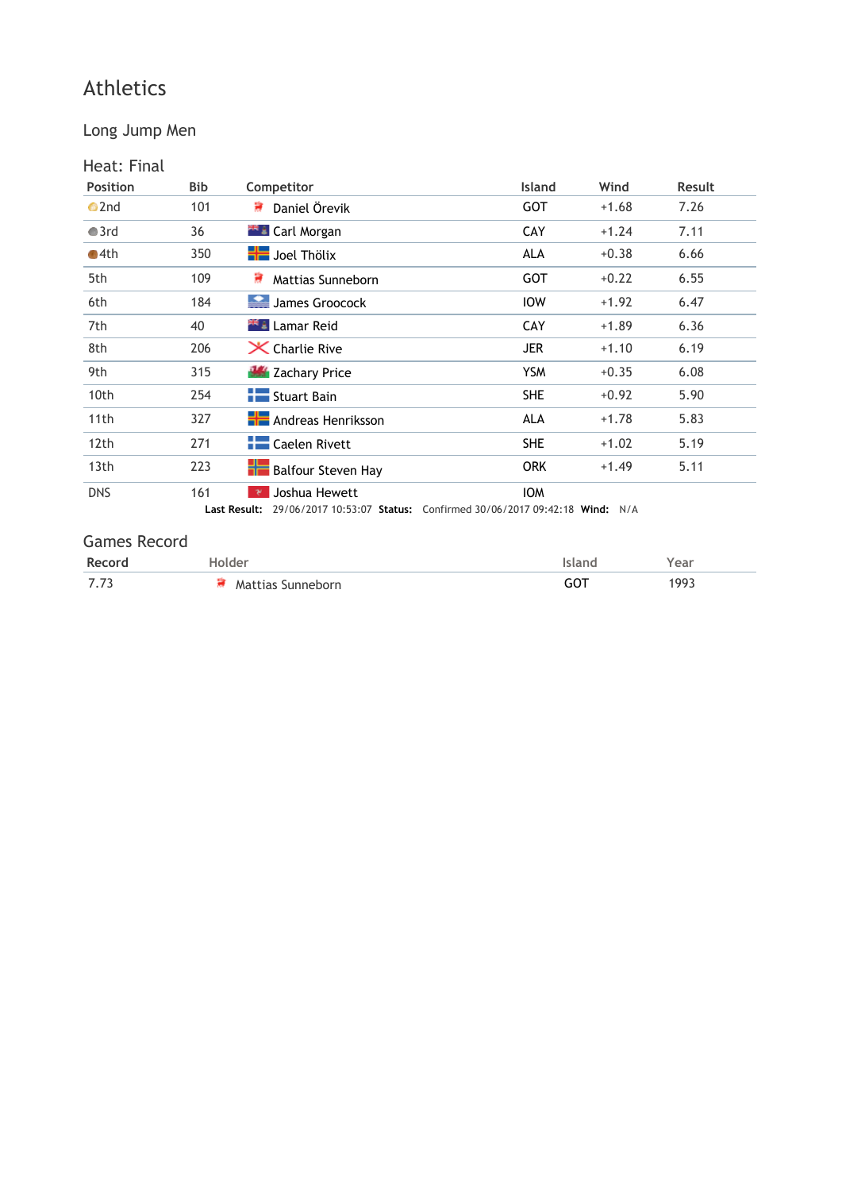# Athletics

## Long Jump Men

### Heat: Final

| Position | Bib | Competitor | Island | Wind | Result |
|---|---|---|---|---|---|
| 2nd | 101 | Daniel Örevik | GOT | +1.68 | 7.26 |
| 3rd | 36 | Carl Morgan | CAY | +1.24 | 7.11 |
| 4th | 350 | Joel Thölix | ALA | +0.38 | 6.66 |
| 5th | 109 | Mattias Sunneborn | GOT | +0.22 | 6.55 |
| 6th | 184 | James Groocock | IOW | +1.92 | 6.47 |
| 7th | 40 | Lamar Reid | CAY | +1.89 | 6.36 |
| 8th | 206 | Charlie Rive | JER | +1.10 | 6.19 |
| 9th | 315 | Zachary Price | YSM | +0.35 | 6.08 |
| 10th | 254 | Stuart Bain | SHE | +0.92 | 5.90 |
| 11th | 327 | Andreas Henriksson | ALA | +1.78 | 5.83 |
| 12th | 271 | Caelen Rivett | SHE | +1.02 | 5.19 |
| 13th | 223 | Balfour Steven Hay | ORK | +1.49 | 5.11 |
| DNS | 161 | Joshua Hewett | IOM | | |

**Last Result:** 29/06/2017 10:53:07 **Status:** Confirmed 30/06/2017 09:42:18 **Wind:** N/A

### Games Record

| Record | Holder | Island | Year |
|---|---|---|---|
| 7.73 | Mattias Sunneborn | GOT | 1993 |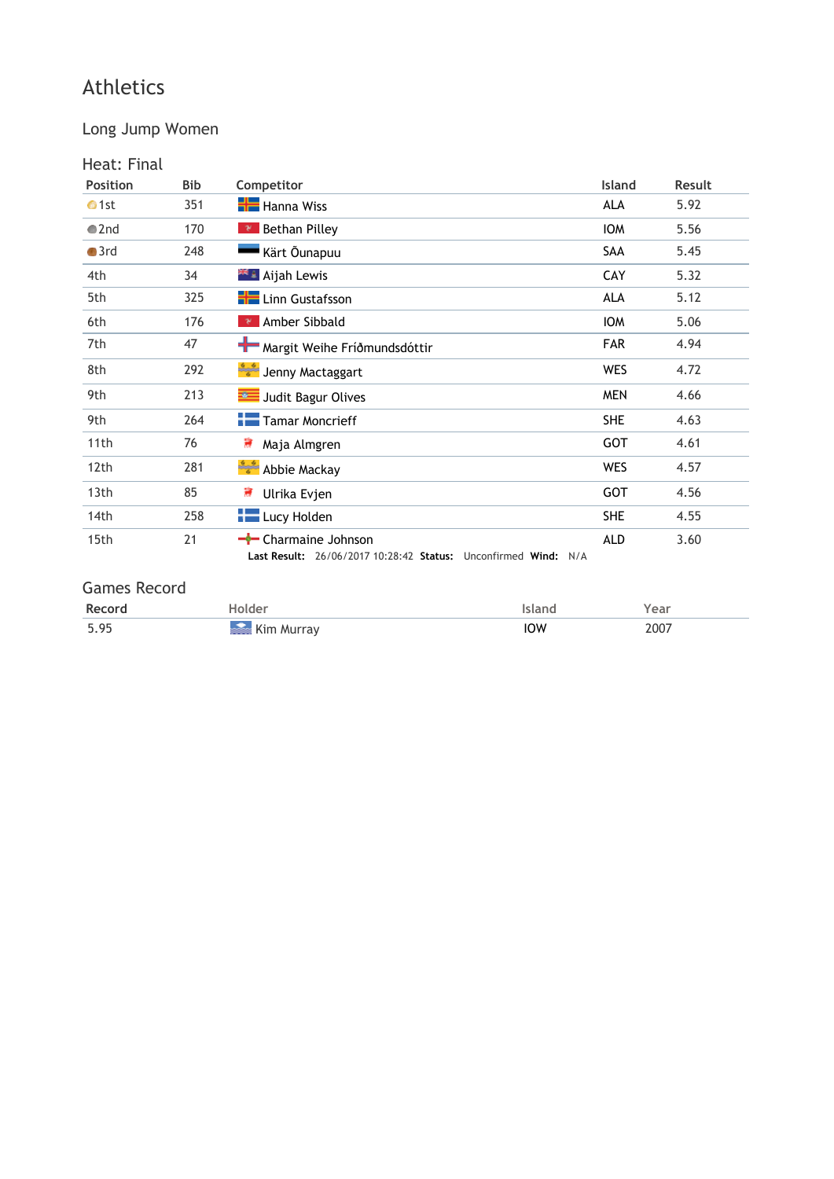# Athletics

## Long Jump Women

### Heat: Final

| Position | Bib | Competitor | Island | Result |
|---|---|---|---|---|
| 1st | 351 | Hanna Wiss | ALA | 5.92 |
| 2nd | 170 | Bethan Pilley | IOM | 5.56 |
| 3rd | 248 | Kärt Õunapuu | SAA | 5.45 |
| 4th | 34 | Aijah Lewis | CAY | 5.32 |
| 5th | 325 | Linn Gustafsson | ALA | 5.12 |
| 6th | 176 | Amber Sibbald | IOM | 5.06 |
| 7th | 47 | Margit Weihe Fríðmundsdóttir | FAR | 4.94 |
| 8th | 292 | Jenny Mactaggart | WES | 4.72 |
| 9th | 213 | Judit Bagur Olives | MEN | 4.66 |
| 9th | 264 | Tamar Moncrieff | SHE | 4.63 |
| 11th | 76 | Maja Almgren | GOT | 4.61 |
| 12th | 281 | Abbie Mackay | WES | 4.57 |
| 13th | 85 | Ulrika Evjen | GOT | 4.56 |
| 14th | 258 | Lucy Holden | SHE | 4.55 |
| 15th | 21 | Charmaine Johnson | ALD | 3.60 |

**Last Result:** 26/06/2017 10:28:42 **Status:** Unconfirmed **Wind:** N/A

### Games Record

| Record | Holder | Island | Year |
|---|---|---|---|
| 5.95 | Kim Murray | IOW | 2007 |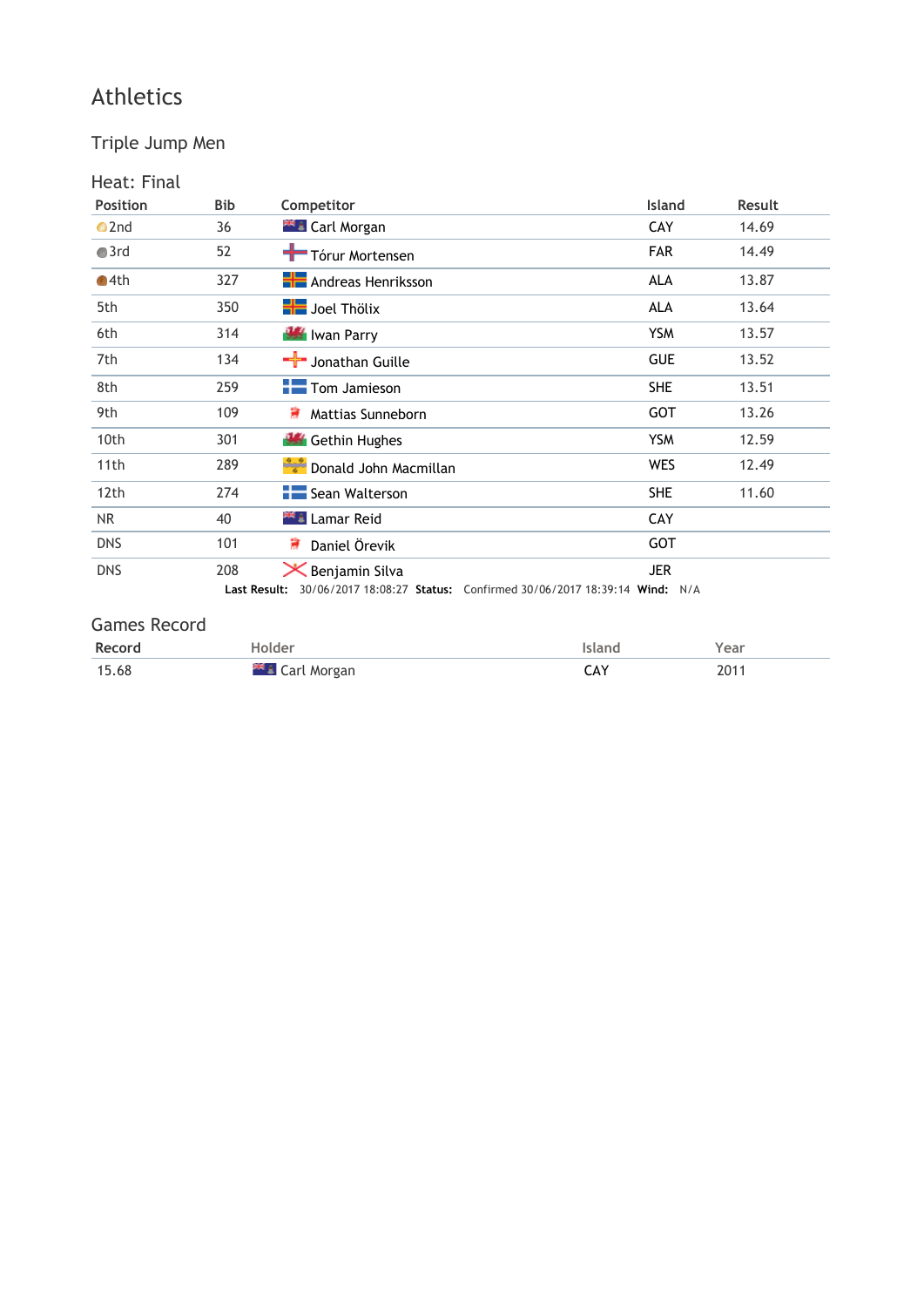# Athletics

## Triple Jump Men

### Heat: Final

| Position | Bib | Competitor | Island | Result |
|---|---|---|---|---|
| 2nd | 36 | Carl Morgan | CAY | 14.69 |
| 3rd | 52 | Tórur Mortensen | FAR | 14.49 |
| 4th | 327 | Andreas Henriksson | ALA | 13.87 |
| 5th | 350 | Joel Thölix | ALA | 13.64 |
| 6th | 314 | Iwan Parry | YSM | 13.57 |
| 7th | 134 | Jonathan Guille | GUE | 13.52 |
| 8th | 259 | Tom Jamieson | SHE | 13.51 |
| 9th | 109 | Mattias Sunneborn | GOT | 13.26 |
| 10th | 301 | Gethin Hughes | YSM | 12.59 |
| 11th | 289 | Donald John Macmillan | WES | 12.49 |
| 12th | 274 | Sean Walterson | SHE | 11.60 |
| NR | 40 | Lamar Reid | CAY | |
| DNS | 101 | Daniel Örevik | GOT | |
| DNS | 208 | Benjamin Silva | JER | |

**Last Result:** 30/06/2017 18:08:27 **Status:** Confirmed 30/06/2017 18:39:14 **Wind:** N/A

### Games Record

| Record | Holder | Island | Year |
|---|---|---|---|
| 15.68 | Carl Morgan | CAY | 2011 |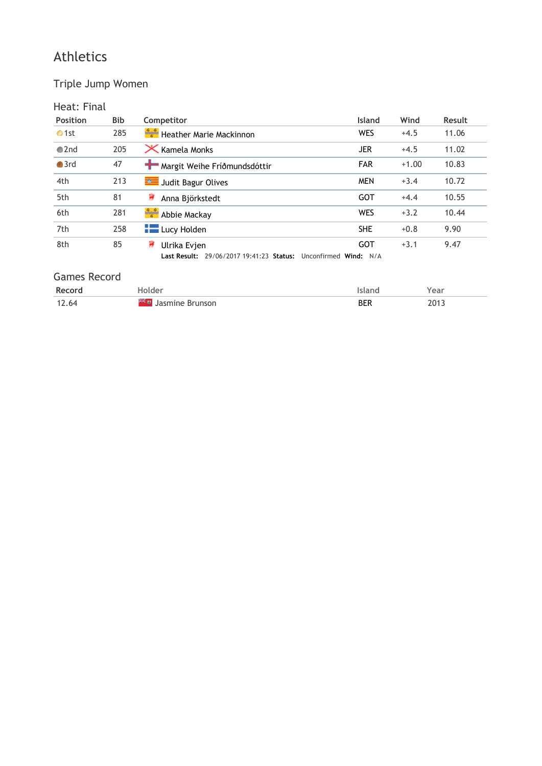# Athletics

## Triple Jump Women

### Heat: Final

| Position | Bib | Competitor | Island | Wind | Result |
|---|---|---|---|---|---|
| 1st | 285 | Heather Marie Mackinnon | WES | +4.5 | 11.06 |
| 2nd | 205 | Kamela Monks | JER | +4.5 | 11.02 |
| 3rd | 47 | Margit Weihe Fríðmundsdóttir | FAR | +1.00 | 10.83 |
| 4th | 213 | Judit Bagur Olives | MEN | +3.4 | 10.72 |
| 5th | 81 | Anna Björkstedt | GOT | +4.4 | 10.55 |
| 6th | 281 | Abbie Mackay | WES | +3.2 | 10.44 |
| 7th | 258 | Lucy Holden | SHE | +0.8 | 9.90 |
| 8th | 85 | Ulrika Evjen | GOT | +3.1 | 9.47 |

**Last Result:** 29/06/2017 19:41:23 **Status:** Unconfirmed **Wind:** N/A

### Games Record

| Record | Holder | Island | Year |
|---|---|---|---|
| 12.64 | Jasmine Brunson | BER | 2013 |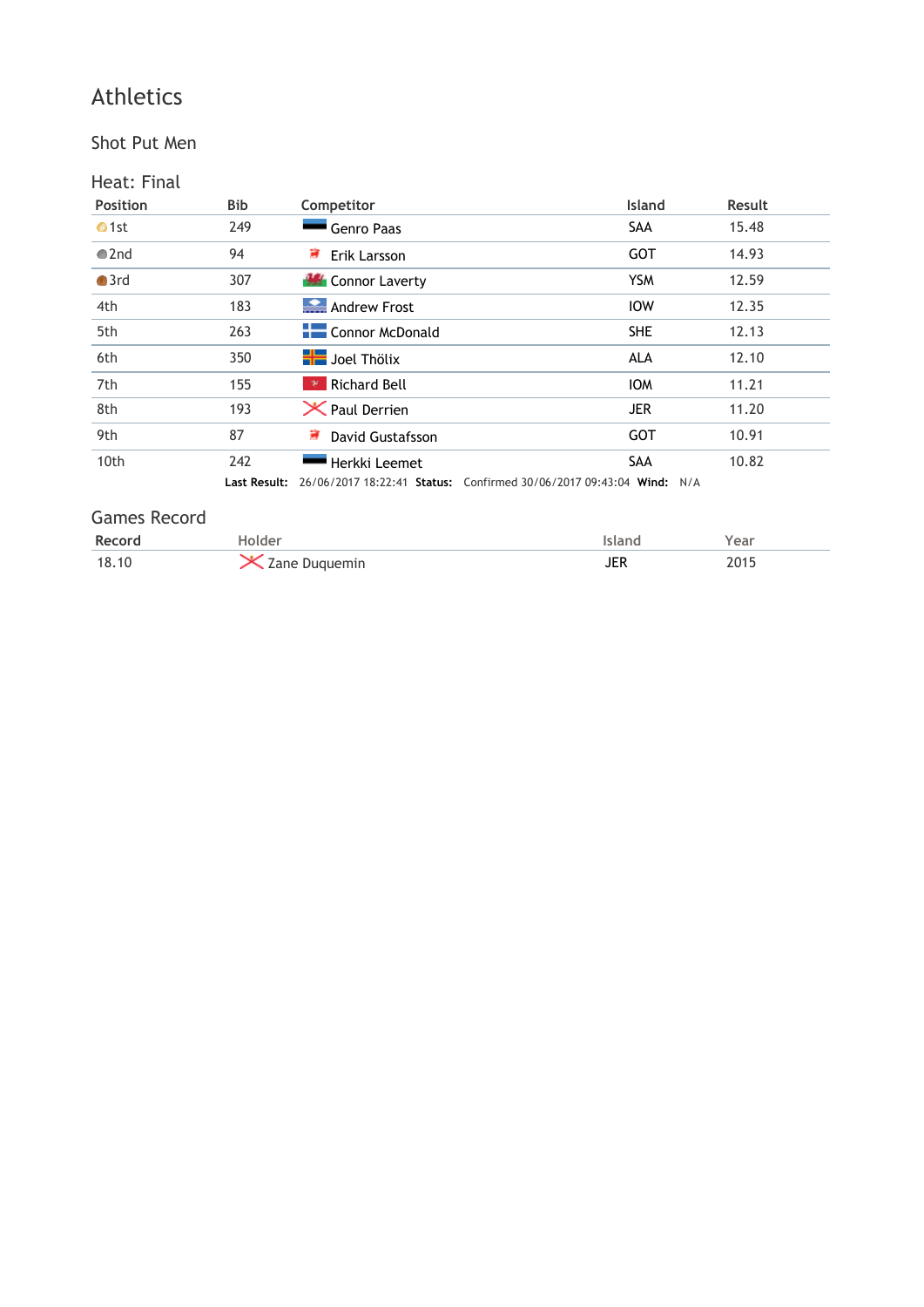# Athletics

## Shot Put Men

### Heat: Final

| Position | Bib | Competitor | Island | Result |
|---|---|---|---|---|
| 1st | 249 | Genro Paas | SAA | 15.48 |
| 2nd | 94 | Erik Larsson | GOT | 14.93 |
| 3rd | 307 | Connor Laverty | YSM | 12.59 |
| 4th | 183 | Andrew Frost | IOW | 12.35 |
| 5th | 263 | Connor McDonald | SHE | 12.13 |
| 6th | 350 | Joel Thölix | ALA | 12.10 |
| 7th | 155 | Richard Bell | IOM | 11.21 |
| 8th | 193 | Paul Derrien | JER | 11.20 |
| 9th | 87 | David Gustafsson | GOT | 10.91 |
| 10th | 242 | Herkki Leemet | SAA | 10.82 |

**Last Result:** 26/06/2017 18:22:41 **Status:** Confirmed 30/06/2017 09:43:04 **Wind:** N/A

### Games Record

| Record | Holder | Island | Year |
|---|---|---|---|
| 18.10 | Zane Duquemin | JER | 2015 |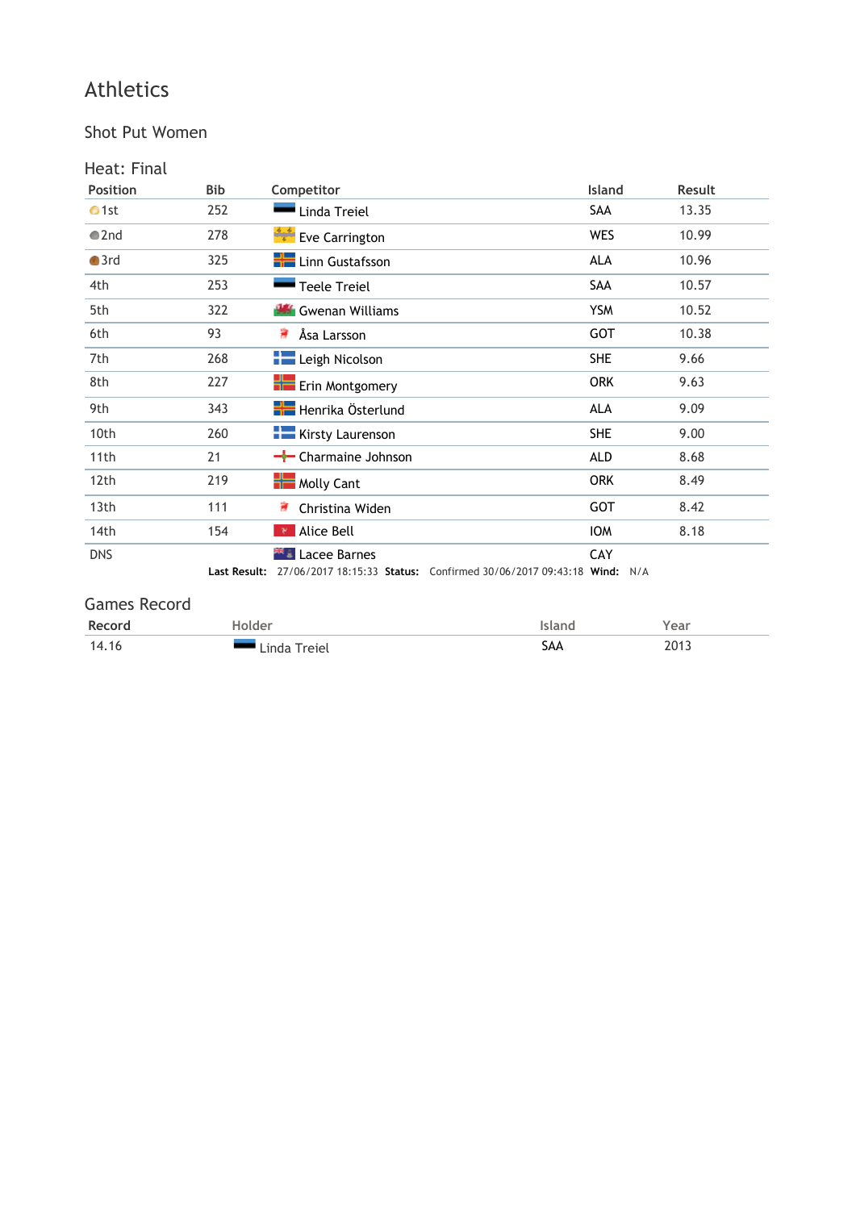# Athletics

## Shot Put Women

### Heat: Final

| Position | Bib | Competitor | Island | Result |
|---|---|---|---|---|
| 1st | 252 | Linda Treiel | SAA | 13.35 |
| 2nd | 278 | Eve Carrington | WES | 10.99 |
| 3rd | 325 | Linn Gustafsson | ALA | 10.96 |
| 4th | 253 | Teele Treiel | SAA | 10.57 |
| 5th | 322 | Gwenan Williams | YSM | 10.52 |
| 6th | 93 | Åsa Larsson | GOT | 10.38 |
| 7th | 268 | Leigh Nicolson | SHE | 9.66 |
| 8th | 227 | Erin Montgomery | ORK | 9.63 |
| 9th | 343 | Henrika Österlund | ALA | 9.09 |
| 10th | 260 | Kirsty Laurenson | SHE | 9.00 |
| 11th | 21 | Charmaine Johnson | ALD | 8.68 |
| 12th | 219 | Molly Cant | ORK | 8.49 |
| 13th | 111 | Christina Widen | GOT | 8.42 |
| 14th | 154 | Alice Bell | IOM | 8.18 |
| DNS | | Lacee Barnes | CAY | |

**Last Result:** 27/06/2017 18:15:33 **Status:** Confirmed 30/06/2017 09:43:18 **Wind:** N/A

### Games Record

| Record | Holder | Island | Year |
|---|---|---|---|
| 14.16 | Linda Treiel | SAA | 2013 |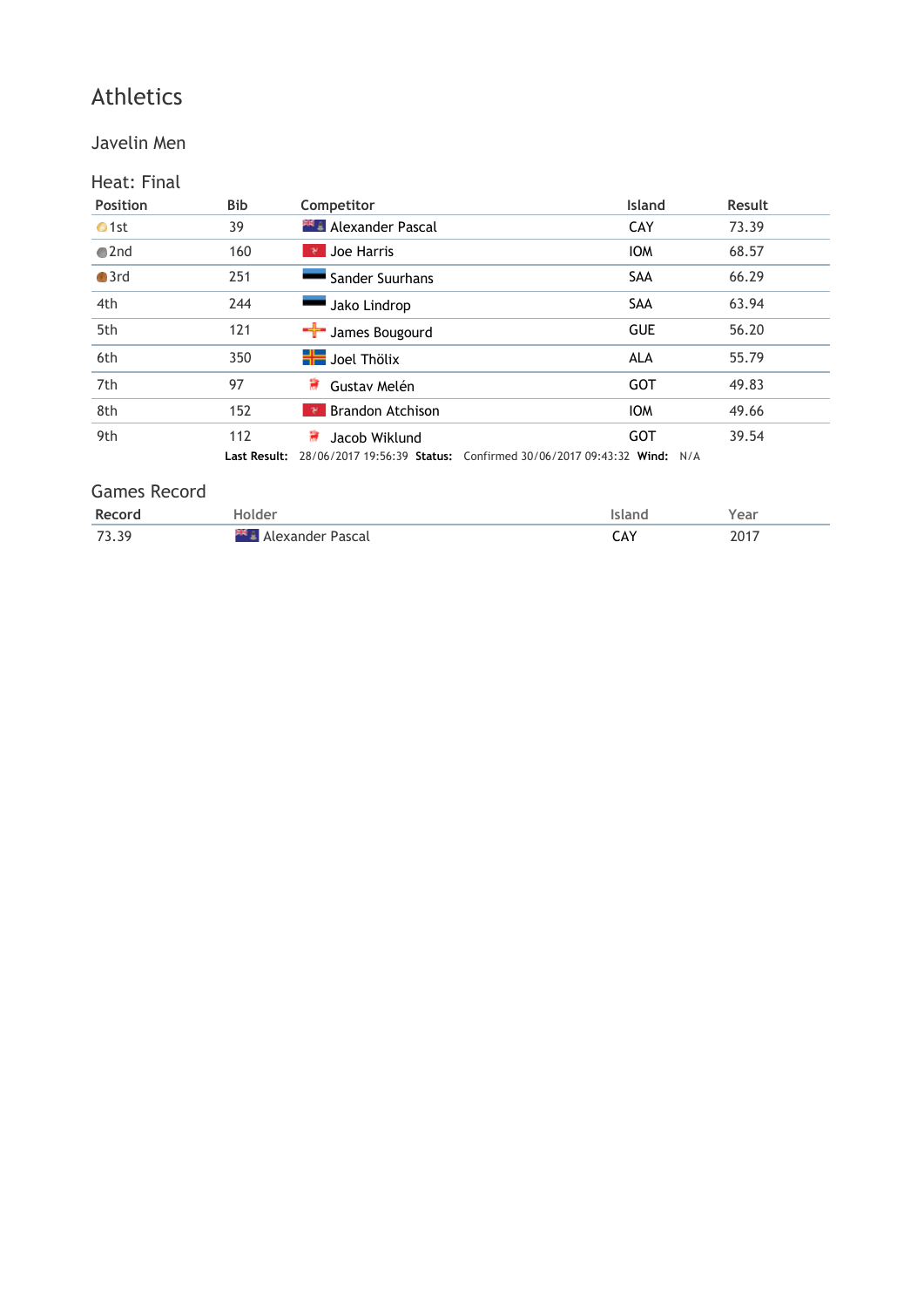# Athletics

## Javelin Men

### Heat: Final

| Position | Bib | Competitor | Island | Result |
|---|---|---|---|---|
| 1st | 39 | Alexander Pascal | CAY | 73.39 |
| 2nd | 160 | Joe Harris | IOM | 68.57 |
| 3rd | 251 | Sander Suurhans | SAA | 66.29 |
| 4th | 244 | Jako Lindrop | SAA | 63.94 |
| 5th | 121 | James Bougourd | GUE | 56.20 |
| 6th | 350 | Joel Thölix | ALA | 55.79 |
| 7th | 97 | Gustav Melén | GOT | 49.83 |
| 8th | 152 | Brandon Atchison | IOM | 49.66 |
| 9th | 112 | Jacob Wiklund | GOT | 39.54 |

**Last Result:** 28/06/2017 19:56:39 **Status:** Confirmed 30/06/2017 09:43:32 **Wind:** N/A

### Games Record

| Record | Holder | Island | Year |
|---|---|---|---|
| 73.39 | Alexander Pascal | CAY | 2017 |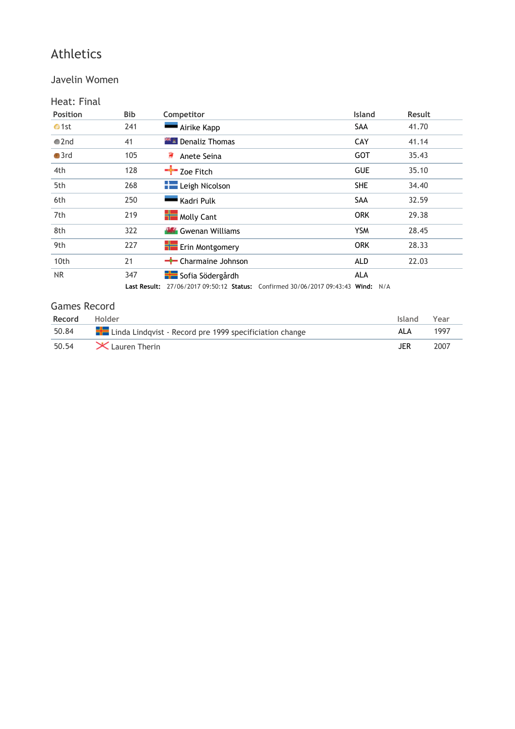# Athletics

## Javelin Women

### Heat: Final

| Position | Bib | Competitor | Island | Result |
|---|---|---|---|---|
| 1st | 241 | Airike Kapp | SAA | 41.70 |
| 2nd | 41 | Denaliz Thomas | CAY | 41.14 |
| 3rd | 105 | Anete Seina | GOT | 35.43 |
| 4th | 128 | Zoe Fitch | GUE | 35.10 |
| 5th | 268 | Leigh Nicolson | SHE | 34.40 |
| 6th | 250 | Kadri Pulk | SAA | 32.59 |
| 7th | 219 | Molly Cant | ORK | 29.38 |
| 8th | 322 | Gwenan Williams | YSM | 28.45 |
| 9th | 227 | Erin Montgomery | ORK | 28.33 |
| 10th | 21 | Charmaine Johnson | ALD | 22.03 |
| NR | 347 | Sofia Södergårdh | ALA | |

**Last Result:** 27/06/2017 09:50:12 **Status:** Confirmed 30/06/2017 09:43:43 **Wind:** N/A

### Games Record

| Record | Holder | Island | Year |
|---|---|---|---|
| 50.84 | Linda Lindqvist - Record pre 1999 specificiation change | ALA | 1997 |
| 50.54 | Lauren Therin | JER | 2007 |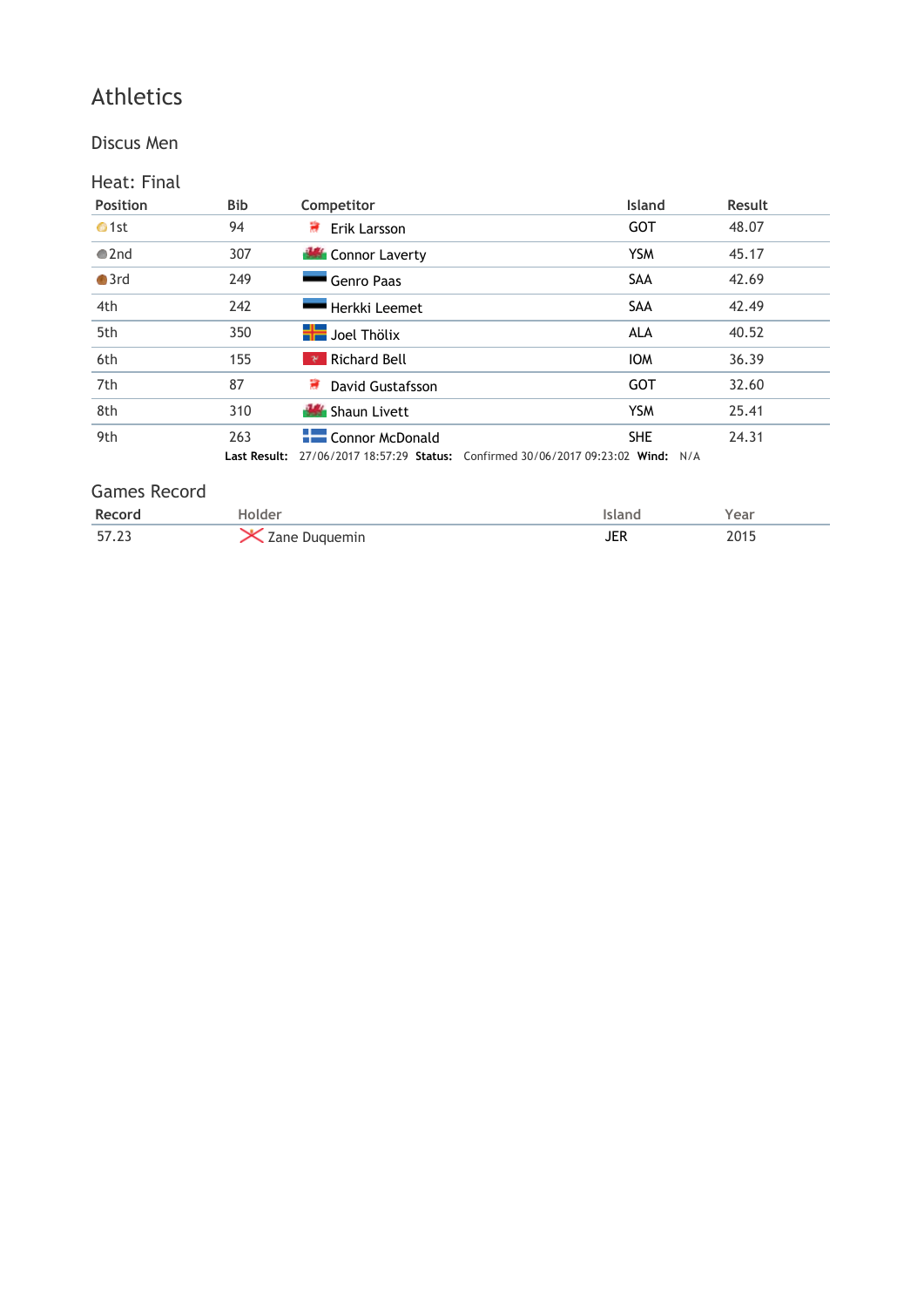# Athletics

## Discus Men

### Heat: Final

| Position | Bib | Competitor | Island | Result |
|---|---|---|---|---|
| 1st | 94 | Erik Larsson | GOT | 48.07 |
| 2nd | 307 | Connor Laverty | YSM | 45.17 |
| 3rd | 249 | Genro Paas | SAA | 42.69 |
| 4th | 242 | Herkki Leemet | SAA | 42.49 |
| 5th | 350 | Joel Thölix | ALA | 40.52 |
| 6th | 155 | Richard Bell | IOM | 36.39 |
| 7th | 87 | David Gustafsson | GOT | 32.60 |
| 8th | 310 | Shaun Livett | YSM | 25.41 |
| 9th | 263 | Connor McDonald | SHE | 24.31 |

**Last Result:** 27/06/2017 18:57:29 **Status:** Confirmed 30/06/2017 09:23:02 **Wind:** N/A

### Games Record

| Record | Holder | Island | Year |
|---|---|---|---|
| 57.23 | Zane Duquemin | JER | 2015 |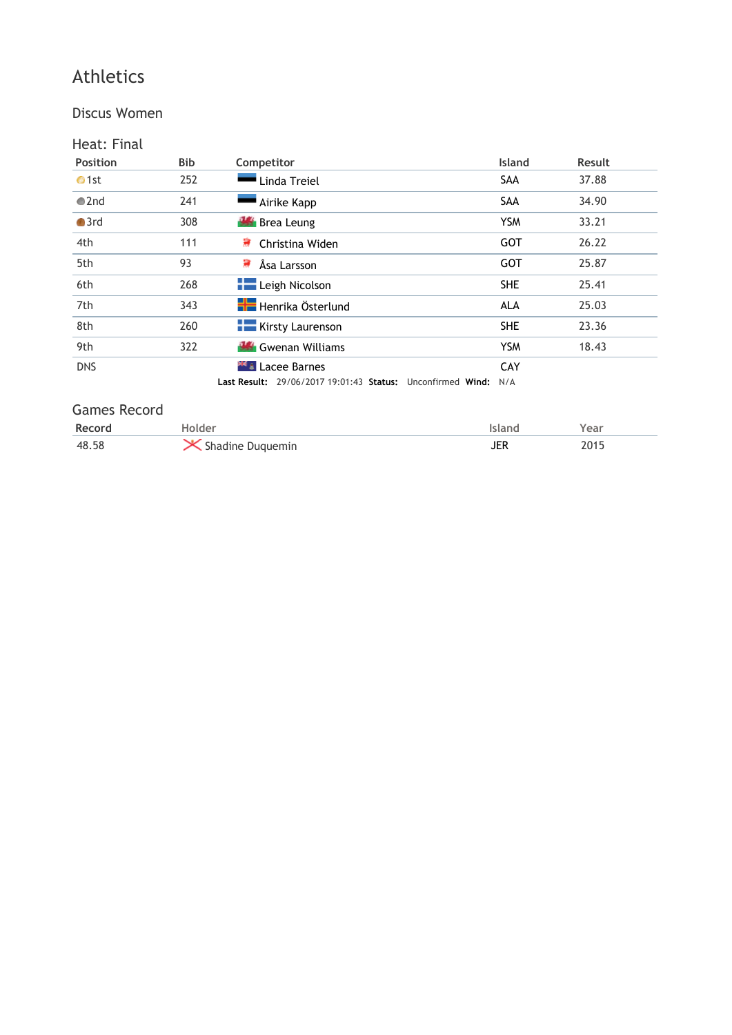# Athletics

## Discus Women

### Heat: Final

| Position | Bib | Competitor | Island | Result |
|---|---|---|---|---|
| 1st | 252 | Linda Treiel | SAA | 37.88 |
| 2nd | 241 | Airike Kapp | SAA | 34.90 |
| 3rd | 308 | Brea Leung | YSM | 33.21 |
| 4th | 111 | Christina Widen | GOT | 26.22 |
| 5th | 93 | Åsa Larsson | GOT | 25.87 |
| 6th | 268 | Leigh Nicolson | SHE | 25.41 |
| 7th | 343 | Henrika Österlund | ALA | 25.03 |
| 8th | 260 | Kirsty Laurenson | SHE | 23.36 |
| 9th | 322 | Gwenan Williams | YSM | 18.43 |
| DNS | | Lacee Barnes | CAY | |

**Last Result:** 29/06/2017 19:01:43 **Status:** Unconfirmed **Wind:** N/A

### Games Record

| Record | Holder | Island | Year |
|---|---|---|---|
| 48.58 | Shadine Duquemin | JER | 2015 |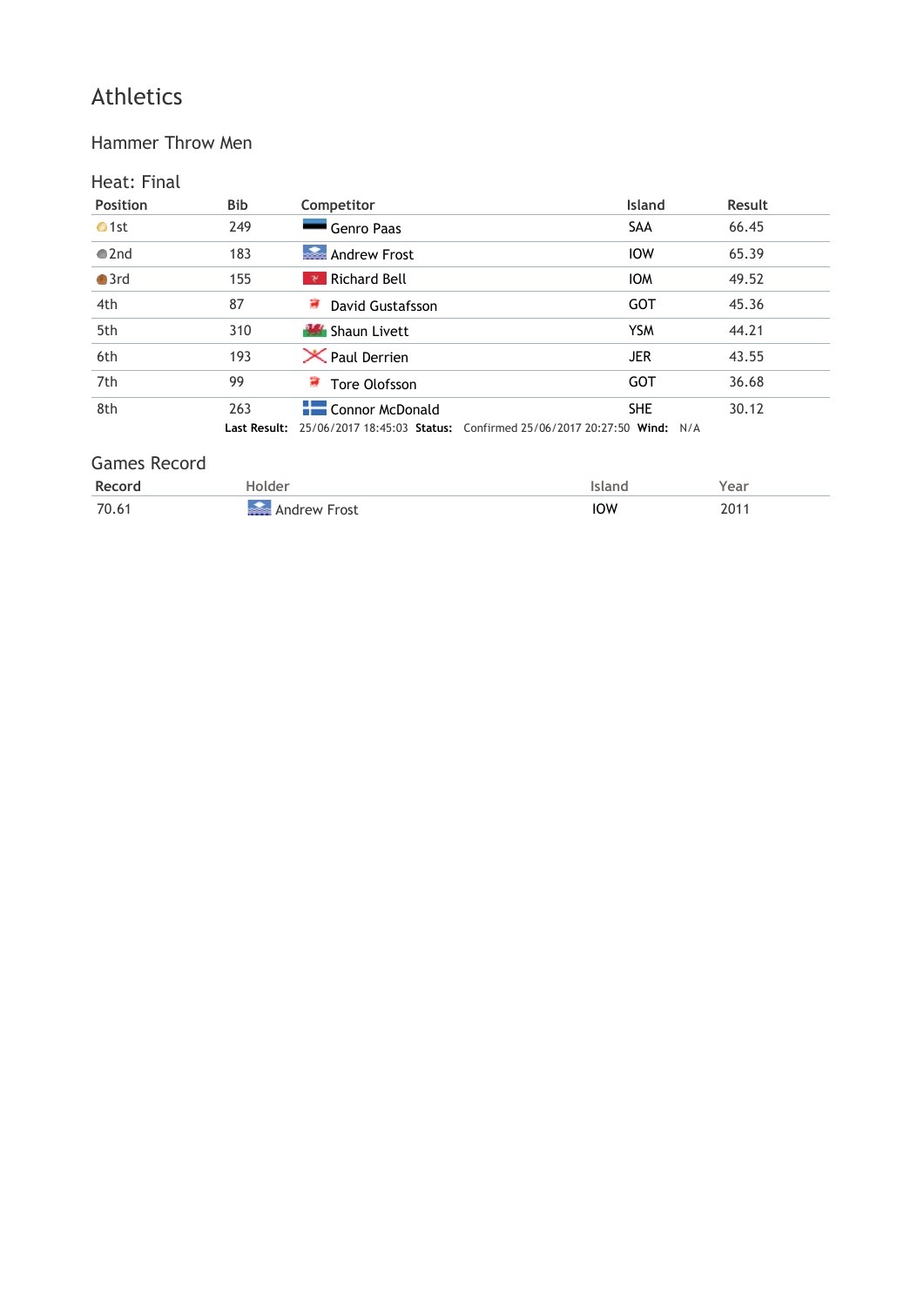# Athletics

## Hammer Throw Men

### Heat: Final

| Position | Bib | Competitor | Island | Result |
|---|---|---|---|---|
| 1st | 249 | Genro Paas | SAA | 66.45 |
| 2nd | 183 | Andrew Frost | IOW | 65.39 |
| 3rd | 155 | Richard Bell | IOM | 49.52 |
| 4th | 87 | David Gustafsson | GOT | 45.36 |
| 5th | 310 | Shaun Livett | YSM | 44.21 |
| 6th | 193 | Paul Derrien | JER | 43.55 |
| 7th | 99 | Tore Olofsson | GOT | 36.68 |
| 8th | 263 | Connor McDonald | SHE | 30.12 |

**Last Result:** 25/06/2017 18:45:03 **Status:** Confirmed 25/06/2017 20:27:50 **Wind:** N/A

### Games Record

| Record | Holder | Island | Year |
|---|---|---|---|
| 70.61 | Andrew Frost | IOW | 2011 |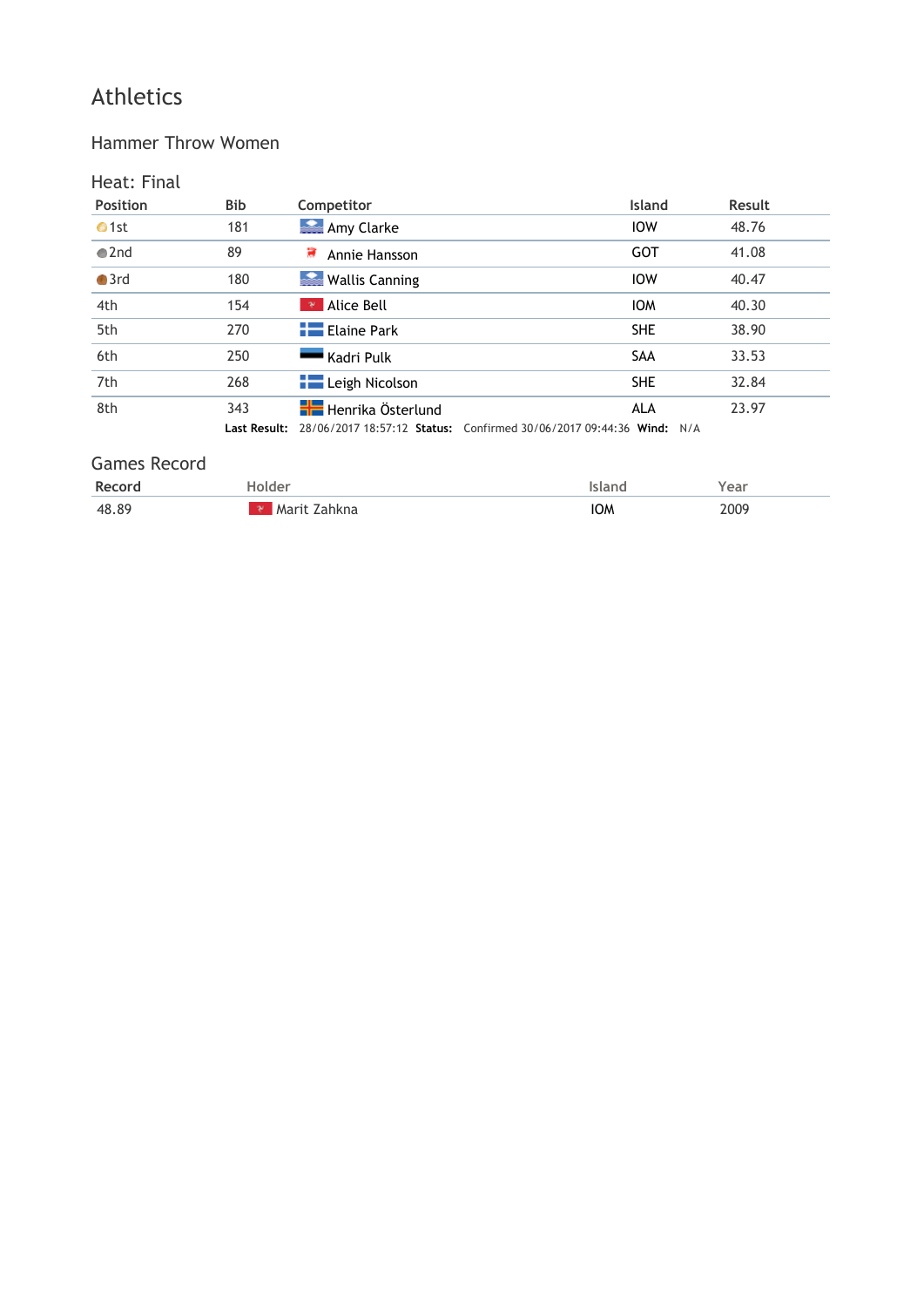# Athletics

## Hammer Throw Women

### Heat: Final

| Position | Bib | Competitor | Island | Result |
|---|---|---|---|---|
| 1st | 181 | Amy Clarke | IOW | 48.76 |
| 2nd | 89 | Annie Hansson | GOT | 41.08 |
| 3rd | 180 | Wallis Canning | IOW | 40.47 |
| 4th | 154 | Alice Bell | IOM | 40.30 |
| 5th | 270 | Elaine Park | SHE | 38.90 |
| 6th | 250 | Kadri Pulk | SAA | 33.53 |
| 7th | 268 | Leigh Nicolson | SHE | 32.84 |
| 8th | 343 | Henrika Österlund | ALA | 23.97 |

**Last Result:** 28/06/2017 18:57:12 **Status:** Confirmed 30/06/2017 09:44:36 **Wind:** N/A

### Games Record

| Record | Holder | Island | Year |
|---|---|---|---|
| 48.89 | Marit Zahkna | IOM | 2009 |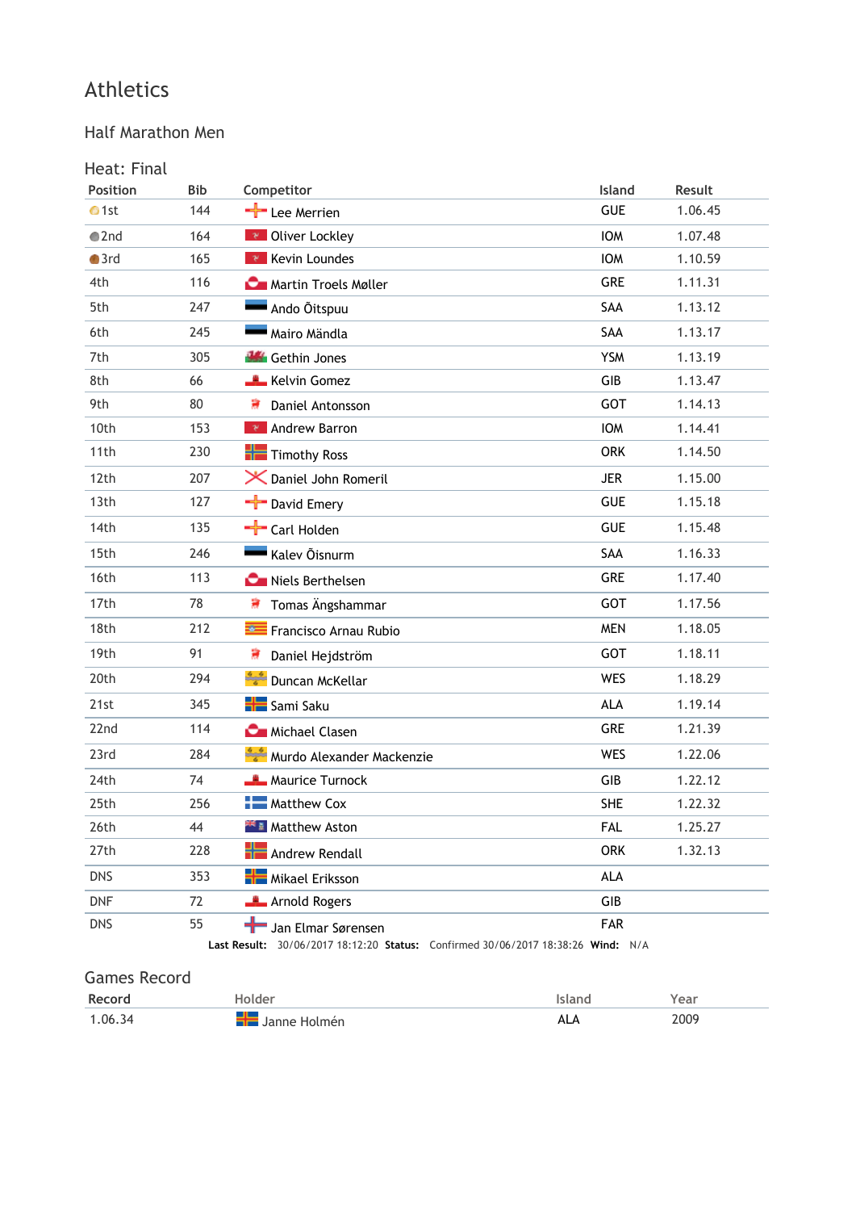# Athletics

## Half Marathon Men

### Heat: Final

| Position | Bib | Competitor | Island | Result |
|---|---|---|---|---|
| 1st | 144 | Lee Merrien | GUE | 1.06.45 |
| 2nd | 164 | Oliver Lockley | IOM | 1.07.48 |
| 3rd | 165 | Kevin Loundes | IOM | 1.10.59 |
| 4th | 116 | Martin Troels Møller | GRE | 1.11.31 |
| 5th | 247 | Ando Õitspuu | SAA | 1.13.12 |
| 6th | 245 | Mairo Mändla | SAA | 1.13.17 |
| 7th | 305 | Gethin Jones | YSM | 1.13.19 |
| 8th | 66 | Kelvin Gomez | GIB | 1.13.47 |
| 9th | 80 | Daniel Antonsson | GOT | 1.14.13 |
| 10th | 153 | Andrew Barron | IOM | 1.14.41 |
| 11th | 230 | Timothy Ross | ORK | 1.14.50 |
| 12th | 207 | Daniel John Romeril | JER | 1.15.00 |
| 13th | 127 | David Emery | GUE | 1.15.18 |
| 14th | 135 | Carl Holden | GUE | 1.15.48 |
| 15th | 246 | Kalev Õisnurm | SAA | 1.16.33 |
| 16th | 113 | Niels Berthelsen | GRE | 1.17.40 |
| 17th | 78 | Tomas Ängshammar | GOT | 1.17.56 |
| 18th | 212 | Francisco Arnau Rubio | MEN | 1.18.05 |
| 19th | 91 | Daniel Hejdström | GOT | 1.18.11 |
| 20th | 294 | Duncan McKellar | WES | 1.18.29 |
| 21st | 345 | Sami Saku | ALA | 1.19.14 |
| 22nd | 114 | Michael Clasen | GRE | 1.21.39 |
| 23rd | 284 | Murdo Alexander Mackenzie | WES | 1.22.06 |
| 24th | 74 | Maurice Turnock | GIB | 1.22.12 |
| 25th | 256 | Matthew Cox | SHE | 1.22.32 |
| 26th | 44 | Matthew Aston | FAL | 1.25.27 |
| 27th | 228 | Andrew Rendall | ORK | 1.32.13 |
| DNS | 353 | Mikael Eriksson | ALA | |
| DNF | 72 | Arnold Rogers | GIB | |
| DNS | 55 | Jan Elmar Sørensen | FAR | |

**Last Result:** 30/06/2017 18:12:20 **Status:** Confirmed 30/06/2017 18:38:26 **Wind:** N/A

## Games Record

| Record | Holder | Island | Year |
|---|---|---|---|
| 1.06.34 | Janne Holmén | ALA | 2009 |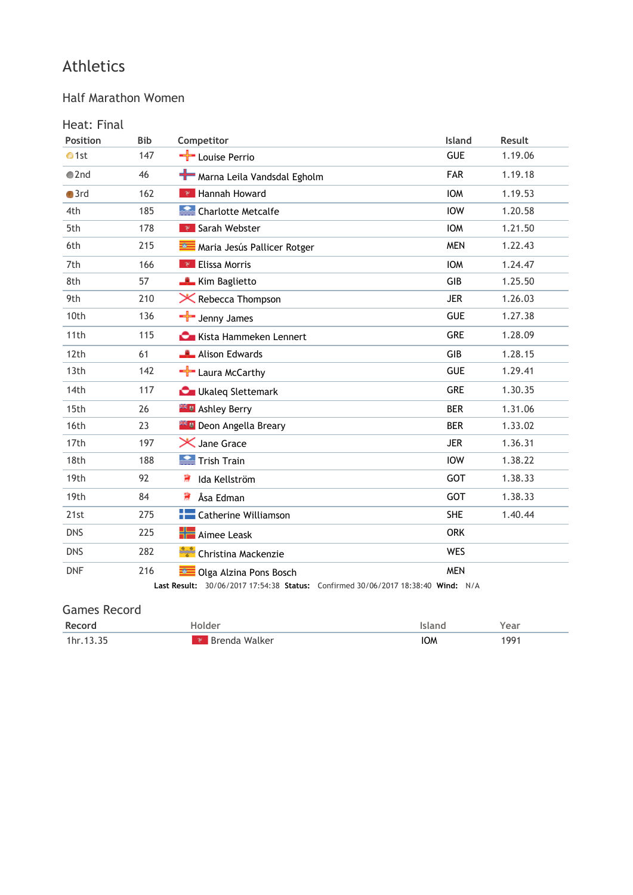# Athletics

## Half Marathon Women

### Heat: Final

| Position | Bib | Competitor | Island | Result |
|---|---|---|---|---|
| 1st | 147 | Louise Perrio | GUE | 1.19.06 |
| 2nd | 46 | Marna Leila Vandsdal Egholm | FAR | 1.19.18 |
| 3rd | 162 | Hannah Howard | IOM | 1.19.53 |
| 4th | 185 | Charlotte Metcalfe | IOW | 1.20.58 |
| 5th | 178 | Sarah Webster | IOM | 1.21.50 |
| 6th | 215 | Maria Jesús Pallicer Rotger | MEN | 1.22.43 |
| 7th | 166 | Elissa Morris | IOM | 1.24.47 |
| 8th | 57 | Kim Baglietto | GIB | 1.25.50 |
| 9th | 210 | Rebecca Thompson | JER | 1.26.03 |
| 10th | 136 | Jenny James | GUE | 1.27.38 |
| 11th | 115 | Kista Hammeken Lennert | GRE | 1.28.09 |
| 12th | 61 | Alison Edwards | GIB | 1.28.15 |
| 13th | 142 | Laura McCarthy | GUE | 1.29.41 |
| 14th | 117 | Ukaleq Slettemark | GRE | 1.30.35 |
| 15th | 26 | Ashley Berry | BER | 1.31.06 |
| 16th | 23 | Deon Angella Breary | BER | 1.33.02 |
| 17th | 197 | Jane Grace | JER | 1.36.31 |
| 18th | 188 | Trish Train | IOW | 1.38.22 |
| 19th | 92 | Ida Kellström | GOT | 1.38.33 |
| 19th | 84 | Åsa Edman | GOT | 1.38.33 |
| 21st | 275 | Catherine Williamson | SHE | 1.40.44 |
| DNS | 225 | Aimee Leask | ORK | |
| DNS | 282 | Christina Mackenzie | WES | |
| DNF | 216 | Olga Alzina Pons Bosch | MEN | |

**Last Result:** 30/06/2017 17:54:38 **Status:** Confirmed 30/06/2017 18:38:40 **Wind:** N/A

## Games Record

| Record | Holder | Island | Year |
|---|---|---|---|
| 1hr.13.35 | Brenda Walker | IOM | 1991 |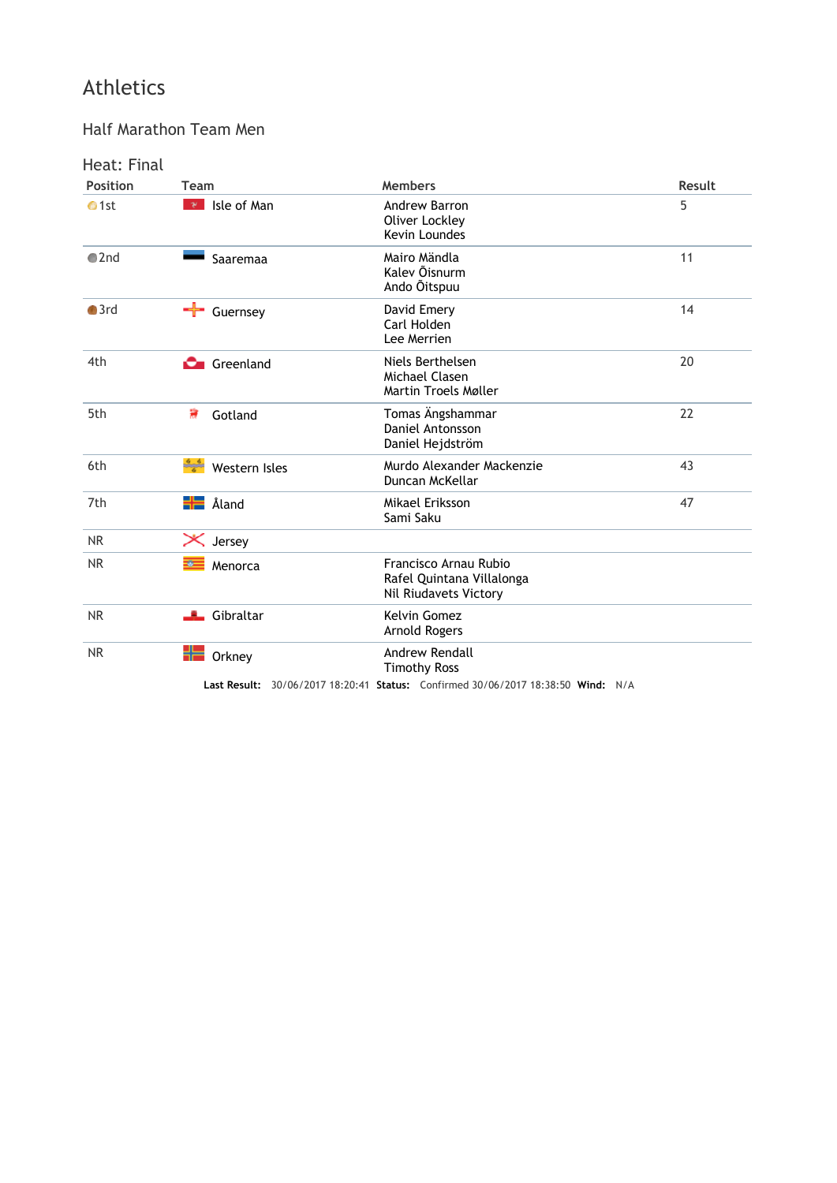# Athletics

## Half Marathon Team Men

### Heat: Final

| Position | Team | Members | Result |
|---|---|---|---|
| 1st | Isle of Man | Andrew Barron<br>Oliver Lockley<br>Kevin Loundes | 5 |
| 2nd | Saaremaa | Mairo Mändla<br>Kalev Õisnurm<br>Ando Õitspuu | 11 |
| 3rd | Guernsey | David Emery<br>Carl Holden<br>Lee Merrien | 14 |
| 4th | Greenland | Niels Berthelsen<br>Michael Clasen<br>Martin Troels Møller | 20 |
| 5th | Gotland | Tomas Ängshammar<br>Daniel Antonsson<br>Daniel Hejdström | 22 |
| 6th | Western Isles | Murdo Alexander Mackenzie<br>Duncan McKellar | 43 |
| 7th | Åland | Mikael Eriksson<br>Sami Saku | 47 |
| NR | Jersey | | |
| NR | Menorca | Francisco Arnau Rubio<br>Rafel Quintana Villalonga<br>Nil Riudavets Victory | |
| NR | Gibraltar | Kelvin Gomez<br>Arnold Rogers | |
| NR | Orkney | Andrew Rendall<br>Timothy Ross | |

**Last Result:** 30/06/2017 18:20:41 **Status:** Confirmed 30/06/2017 18:38:50 **Wind:** N/A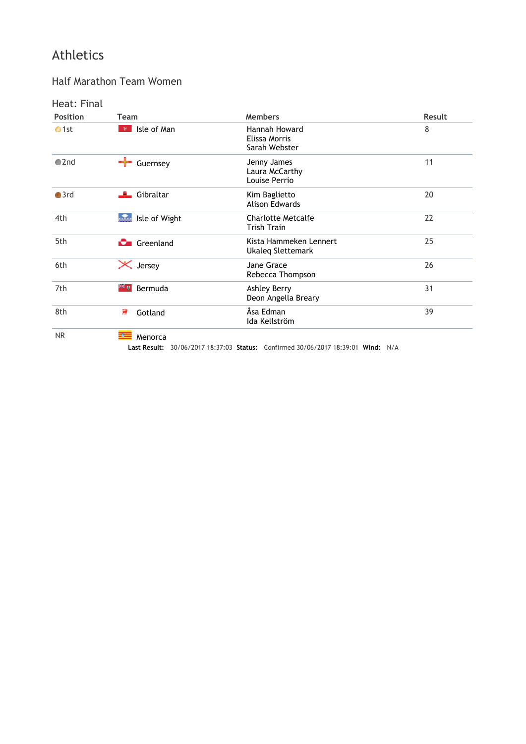# Athletics

## Half Marathon Team Women

### Heat: Final

| Position | Team | Members | Result |
|---|---|---|---|
| 1st | Isle of Man | Hannah Howard<br>Elissa Morris<br>Sarah Webster | 8 |
| 2nd | Guernsey | Jenny James<br>Laura McCarthy<br>Louise Perrio | 11 |
| 3rd | Gibraltar | Kim Baglietto<br>Alison Edwards | 20 |
| 4th | Isle of Wight | Charlotte Metcalfe<br>Trish Train | 22 |
| 5th | Greenland | Kista Hammeken Lennert<br>Ukaleq Slettemark | 25 |
| 6th | Jersey | Jane Grace<br>Rebecca Thompson | 26 |
| 7th | Bermuda | Ashley Berry<br>Deon Angella Breary | 31 |
| 8th | Gotland | Åsa Edman<br>Ida Kellström | 39 |
| NR | Menorca | | |

**Last Result:** 30/06/2017 18:37:03 **Status:** Confirmed 30/06/2017 18:39:01 **Wind:** N/A